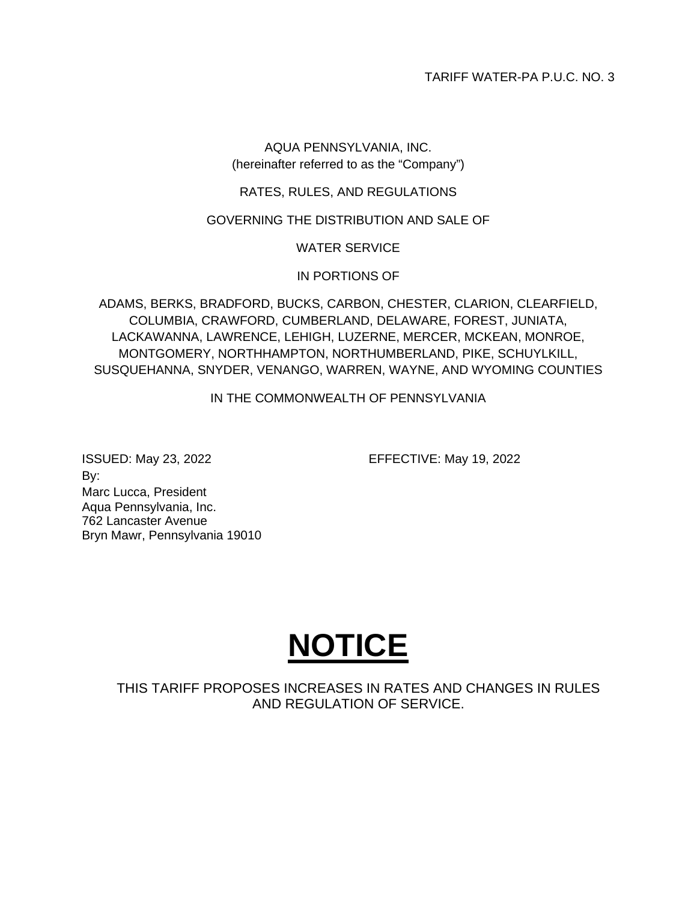TARIFF WATER-PA P.U.C. NO. 3

AQUA PENNSYLVANIA, INC.
(hereinafter referred to as the "Company")

RATES, RULES, AND REGULATIONS

GOVERNING THE DISTRIBUTION AND SALE OF

WATER SERVICE

IN PORTIONS OF

ADAMS, BERKS, BRADFORD, BUCKS, CARBON, CHESTER, CLARION, CLEARFIELD, COLUMBIA, CRAWFORD, CUMBERLAND, DELAWARE, FOREST, JUNIATA, LACKAWANNA, LAWRENCE, LEHIGH, LUZERNE, MERCER, MCKEAN, MONROE, MONTGOMERY, NORTHHAMPTON, NORTHUMBERLAND, PIKE, SCHUYLKILL, SUSQUEHANNA, SNYDER, VENANGO, WARREN, WAYNE, AND WYOMING COUNTIES

IN THE COMMONWEALTH OF PENNSYLVANIA

ISSUED: May 23, 2022 EFFECTIVE: May 19, 2022

By:
Marc Lucca, President
Aqua Pennsylvania, Inc.
762 Lancaster Avenue
Bryn Mawr, Pennsylvania 19010

# **NOTICE**

THIS TARIFF PROPOSES INCREASES IN RATES AND CHANGES IN RULES AND REGULATION OF SERVICE.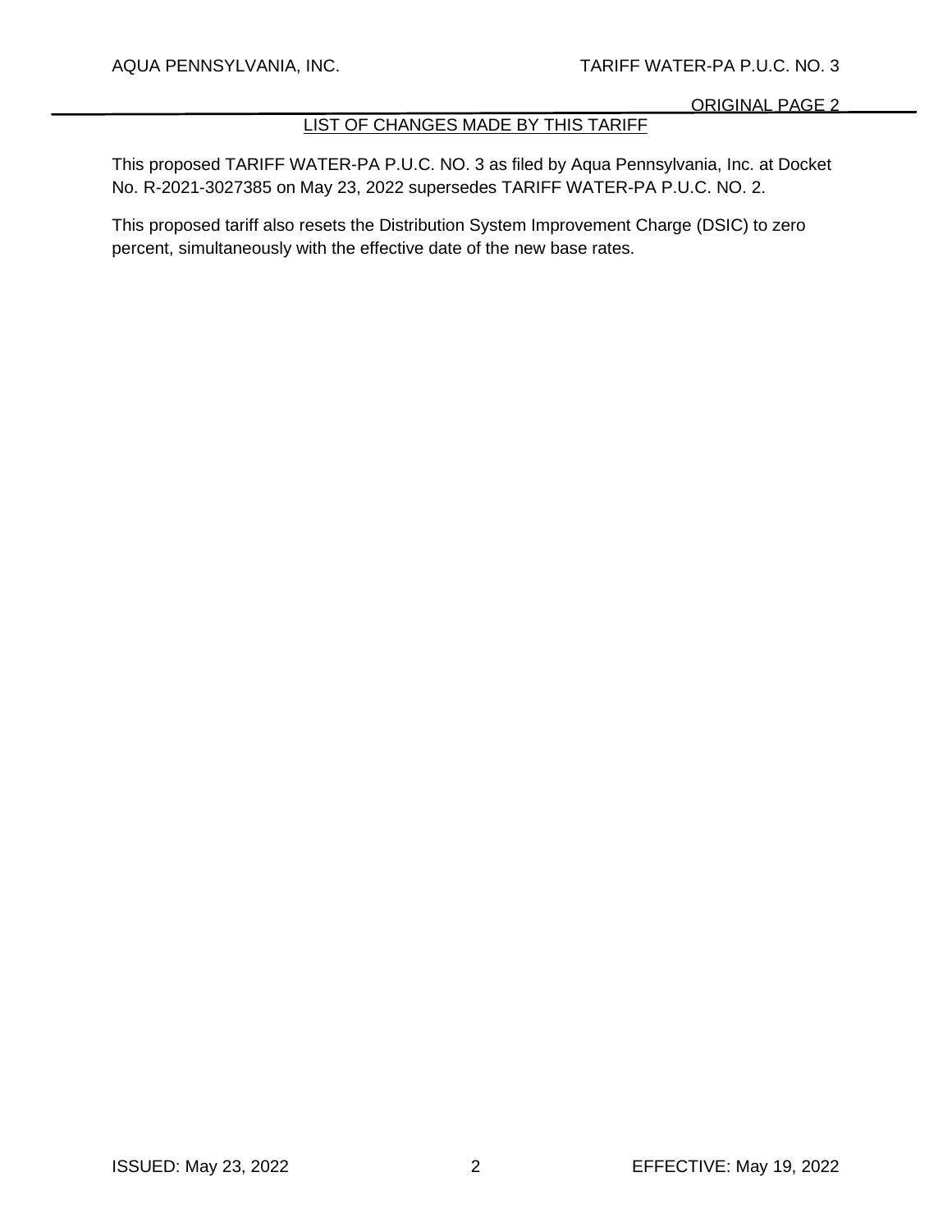## LIST OF CHANGES MADE BY THIS TARIFF

This proposed TARIFF WATER-PA P.U.C. NO. 3 as filed by Aqua Pennsylvania, Inc. at Docket No. R-2021-3027385 on May 23, 2022 supersedes TARIFF WATER-PA P.U.C. NO. 2.

This proposed tariff also resets the Distribution System Improvement Charge (DSIC) to zero percent, simultaneously with the effective date of the new base rates.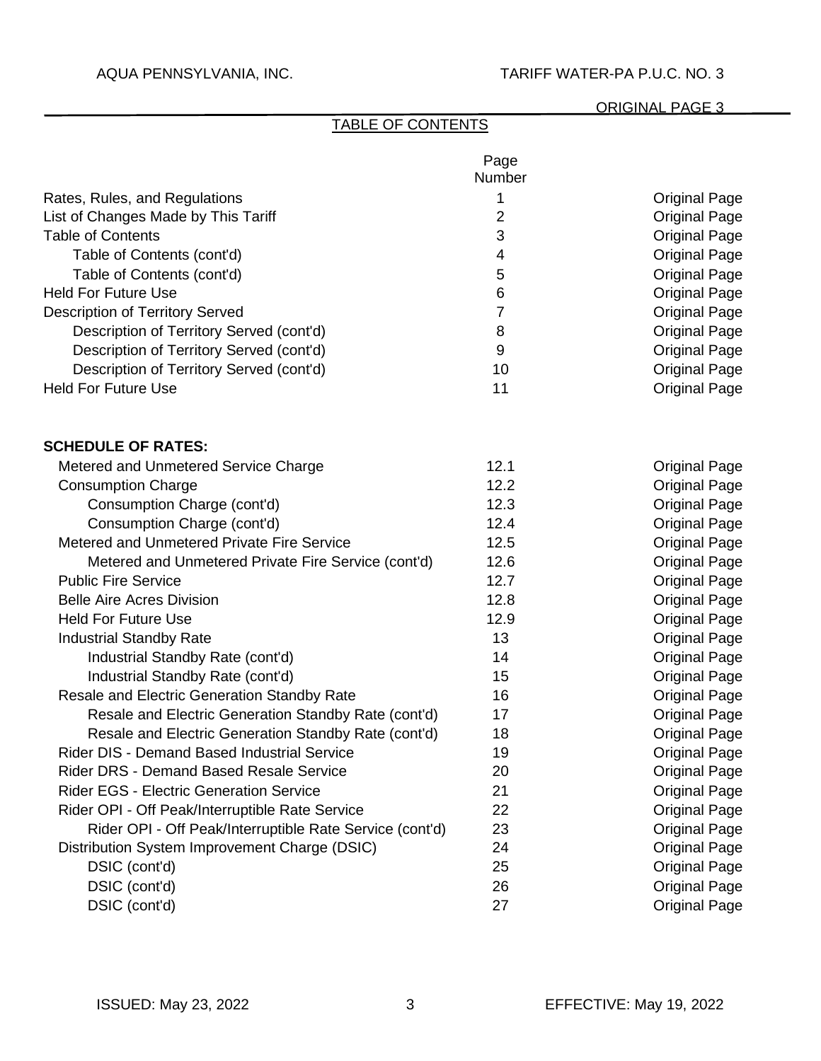## TABLE OF CONTENTS

| | Page Number | |
|---|---|---|
| Rates, Rules, and Regulations | 1 | Original Page |
| List of Changes Made by This Tariff | 2 | Original Page |
| Table of Contents | 3 | Original Page |
| Table of Contents (cont'd) | 4 | Original Page |
| Table of Contents (cont'd) | 5 | Original Page |
| Held For Future Use | 6 | Original Page |
| Description of Territory Served | 7 | Original Page |
| Description of Territory Served (cont'd) | 8 | Original Page |
| Description of Territory Served (cont'd) | 9 | Original Page |
| Description of Territory Served (cont'd) | 10 | Original Page |
| Held For Future Use | 11 | Original Page |
| **SCHEDULE OF RATES:** | | |
| Metered and Unmetered Service Charge | 12.1 | Original Page |
| Consumption Charge | 12.2 | Original Page |
| Consumption Charge (cont'd) | 12.3 | Original Page |
| Consumption Charge (cont'd) | 12.4 | Original Page |
| Metered and Unmetered Private Fire Service | 12.5 | Original Page |
| Metered and Unmetered Private Fire Service (cont'd) | 12.6 | Original Page |
| Public Fire Service | 12.7 | Original Page |
| Belle Aire Acres Division | 12.8 | Original Page |
| Held For Future Use | 12.9 | Original Page |
| Industrial Standby Rate | 13 | Original Page |
| Industrial Standby Rate (cont'd) | 14 | Original Page |
| Industrial Standby Rate (cont'd) | 15 | Original Page |
| Resale and Electric Generation Standby Rate | 16 | Original Page |
| Resale and Electric Generation Standby Rate (cont'd) | 17 | Original Page |
| Resale and Electric Generation Standby Rate (cont'd) | 18 | Original Page |
| Rider DIS - Demand Based Industrial Service | 19 | Original Page |
| Rider DRS - Demand Based Resale Service | 20 | Original Page |
| Rider EGS - Electric Generation Service | 21 | Original Page |
| Rider OPI - Off Peak/Interruptible Rate Service | 22 | Original Page |
| Rider OPI - Off Peak/Interruptible Rate Service (cont'd) | 23 | Original Page |
| Distribution System Improvement Charge (DSIC) | 24 | Original Page |
| DSIC (cont'd) | 25 | Original Page |
| DSIC (cont'd) | 26 | Original Page |
| DSIC (cont'd) | 27 | Original Page |

ISSUED: May 23, 2022 EFFECTIVE: May 19, 2022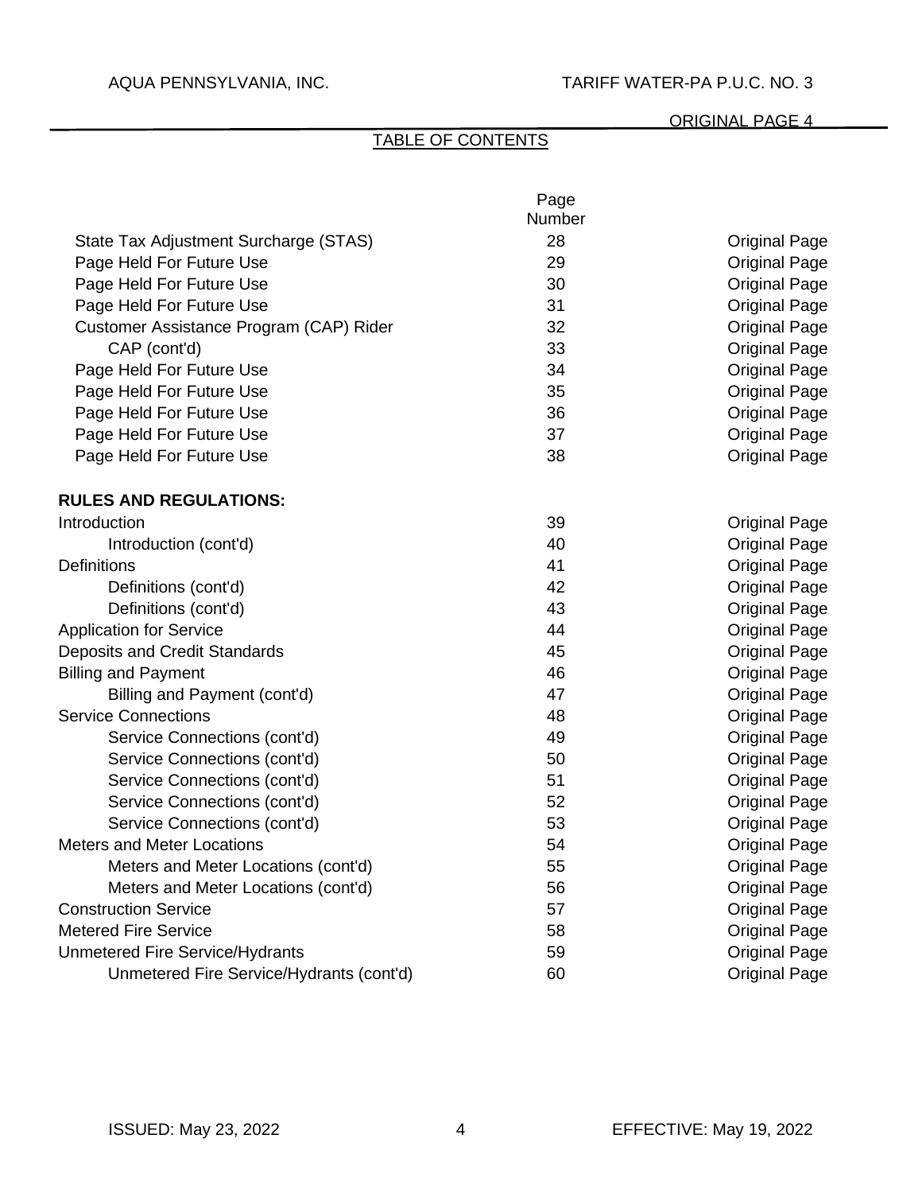## TABLE OF CONTENTS

| | Page Number | |
|---|---|---|
| State Tax Adjustment Surcharge (STAS) | 28 | Original Page |
| Page Held For Future Use | 29 | Original Page |
| Page Held For Future Use | 30 | Original Page |
| Page Held For Future Use | 31 | Original Page |
| Customer Assistance Program (CAP) Rider | 32 | Original Page |
| CAP (cont'd) | 33 | Original Page |
| Page Held For Future Use | 34 | Original Page |
| Page Held For Future Use | 35 | Original Page |
| Page Held For Future Use | 36 | Original Page |
| Page Held For Future Use | 37 | Original Page |
| Page Held For Future Use | 38 | Original Page |
| **RULES AND REGULATIONS:** | | |
| Introduction | 39 | Original Page |
| Introduction (cont'd) | 40 | Original Page |
| Definitions | 41 | Original Page |
| Definitions (cont'd) | 42 | Original Page |
| Definitions (cont'd) | 43 | Original Page |
| Application for Service | 44 | Original Page |
| Deposits and Credit Standards | 45 | Original Page |
| Billing and Payment | 46 | Original Page |
| Billing and Payment (cont'd) | 47 | Original Page |
| Service Connections | 48 | Original Page |
| Service Connections (cont'd) | 49 | Original Page |
| Service Connections (cont'd) | 50 | Original Page |
| Service Connections (cont'd) | 51 | Original Page |
| Service Connections (cont'd) | 52 | Original Page |
| Service Connections (cont'd) | 53 | Original Page |
| Meters and Meter Locations | 54 | Original Page |
| Meters and Meter Locations (cont'd) | 55 | Original Page |
| Meters and Meter Locations (cont'd) | 56 | Original Page |
| Construction Service | 57 | Original Page |
| Metered Fire Service | 58 | Original Page |
| Unmetered Fire Service/Hydrants | 59 | Original Page |
| Unmetered Fire Service/Hydrants (cont'd) | 60 | Original Page |

ISSUED: May 23, 2022 EFFECTIVE: May 19, 2022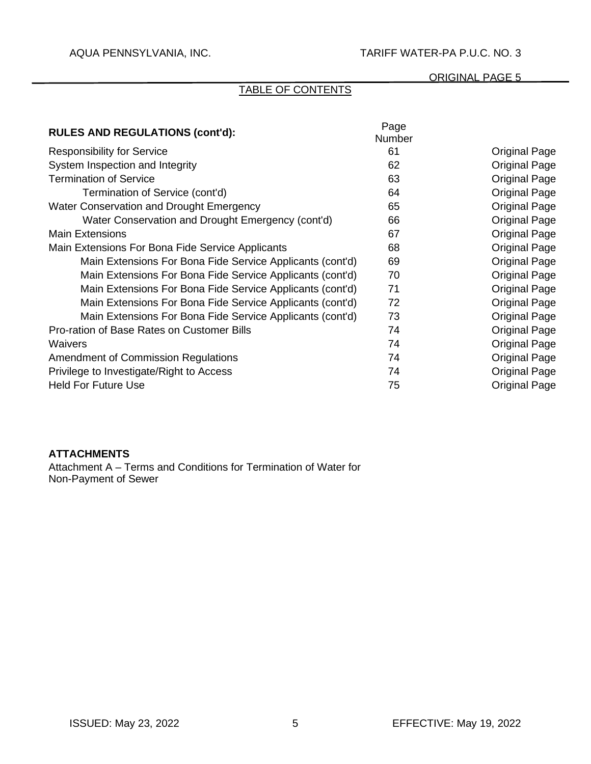ORIGINAL PAGE 5

## TABLE OF CONTENTS

| RULES AND REGULATIONS (cont'd): | Page Number | |
|---|---|---|
| Responsibility for Service | 61 | Original Page |
| System Inspection and Integrity | 62 | Original Page |
| Termination of Service | 63 | Original Page |
| Termination of Service (cont'd) | 64 | Original Page |
| Water Conservation and Drought Emergency | 65 | Original Page |
| Water Conservation and Drought Emergency (cont'd) | 66 | Original Page |
| Main Extensions | 67 | Original Page |
| Main Extensions For Bona Fide Service Applicants | 68 | Original Page |
| Main Extensions For Bona Fide Service Applicants (cont'd) | 69 | Original Page |
| Main Extensions For Bona Fide Service Applicants (cont'd) | 70 | Original Page |
| Main Extensions For Bona Fide Service Applicants (cont'd) | 71 | Original Page |
| Main Extensions For Bona Fide Service Applicants (cont'd) | 72 | Original Page |
| Main Extensions For Bona Fide Service Applicants (cont'd) | 73 | Original Page |
| Pro-ration of Base Rates on Customer Bills | 74 | Original Page |
| Waivers | 74 | Original Page |
| Amendment of Commission Regulations | 74 | Original Page |
| Privilege to Investigate/Right to Access | 74 | Original Page |
| Held For Future Use | 75 | Original Page |

**ATTACHMENTS**

Attachment A – Terms and Conditions for Termination of Water for Non-Payment of Sewer

ISSUED: May 23, 2022 EFFECTIVE: May 19, 2022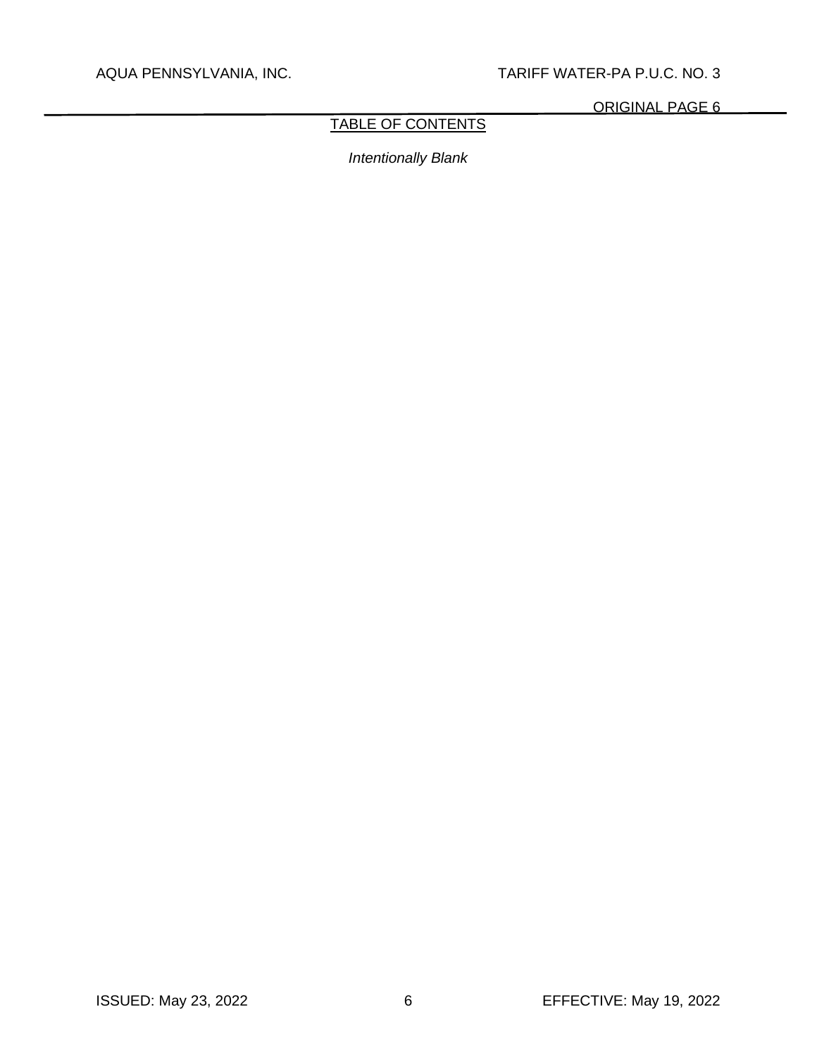TABLE OF CONTENTS

*Intentionally Blank*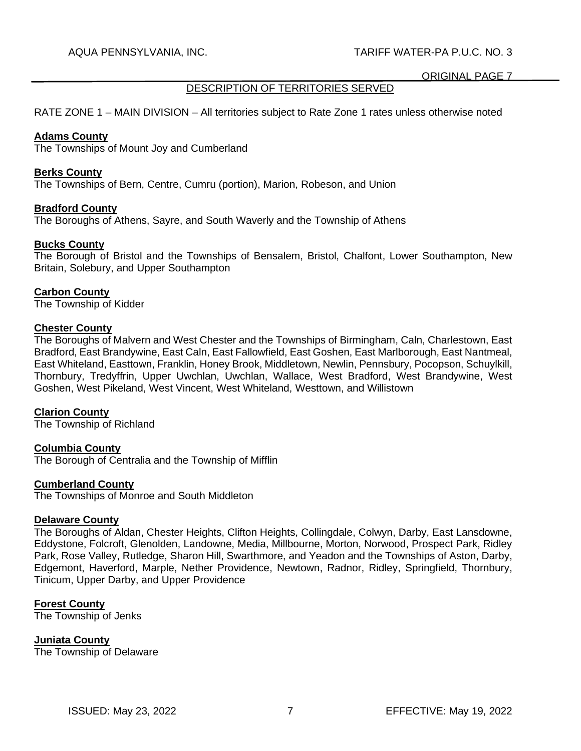## DESCRIPTION OF TERRITORIES SERVED

RATE ZONE 1 – MAIN DIVISION – All territories subject to Rate Zone 1 rates unless otherwise noted

**Adams County**
The Townships of Mount Joy and Cumberland

**Berks County**
The Townships of Bern, Centre, Cumru (portion), Marion, Robeson, and Union

**Bradford County**
The Boroughs of Athens, Sayre, and South Waverly and the Township of Athens

**Bucks County**
The Borough of Bristol and the Townships of Bensalem, Bristol, Chalfont, Lower Southampton, New Britain, Solebury, and Upper Southampton

**Carbon County**
The Township of Kidder

**Chester County**
The Boroughs of Malvern and West Chester and the Townships of Birmingham, Caln, Charlestown, East Bradford, East Brandywine, East Caln, East Fallowfield, East Goshen, East Marlborough, East Nantmeal, East Whiteland, Easttown, Franklin, Honey Brook, Middletown, Newlin, Pennsbury, Pocopson, Schuylkill, Thornbury, Tredyffrin, Upper Uwchlan, Uwchlan, Wallace, West Bradford, West Brandywine, West Goshen, West Pikeland, West Vincent, West Whiteland, Westtown, and Willistown

**Clarion County**
The Township of Richland

**Columbia County**
The Borough of Centralia and the Township of Mifflin

**Cumberland County**
The Townships of Monroe and South Middleton

**Delaware County**
The Boroughs of Aldan, Chester Heights, Clifton Heights, Collingdale, Colwyn, Darby, East Lansdowne, Eddystone, Folcroft, Glenolden, Landowne, Media, Millbourne, Morton, Norwood, Prospect Park, Ridley Park, Rose Valley, Rutledge, Sharon Hill, Swarthmore, and Yeadon and the Townships of Aston, Darby, Edgemont, Haverford, Marple, Nether Providence, Newtown, Radnor, Ridley, Springfield, Thornbury, Tinicum, Upper Darby, and Upper Providence

**Forest County**
The Township of Jenks

**Juniata County**
The Township of Delaware

ISSUED: May 23, 2022 EFFECTIVE: May 19, 2022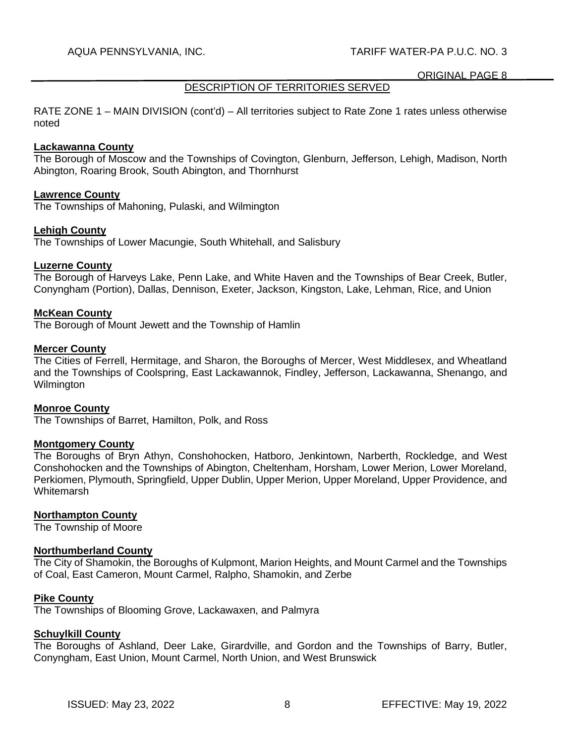## DESCRIPTION OF TERRITORIES SERVED

RATE ZONE 1 – MAIN DIVISION (cont'd) – All territories subject to Rate Zone 1 rates unless otherwise noted

**Lackawanna County**
The Borough of Moscow and the Townships of Covington, Glenburn, Jefferson, Lehigh, Madison, North Abington, Roaring Brook, South Abington, and Thornhurst

**Lawrence County**
The Townships of Mahoning, Pulaski, and Wilmington

**Lehigh County**
The Townships of Lower Macungie, South Whitehall, and Salisbury

**Luzerne County**
The Borough of Harveys Lake, Penn Lake, and White Haven and the Townships of Bear Creek, Butler, Conyngham (Portion), Dallas, Dennison, Exeter, Jackson, Kingston, Lake, Lehman, Rice, and Union

**McKean County**
The Borough of Mount Jewett and the Township of Hamlin

**Mercer County**
The Cities of Ferrell, Hermitage, and Sharon, the Boroughs of Mercer, West Middlesex, and Wheatland and the Townships of Coolspring, East Lackawannok, Findley, Jefferson, Lackawanna, Shenango, and Wilmington

**Monroe County**
The Townships of Barret, Hamilton, Polk, and Ross

**Montgomery County**
The Boroughs of Bryn Athyn, Conshohocken, Hatboro, Jenkintown, Narberth, Rockledge, and West Conshohocken and the Townships of Abington, Cheltenham, Horsham, Lower Merion, Lower Moreland, Perkiomen, Plymouth, Springfield, Upper Dublin, Upper Merion, Upper Moreland, Upper Providence, and Whitemarsh

**Northampton County**
The Township of Moore

**Northumberland County**
The City of Shamokin, the Boroughs of Kulpmont, Marion Heights, and Mount Carmel and the Townships of Coal, East Cameron, Mount Carmel, Ralpho, Shamokin, and Zerbe

**Pike County**
The Townships of Blooming Grove, Lackawaxen, and Palmyra

**Schuylkill County**
The Boroughs of Ashland, Deer Lake, Girardville, and Gordon and the Townships of Barry, Butler, Conyngham, East Union, Mount Carmel, North Union, and West Brunswick

ISSUED: May 23, 2022 EFFECTIVE: May 19, 2022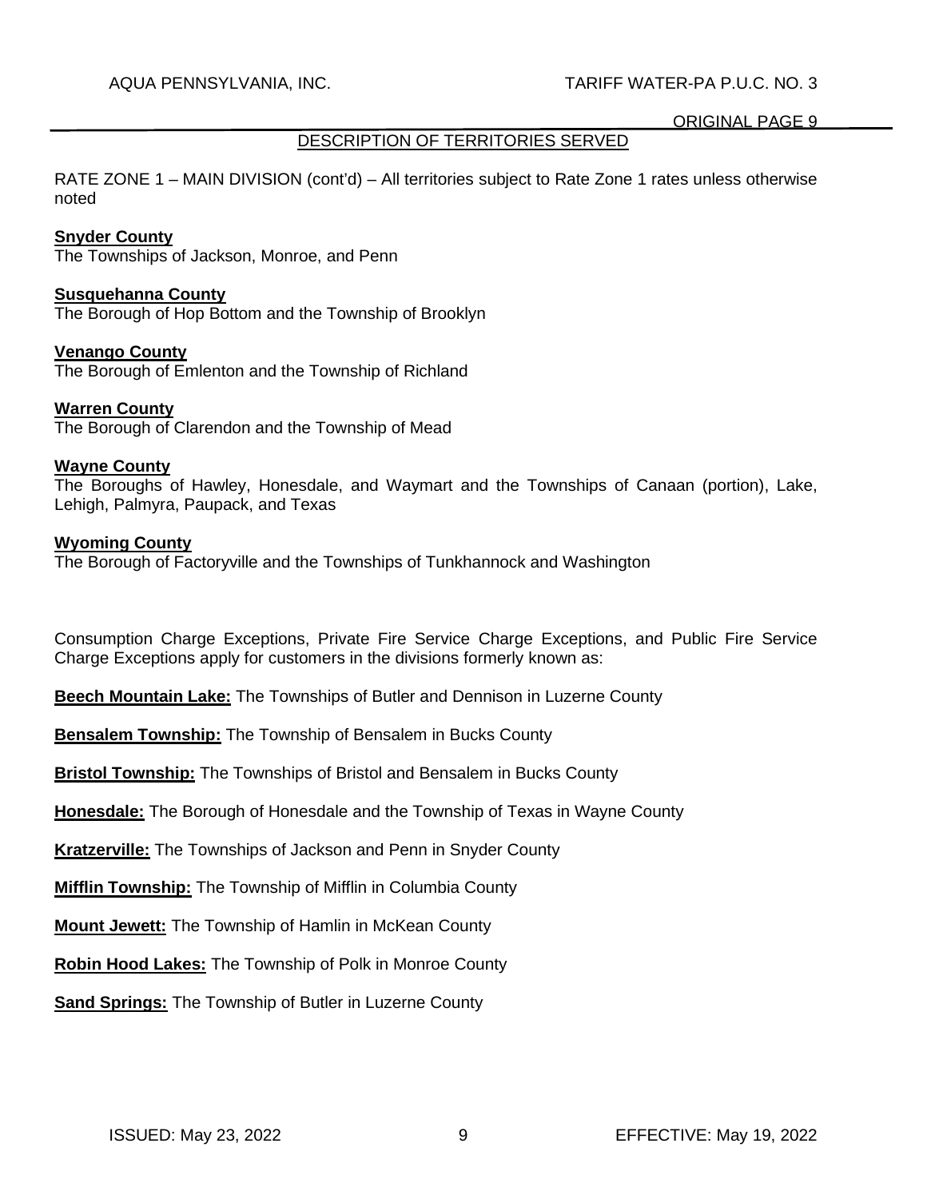## DESCRIPTION OF TERRITORIES SERVED

RATE ZONE 1 – MAIN DIVISION (cont'd) – All territories subject to Rate Zone 1 rates unless otherwise noted

**Snyder County**
The Townships of Jackson, Monroe, and Penn

**Susquehanna County**
The Borough of Hop Bottom and the Township of Brooklyn

**Venango County**
The Borough of Emlenton and the Township of Richland

**Warren County**
The Borough of Clarendon and the Township of Mead

**Wayne County**
The Boroughs of Hawley, Honesdale, and Waymart and the Townships of Canaan (portion), Lake, Lehigh, Palmyra, Paupack, and Texas

**Wyoming County**
The Borough of Factoryville and the Townships of Tunkhannock and Washington

Consumption Charge Exceptions, Private Fire Service Charge Exceptions, and Public Fire Service Charge Exceptions apply for customers in the divisions formerly known as:

**Beech Mountain Lake:** The Townships of Butler and Dennison in Luzerne County

**Bensalem Township:** The Township of Bensalem in Bucks County

**Bristol Township:** The Townships of Bristol and Bensalem in Bucks County

**Honesdale:** The Borough of Honesdale and the Township of Texas in Wayne County

**Kratzerville:** The Townships of Jackson and Penn in Snyder County

**Mifflin Township:** The Township of Mifflin in Columbia County

**Mount Jewett:** The Township of Hamlin in McKean County

**Robin Hood Lakes:** The Township of Polk in Monroe County

**Sand Springs:** The Township of Butler in Luzerne County

ISSUED: May 23, 2022 EFFECTIVE: May 19, 2022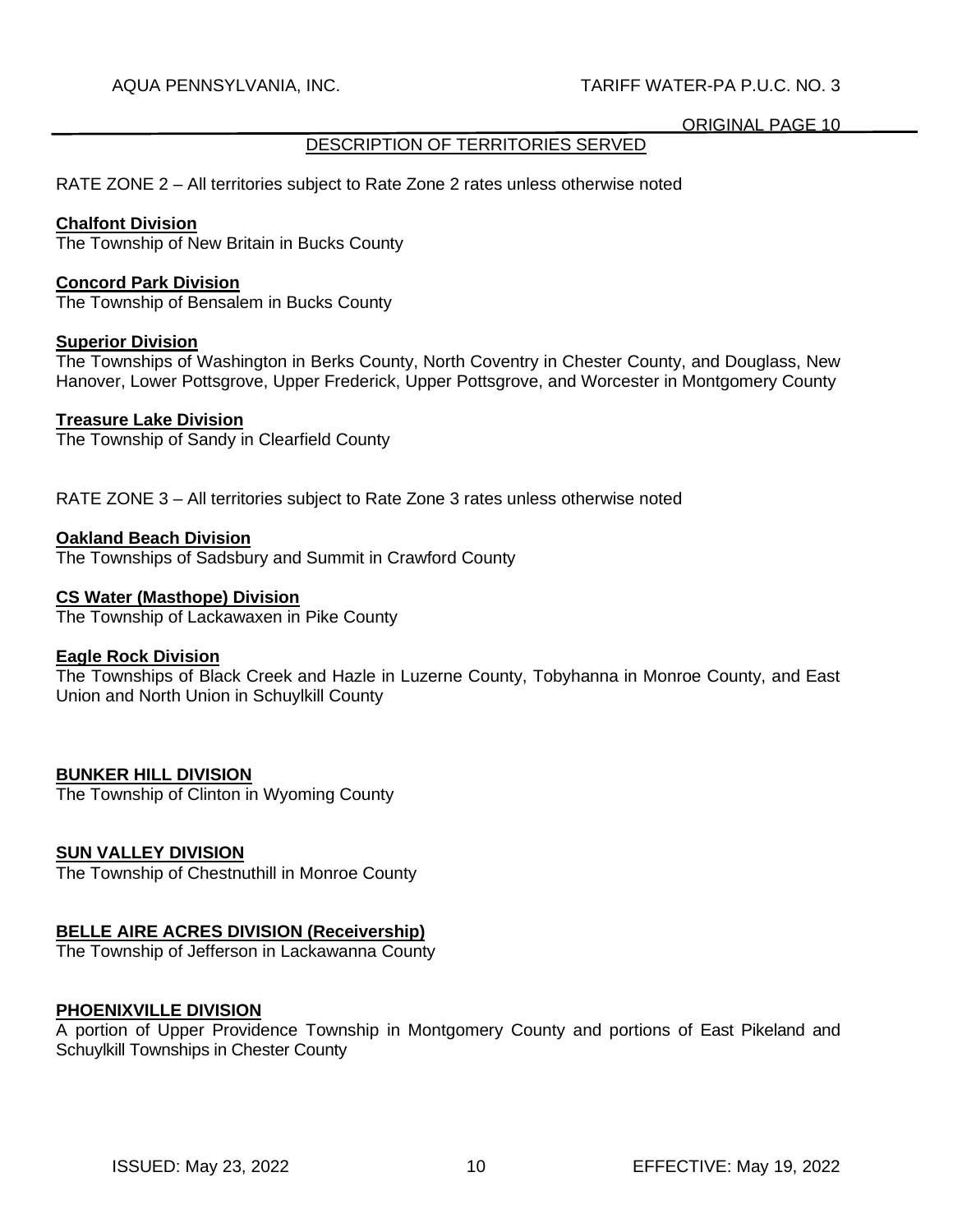## DESCRIPTION OF TERRITORIES SERVED

RATE ZONE 2 – All territories subject to Rate Zone 2 rates unless otherwise noted

**Chalfont Division**
The Township of New Britain in Bucks County

**Concord Park Division**
The Township of Bensalem in Bucks County

**Superior Division**
The Townships of Washington in Berks County, North Coventry in Chester County, and Douglass, New Hanover, Lower Pottsgrove, Upper Frederick, Upper Pottsgrove, and Worcester in Montgomery County

**Treasure Lake Division**
The Township of Sandy in Clearfield County

RATE ZONE 3 – All territories subject to Rate Zone 3 rates unless otherwise noted

**Oakland Beach Division**
The Townships of Sadsbury and Summit in Crawford County

**CS Water (Masthope) Division**
The Township of Lackawaxen in Pike County

**Eagle Rock Division**
The Townships of Black Creek and Hazle in Luzerne County, Tobyhanna in Monroe County, and East Union and North Union in Schuylkill County

**BUNKER HILL DIVISION**
The Township of Clinton in Wyoming County

**SUN VALLEY DIVISION**
The Township of Chestnuthill in Monroe County

**BELLE AIRE ACRES DIVISION (Receivership)**
The Township of Jefferson in Lackawanna County

**PHOENIXVILLE DIVISION**
A portion of Upper Providence Township in Montgomery County and portions of East Pikeland and Schuylkill Townships in Chester County

ISSUED: May 23, 2022 EFFECTIVE: May 19, 2022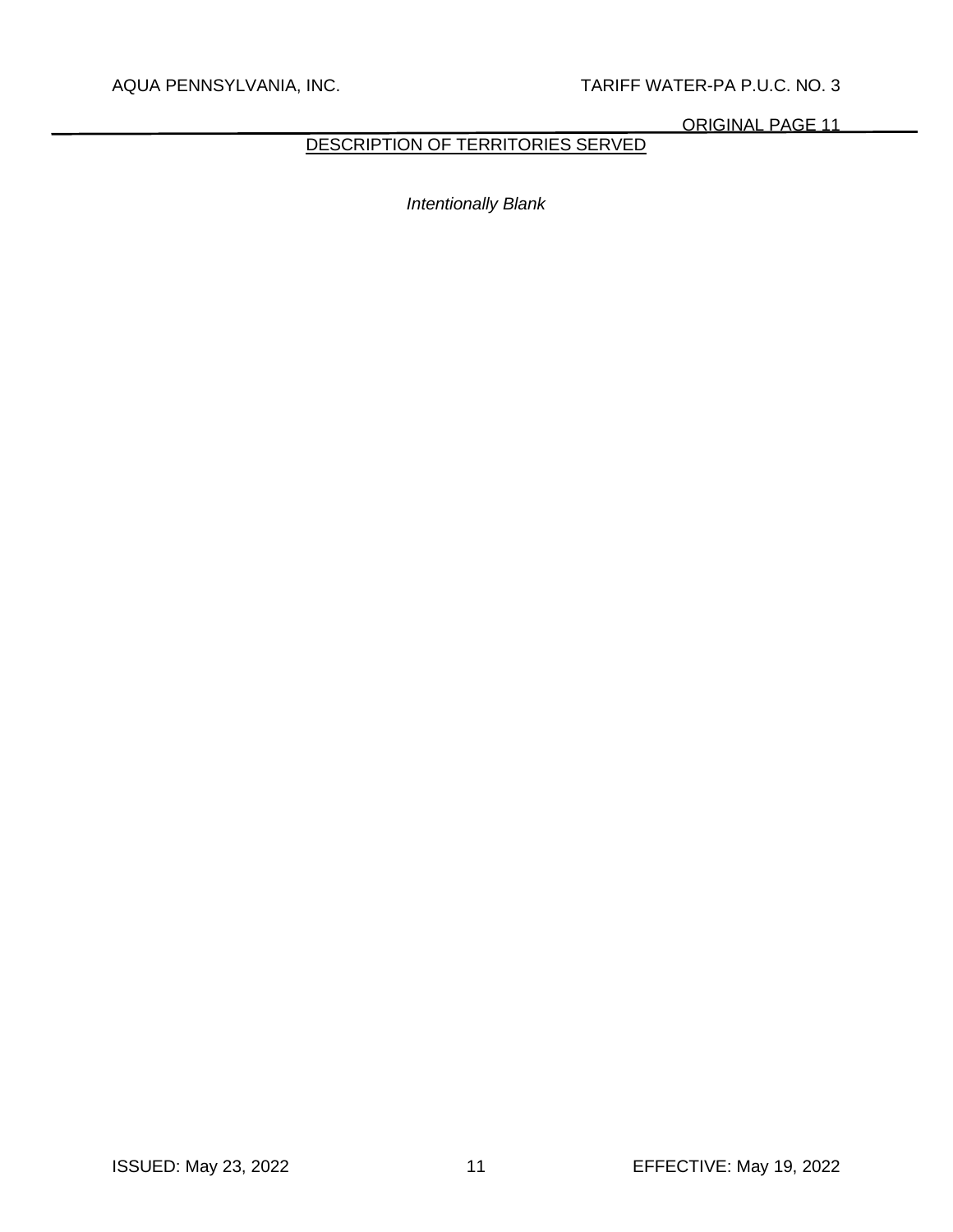## DESCRIPTION OF TERRITORIES SERVED

*Intentionally Blank*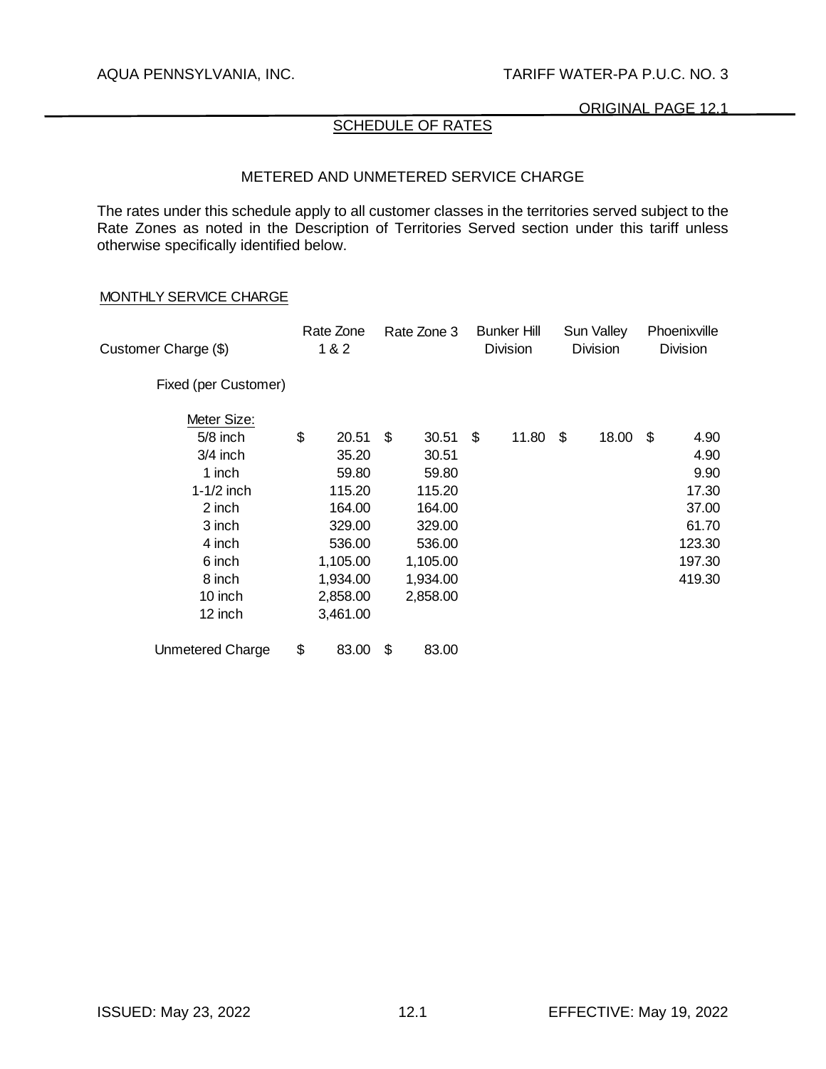ORIGINAL PAGE 12.1

## SCHEDULE OF RATES

### METERED AND UNMETERED SERVICE CHARGE

The rates under this schedule apply to all customer classes in the territories served subject to the Rate Zones as noted in the Description of Territories Served section under this tariff unless otherwise specifically identified below.

MONTHLY SERVICE CHARGE

| Customer Charge ($) | Rate Zone 1 & 2 | Rate Zone 3 | Bunker Hill Division | Sun Valley Division | Phoenixville Division |
|---|---|---|---|---|---|
| Fixed (per Customer) | | | | | |
| Meter Size: | | | | | |
| 5/8 inch | $ 20.51 | $ 30.51 | $ 11.80 | $ 18.00 | $ 4.90 |
| 3/4 inch | 35.20 | 30.51 | | | 4.90 |
| 1 inch | 59.80 | 59.80 | | | 9.90 |
| 1-1/2 inch | 115.20 | 115.20 | | | 17.30 |
| 2 inch | 164.00 | 164.00 | | | 37.00 |
| 3 inch | 329.00 | 329.00 | | | 61.70 |
| 4 inch | 536.00 | 536.00 | | | 123.30 |
| 6 inch | 1,105.00 | 1,105.00 | | | 197.30 |
| 8 inch | 1,934.00 | 1,934.00 | | | 419.30 |
| 10 inch | 2,858.00 | 2,858.00 | | | |
| 12 inch | 3,461.00 | | | | |
| Unmetered Charge | $ 83.00 | $ 83.00 | | | |

ISSUED: May 23, 2022 EFFECTIVE: May 19, 2022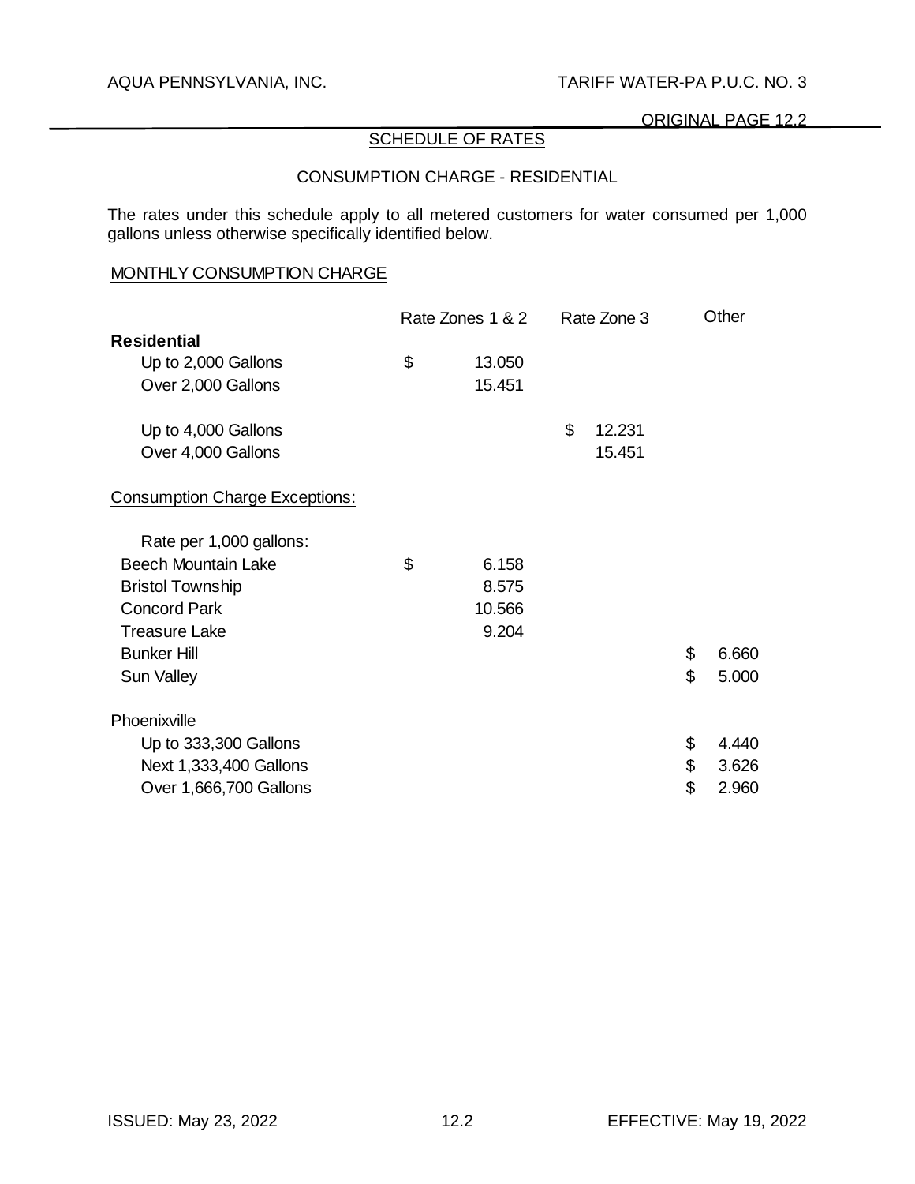## SCHEDULE OF RATES

### CONSUMPTION CHARGE - RESIDENTIAL

The rates under this schedule apply to all metered customers for water consumed per 1,000 gallons unless otherwise specifically identified below.

MONTHLY CONSUMPTION CHARGE

| | Rate Zones 1 & 2 | Rate Zone 3 | Other |
|---|---|---|---|
| **Residential** | | | |
| Up to 2,000 Gallons | $ 13.050 | | |
| Over 2,000 Gallons | 15.451 | | |
| Up to 4,000 Gallons | | $ 12.231 | |
| Over 4,000 Gallons | | 15.451 | |
| Consumption Charge Exceptions: | | | |
| Rate per 1,000 gallons: | | | |
| Beech Mountain Lake | $ 6.158 | | |
| Bristol Township | 8.575 | | |
| Concord Park | 10.566 | | |
| Treasure Lake | 9.204 | | |
| Bunker Hill | | | $ 6.660 |
| Sun Valley | | | $ 5.000 |
| Phoenixville | | | |
| Up to 333,300 Gallons | | | $ 4.440 |
| Next 1,333,400 Gallons | | | $ 3.626 |
| Over 1,666,700 Gallons | | | $ 2.960 |

ISSUED: May 23, 2022 EFFECTIVE: May 19, 2022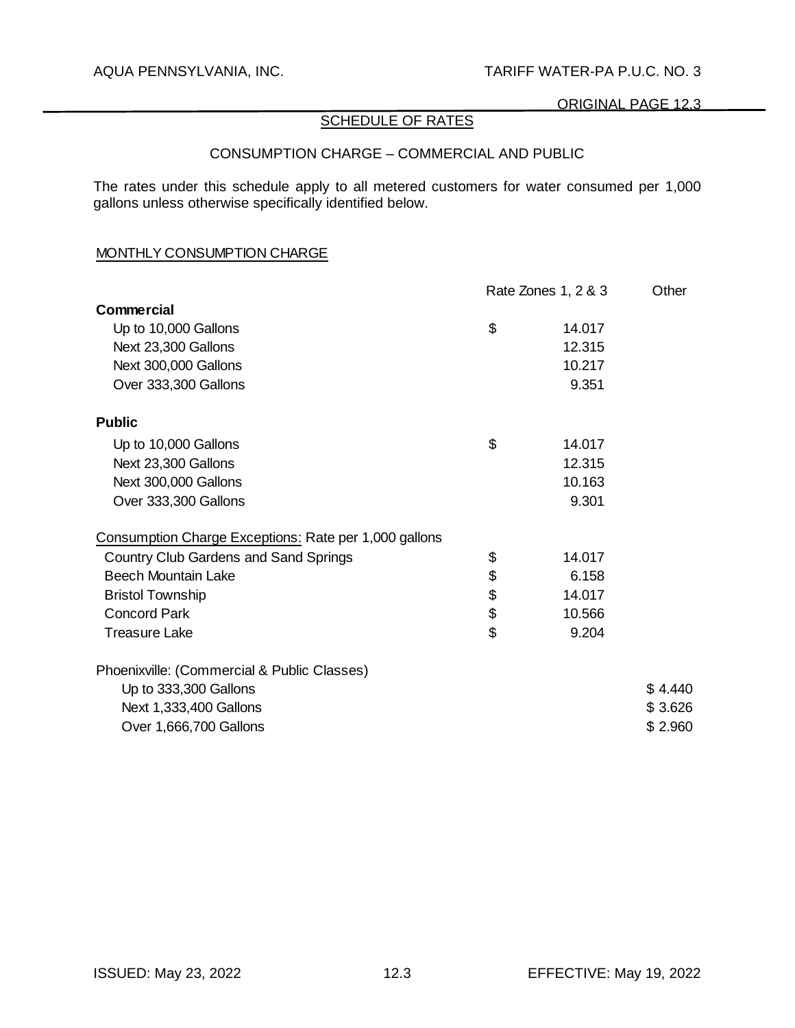## SCHEDULE OF RATES

### CONSUMPTION CHARGE – COMMERCIAL AND PUBLIC

The rates under this schedule apply to all metered customers for water consumed per 1,000 gallons unless otherwise specifically identified below.

MONTHLY CONSUMPTION CHARGE

| | Rate Zones 1, 2 & 3 | Other |
|---|---|---|
| **Commercial** | | |
| Up to 10,000 Gallons | $ 14.017 | |
| Next 23,300 Gallons | 12.315 | |
| Next 300,000 Gallons | 10.217 | |
| Over 333,300 Gallons | 9.351 | |
| **Public** | | |
| Up to 10,000 Gallons | $ 14.017 | |
| Next 23,300 Gallons | 12.315 | |
| Next 300,000 Gallons | 10.163 | |
| Over 333,300 Gallons | 9.301 | |
| Consumption Charge Exceptions: Rate per 1,000 gallons | | |
| Country Club Gardens and Sand Springs | $ 14.017 | |
| Beech Mountain Lake | $ 6.158 | |
| Bristol Township | $ 14.017 | |
| Concord Park | $ 10.566 | |
| Treasure Lake | $ 9.204 | |
| Phoenixville: (Commercial & Public Classes) | | |
| Up to 333,300 Gallons | | $ 4.440 |
| Next 1,333,400 Gallons | | $ 3.626 |
| Over 1,666,700 Gallons | | $ 2.960 |

ISSUED: May 23, 2022 EFFECTIVE: May 19, 2022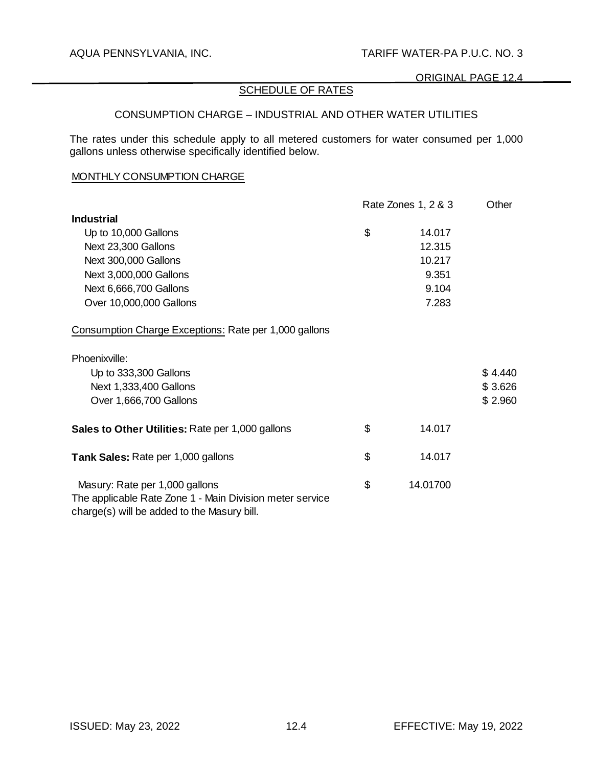## SCHEDULE OF RATES

### CONSUMPTION CHARGE – INDUSTRIAL AND OTHER WATER UTILITIES

The rates under this schedule apply to all metered customers for water consumed per 1,000 gallons unless otherwise specifically identified below.

MONTHLY CONSUMPTION CHARGE

| | Rate Zones 1, 2 & 3 | Other |
|---|---|---|
| **Industrial** | | |
| Up to 10,000 Gallons | $ 14.017 | |
| Next 23,300 Gallons | 12.315 | |
| Next 300,000 Gallons | 10.217 | |
| Next 3,000,000 Gallons | 9.351 | |
| Next 6,666,700 Gallons | 9.104 | |
| Over 10,000,000 Gallons | 7.283 | |
| Consumption Charge Exceptions: Rate per 1,000 gallons | | |
| Phoenixville: | | |
| Up to 333,300 Gallons | | $ 4.440 |
| Next 1,333,400 Gallons | | $ 3.626 |
| Over 1,666,700 Gallons | | $ 2.960 |
| **Sales to Other Utilities:** Rate per 1,000 gallons | $ 14.017 | |
| **Tank Sales:** Rate per 1,000 gallons | $ 14.017 | |
| Masury: Rate per 1,000 gallons | $ 14.01700 | |

The applicable Rate Zone 1 - Main Division meter service charge(s) will be added to the Masury bill.

ISSUED: May 23, 2022

EFFECTIVE: May 19, 2022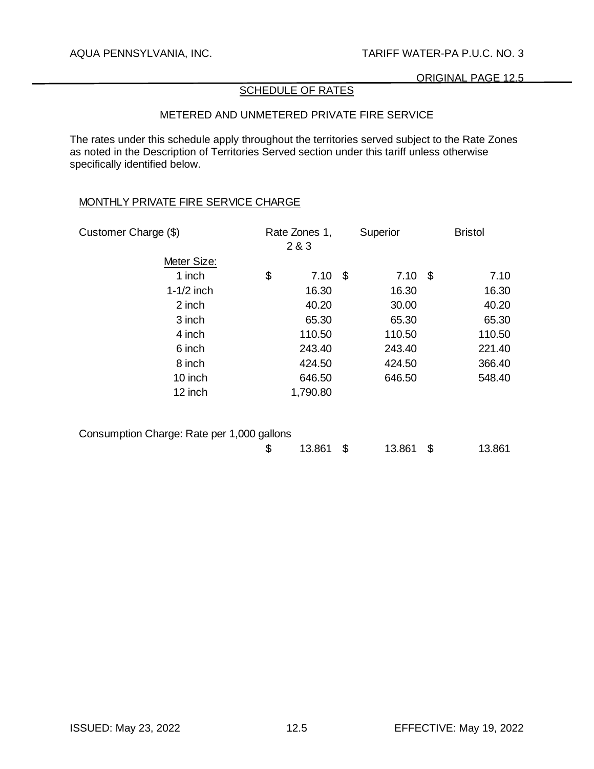ORIGINAL PAGE 12.5

## SCHEDULE OF RATES

### METERED AND UNMETERED PRIVATE FIRE SERVICE

The rates under this schedule apply throughout the territories served subject to the Rate Zones as noted in the Description of Territories Served section under this tariff unless otherwise specifically identified below.

MONTHLY PRIVATE FIRE SERVICE CHARGE

| Customer Charge ($) | Rate Zones 1, 2 & 3 | Superior | Bristol |
|---|---|---|---|
| Meter Size: | | | |
| 1 inch | $ 7.10 | $ 7.10 | $ 7.10 |
| 1-1/2 inch | 16.30 | 16.30 | 16.30 |
| 2 inch | 40.20 | 30.00 | 40.20 |
| 3 inch | 65.30 | 65.30 | 65.30 |
| 4 inch | 110.50 | 110.50 | 110.50 |
| 6 inch | 243.40 | 243.40 | 221.40 |
| 8 inch | 424.50 | 424.50 | 366.40 |
| 10 inch | 646.50 | 646.50 | 548.40 |
| 12 inch | 1,790.80 | | |
| Consumption Charge: Rate per 1,000 gallons | $ 13.861 | $ 13.861 | $ 13.861 |

ISSUED: May 23, 2022 EFFECTIVE: May 19, 2022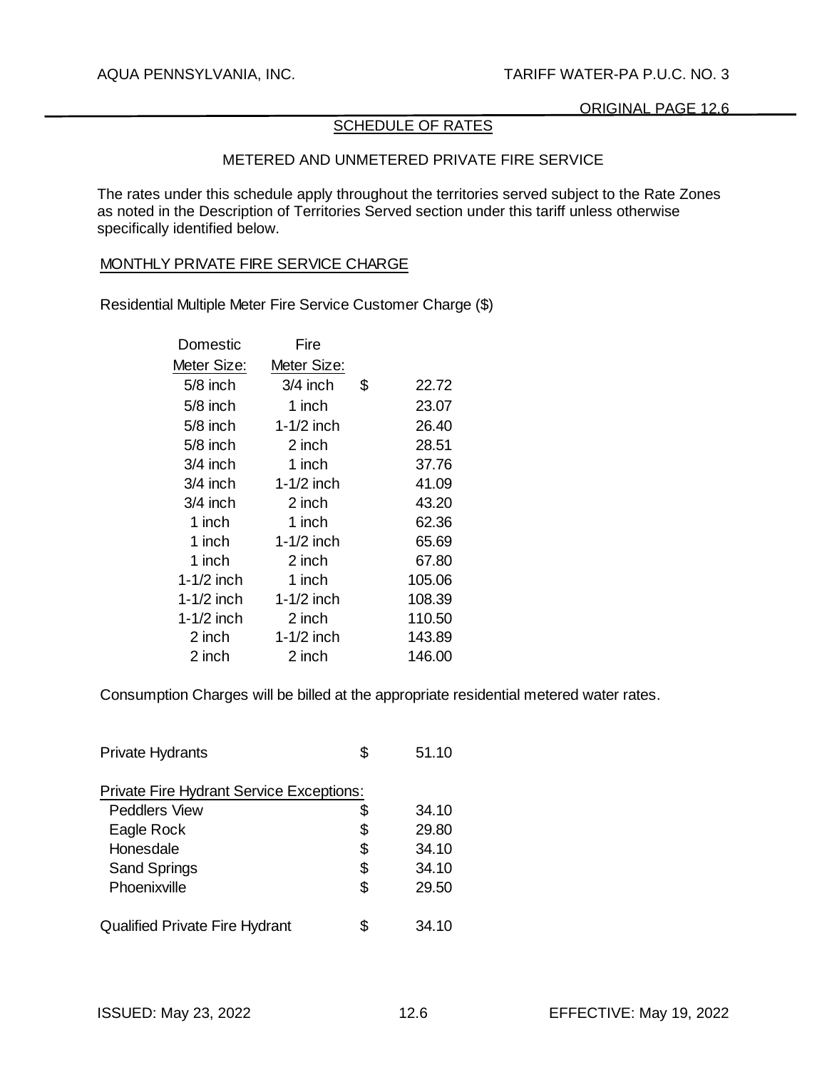## SCHEDULE OF RATES

### METERED AND UNMETERED PRIVATE FIRE SERVICE

The rates under this schedule apply throughout the territories served subject to the Rate Zones as noted in the Description of Territories Served section under this tariff unless otherwise specifically identified below.

#### MONTHLY PRIVATE FIRE SERVICE CHARGE

Residential Multiple Meter Fire Service Customer Charge ($)

| Domestic Meter Size: | Fire Meter Size: | |
|---|---|---|
| 5/8 inch | 3/4 inch | $ 22.72 |
| 5/8 inch | 1 inch | 23.07 |
| 5/8 inch | 1-1/2 inch | 26.40 |
| 5/8 inch | 2 inch | 28.51 |
| 3/4 inch | 1 inch | 37.76 |
| 3/4 inch | 1-1/2 inch | 41.09 |
| 3/4 inch | 2 inch | 43.20 |
| 1 inch | 1 inch | 62.36 |
| 1 inch | 1-1/2 inch | 65.69 |
| 1 inch | 2 inch | 67.80 |
| 1-1/2 inch | 1 inch | 105.06 |
| 1-1/2 inch | 1-1/2 inch | 108.39 |
| 1-1/2 inch | 2 inch | 110.50 |
| 2 inch | 1-1/2 inch | 143.89 |
| 2 inch | 2 inch | 146.00 |

Consumption Charges will be billed at the appropriate residential metered water rates.

| | |
|---|---|
| Private Hydrants | $ 51.10 |
| **Private Fire Hydrant Service Exceptions:** | |
| Peddlers View | $ 34.10 |
| Eagle Rock | $ 29.80 |
| Honesdale | $ 34.10 |
| Sand Springs | $ 34.10 |
| Phoenixville | $ 29.50 |
| Qualified Private Fire Hydrant | $ 34.10 |

ISSUED: May 23, 2022 EFFECTIVE: May 19, 2022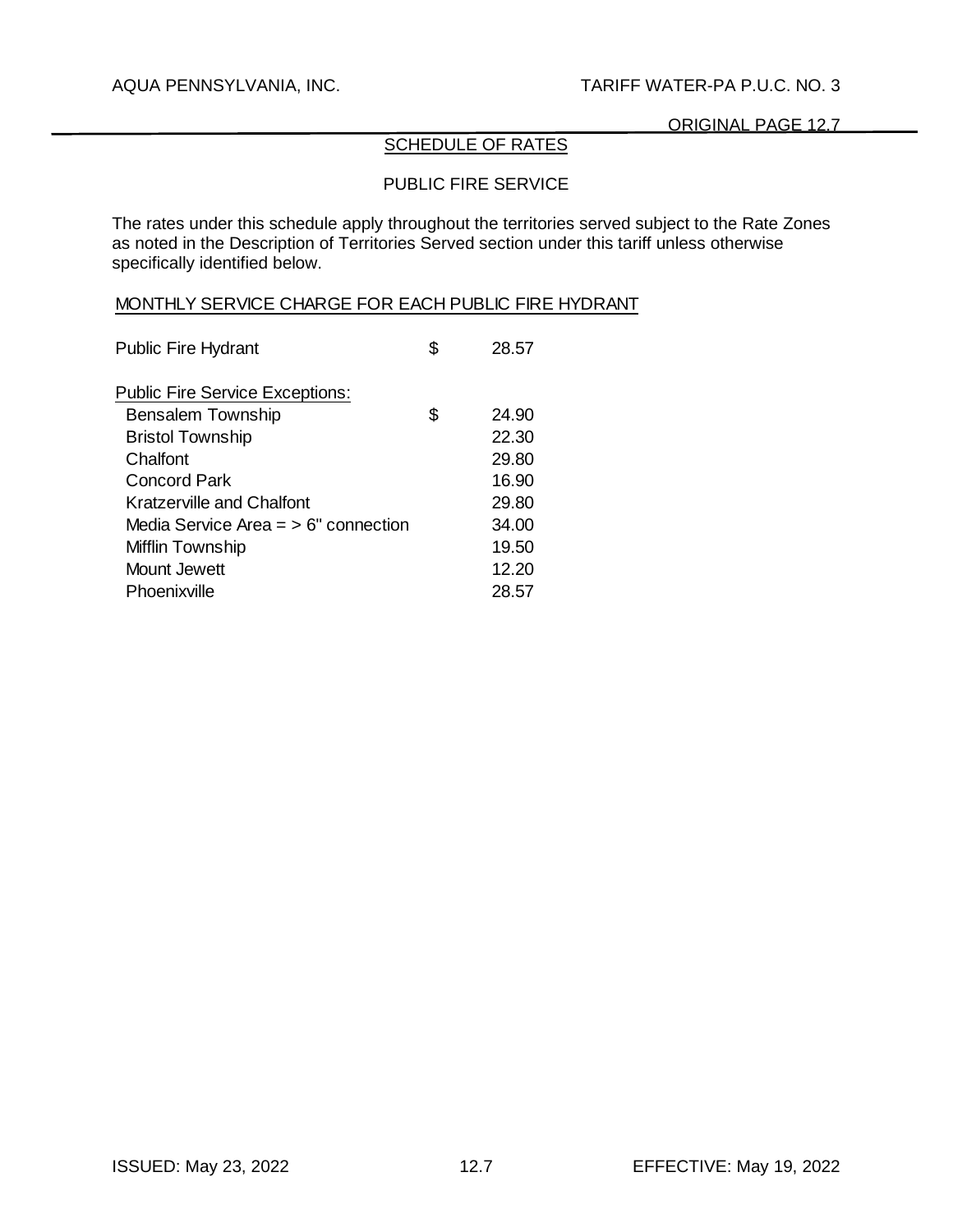## SCHEDULE OF RATES

### PUBLIC FIRE SERVICE

The rates under this schedule apply throughout the territories served subject to the Rate Zones as noted in the Description of Territories Served section under this tariff unless otherwise specifically identified below.

MONTHLY SERVICE CHARGE FOR EACH PUBLIC FIRE HYDRANT

| | | |
|---|---|---|
| Public Fire Hydrant | $ | 28.57 |
| Public Fire Service Exceptions: | | |
| Bensalem Township | $ | 24.90 |
| Bristol Township | | 22.30 |
| Chalfont | | 29.80 |
| Concord Park | | 16.90 |
| Kratzerville and Chalfont | | 29.80 |
| Media Service Area = > 6" connection | | 34.00 |
| Mifflin Township | | 19.50 |
| Mount Jewett | | 12.20 |
| Phoenixville | | 28.57 |

ISSUED: May 23, 2022 EFFECTIVE: May 19, 2022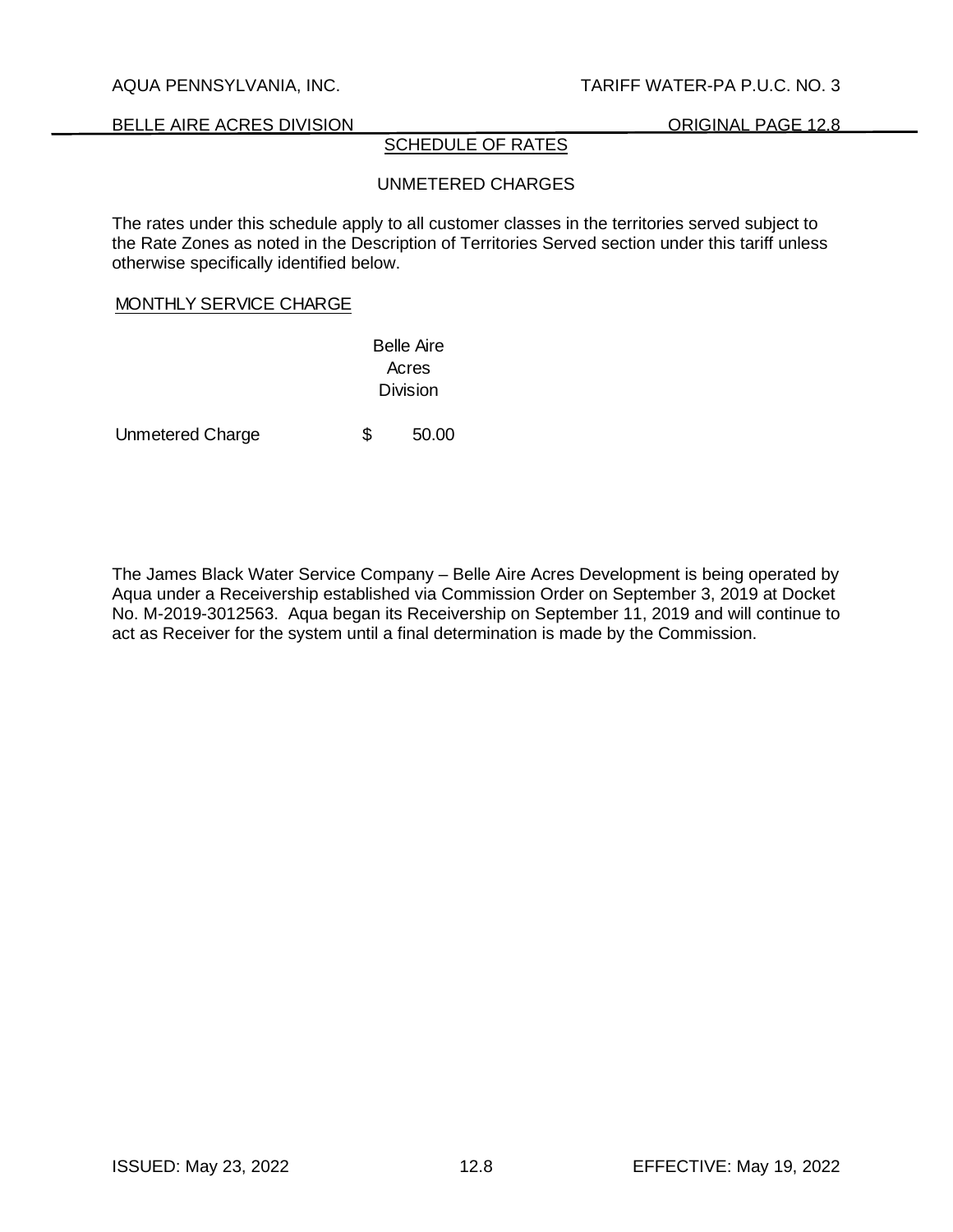## SCHEDULE OF RATES

### UNMETERED CHARGES

The rates under this schedule apply to all customer classes in the territories served subject to the Rate Zones as noted in the Description of Territories Served section under this tariff unless otherwise specifically identified below.

MONTHLY SERVICE CHARGE

| | Belle Aire Acres Division |
|---|---|
| Unmetered Charge | $ 50.00 |

The James Black Water Service Company – Belle Aire Acres Development is being operated by Aqua under a Receivership established via Commission Order on September 3, 2019 at Docket No. M-2019-3012563. Aqua began its Receivership on September 11, 2019 and will continue to act as Receiver for the system until a final determination is made by the Commission.

ISSUED: May 23, 2022 EFFECTIVE: May 19, 2022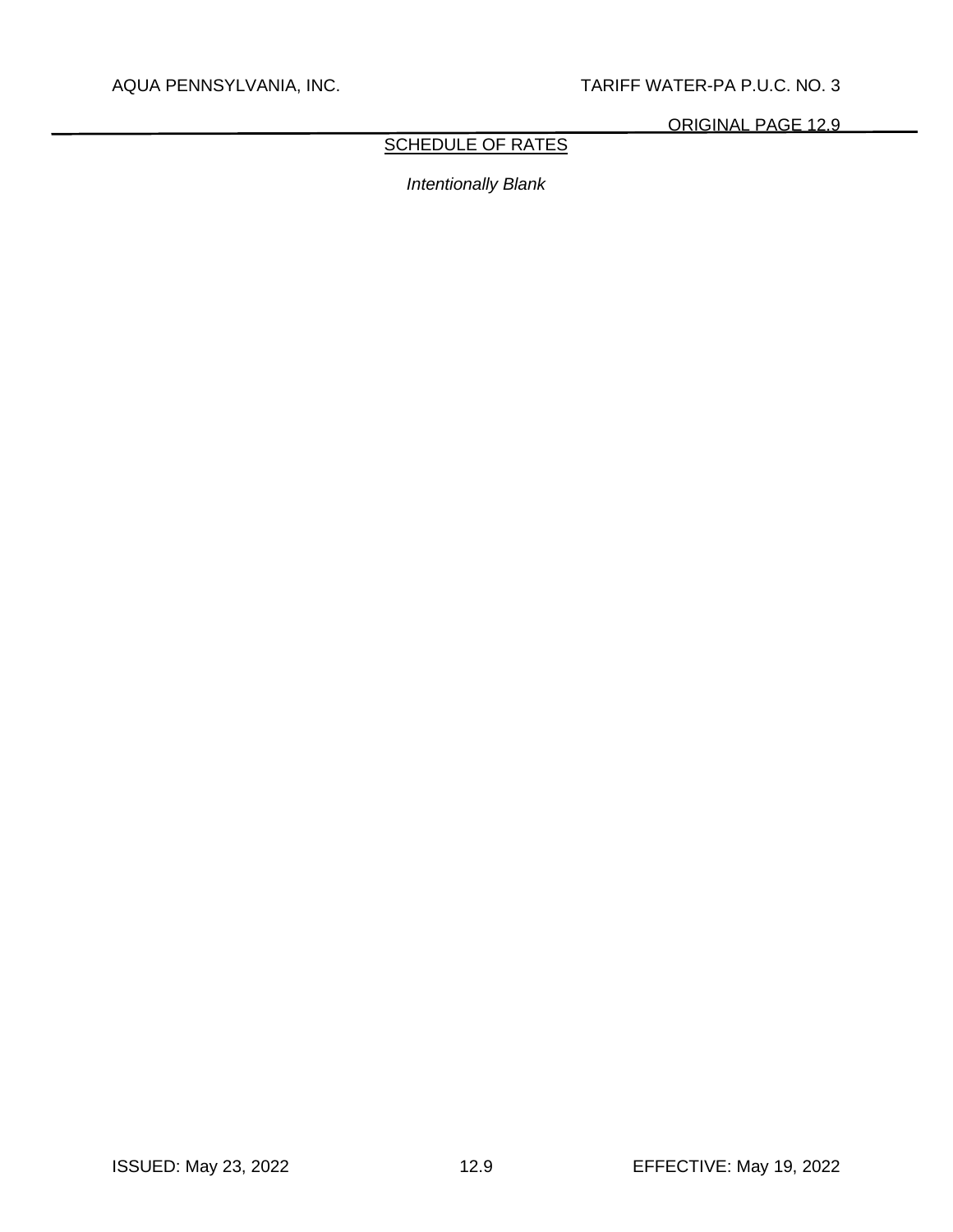## SCHEDULE OF RATES

*Intentionally Blank*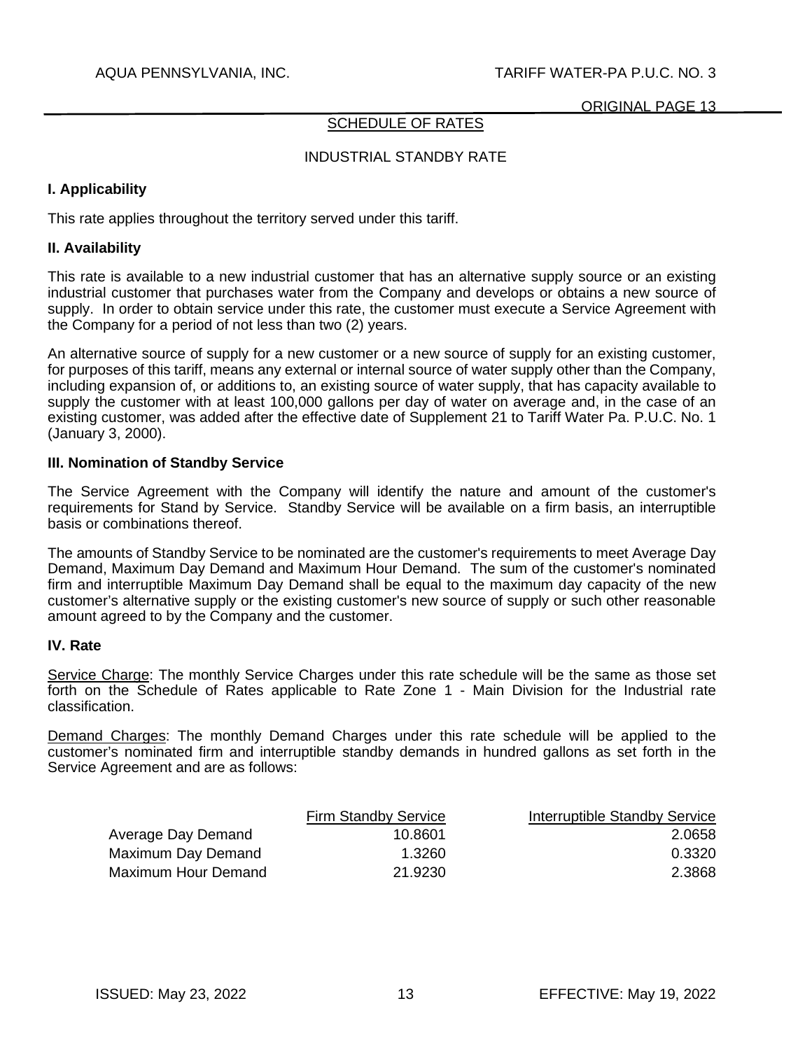## SCHEDULE OF RATES

### INDUSTRIAL STANDBY RATE

**I. Applicability**

This rate applies throughout the territory served under this tariff.

**II. Availability**

This rate is available to a new industrial customer that has an alternative supply source or an existing industrial customer that purchases water from the Company and develops or obtains a new source of supply. In order to obtain service under this rate, the customer must execute a Service Agreement with the Company for a period of not less than two (2) years.

An alternative source of supply for a new customer or a new source of supply for an existing customer, for purposes of this tariff, means any external or internal source of water supply other than the Company, including expansion of, or additions to, an existing source of water supply, that has capacity available to supply the customer with at least 100,000 gallons per day of water on average and, in the case of an existing customer, was added after the effective date of Supplement 21 to Tariff Water Pa. P.U.C. No. 1 (January 3, 2000).

**III. Nomination of Standby Service**

The Service Agreement with the Company will identify the nature and amount of the customer's requirements for Stand by Service. Standby Service will be available on a firm basis, an interruptible basis or combinations thereof.

The amounts of Standby Service to be nominated are the customer's requirements to meet Average Day Demand, Maximum Day Demand and Maximum Hour Demand. The sum of the customer's nominated firm and interruptible Maximum Day Demand shall be equal to the maximum day capacity of the new customer's alternative supply or the existing customer's new source of supply or such other reasonable amount agreed to by the Company and the customer.

**IV. Rate**

Service Charge: The monthly Service Charges under this rate schedule will be the same as those set forth on the Schedule of Rates applicable to Rate Zone 1 - Main Division for the Industrial rate classification.

Demand Charges: The monthly Demand Charges under this rate schedule will be applied to the customer's nominated firm and interruptible standby demands in hundred gallons as set forth in the Service Agreement and are as follows:

| | Firm Standby Service | Interruptible Standby Service |
|---|---|---|
| Average Day Demand | 10.8601 | 2.0658 |
| Maximum Day Demand | 1.3260 | 0.3320 |
| Maximum Hour Demand | 21.9230 | 2.3868 |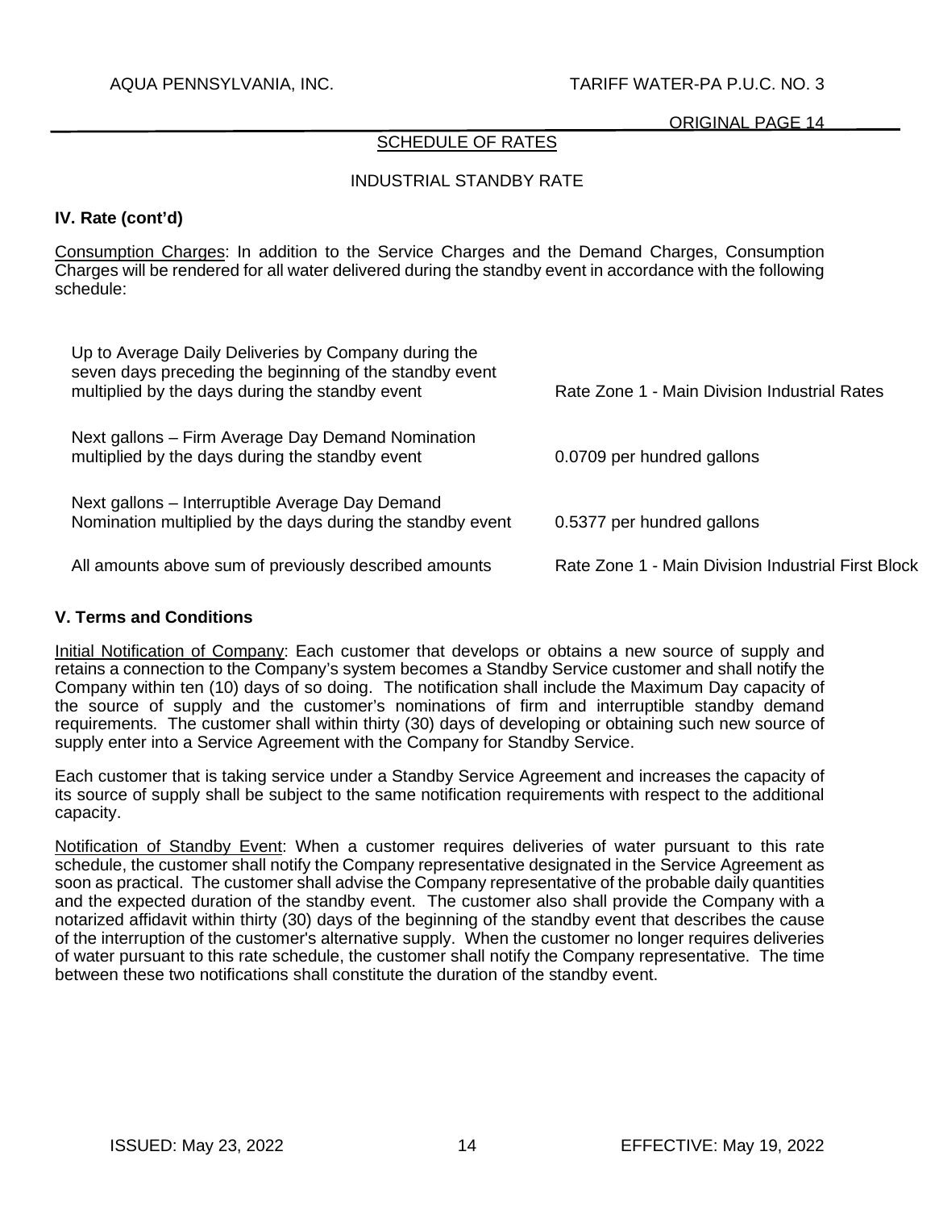## SCHEDULE OF RATES

### INDUSTRIAL STANDBY RATE

**IV. Rate (cont'd)**

Consumption Charges: In addition to the Service Charges and the Demand Charges, Consumption Charges will be rendered for all water delivered during the standby event in accordance with the following schedule:

| | |
|---|---|
| Up to Average Daily Deliveries by Company during the seven days preceding the beginning of the standby event multiplied by the days during the standby event | Rate Zone 1 - Main Division Industrial Rates |
| Next gallons – Firm Average Day Demand Nomination multiplied by the days during the standby event | 0.0709 per hundred gallons |
| Next gallons – Interruptible Average Day Demand Nomination multiplied by the days during the standby event | 0.5377 per hundred gallons |
| All amounts above sum of previously described amounts | Rate Zone 1 - Main Division Industrial First Block |

**V. Terms and Conditions**

Initial Notification of Company: Each customer that develops or obtains a new source of supply and retains a connection to the Company's system becomes a Standby Service customer and shall notify the Company within ten (10) days of so doing. The notification shall include the Maximum Day capacity of the source of supply and the customer's nominations of firm and interruptible standby demand requirements. The customer shall within thirty (30) days of developing or obtaining such new source of supply enter into a Service Agreement with the Company for Standby Service.

Each customer that is taking service under a Standby Service Agreement and increases the capacity of its source of supply shall be subject to the same notification requirements with respect to the additional capacity.

Notification of Standby Event: When a customer requires deliveries of water pursuant to this rate schedule, the customer shall notify the Company representative designated in the Service Agreement as soon as practical. The customer shall advise the Company representative of the probable daily quantities and the expected duration of the standby event. The customer also shall provide the Company with a notarized affidavit within thirty (30) days of the beginning of the standby event that describes the cause of the interruption of the customer's alternative supply. When the customer no longer requires deliveries of water pursuant to this rate schedule, the customer shall notify the Company representative. The time between these two notifications shall constitute the duration of the standby event.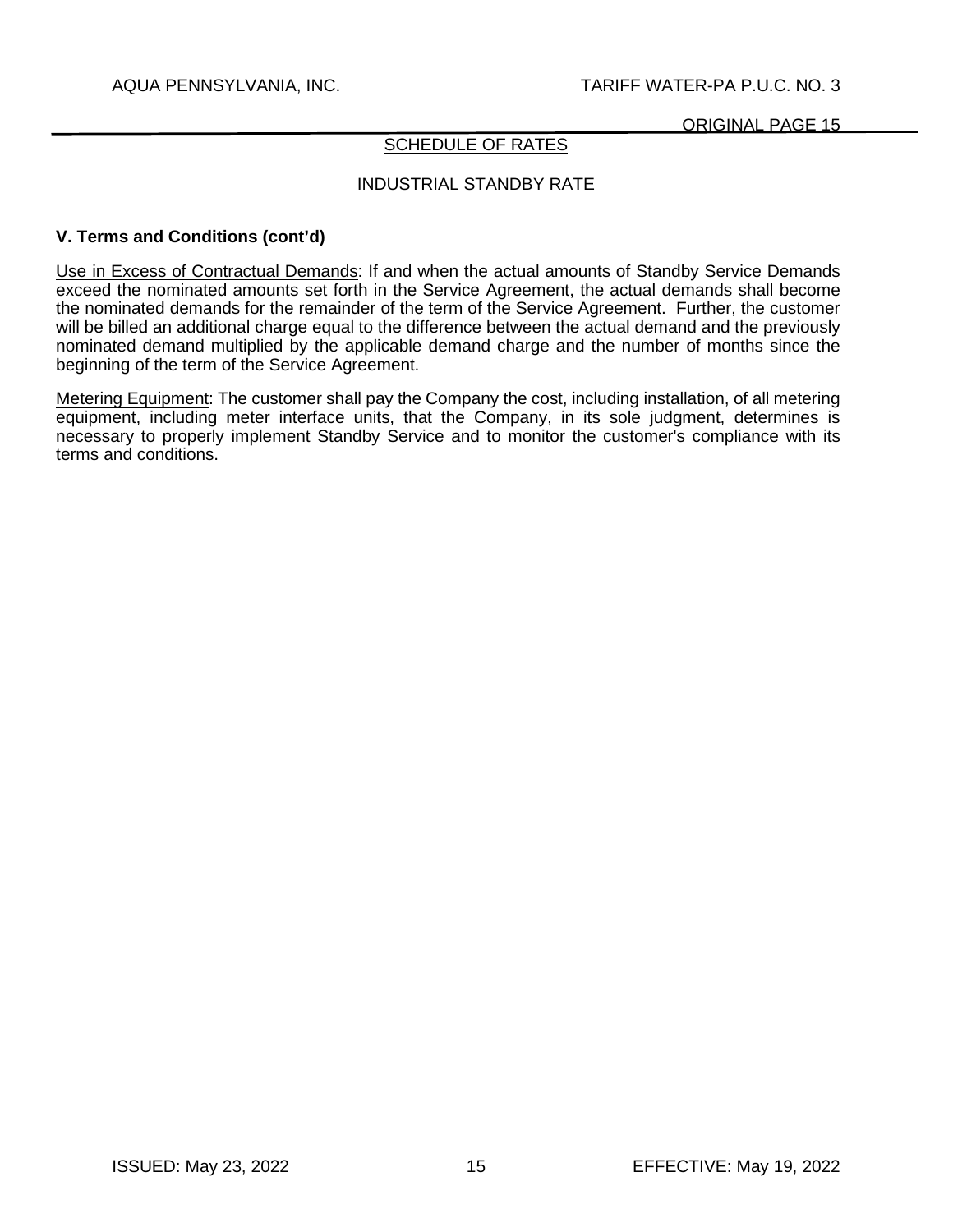SCHEDULE OF RATES

INDUSTRIAL STANDBY RATE

**V. Terms and Conditions (cont'd)**

Use in Excess of Contractual Demands: If and when the actual amounts of Standby Service Demands exceed the nominated amounts set forth in the Service Agreement, the actual demands shall become the nominated demands for the remainder of the term of the Service Agreement. Further, the customer will be billed an additional charge equal to the difference between the actual demand and the previously nominated demand multiplied by the applicable demand charge and the number of months since the beginning of the term of the Service Agreement.

Metering Equipment: The customer shall pay the Company the cost, including installation, of all metering equipment, including meter interface units, that the Company, in its sole judgment, determines is necessary to properly implement Standby Service and to monitor the customer's compliance with its terms and conditions.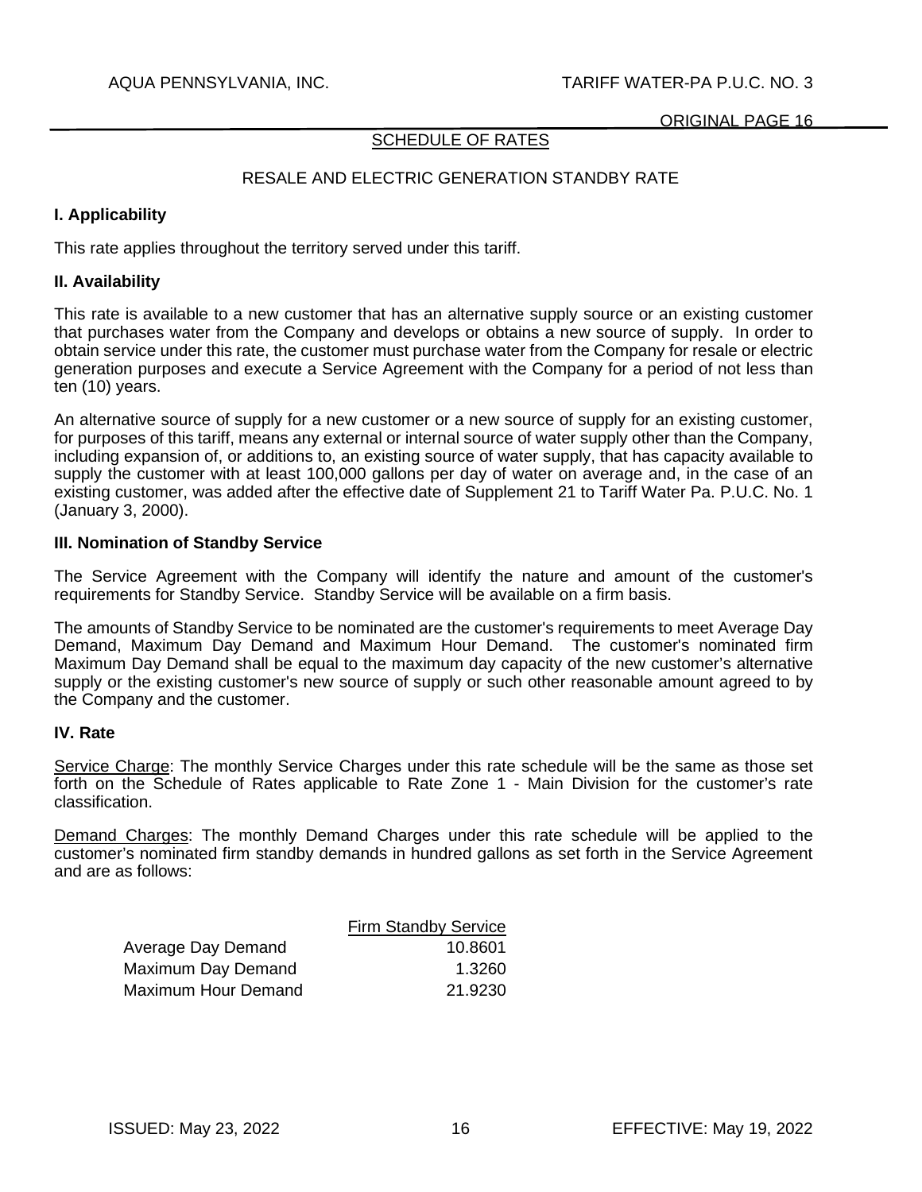## SCHEDULE OF RATES

### RESALE AND ELECTRIC GENERATION STANDBY RATE

**I. Applicability**

This rate applies throughout the territory served under this tariff.

**II. Availability**

This rate is available to a new customer that has an alternative supply source or an existing customer that purchases water from the Company and develops or obtains a new source of supply. In order to obtain service under this rate, the customer must purchase water from the Company for resale or electric generation purposes and execute a Service Agreement with the Company for a period of not less than ten (10) years.

An alternative source of supply for a new customer or a new source of supply for an existing customer, for purposes of this tariff, means any external or internal source of water supply other than the Company, including expansion of, or additions to, an existing source of water supply, that has capacity available to supply the customer with at least 100,000 gallons per day of water on average and, in the case of an existing customer, was added after the effective date of Supplement 21 to Tariff Water Pa. P.U.C. No. 1 (January 3, 2000).

**III. Nomination of Standby Service**

The Service Agreement with the Company will identify the nature and amount of the customer's requirements for Standby Service. Standby Service will be available on a firm basis.

The amounts of Standby Service to be nominated are the customer's requirements to meet Average Day Demand, Maximum Day Demand and Maximum Hour Demand. The customer's nominated firm Maximum Day Demand shall be equal to the maximum day capacity of the new customer's alternative supply or the existing customer's new source of supply or such other reasonable amount agreed to by the Company and the customer.

**IV. Rate**

Service Charge: The monthly Service Charges under this rate schedule will be the same as those set forth on the Schedule of Rates applicable to Rate Zone 1 - Main Division for the customer's rate classification.

Demand Charges: The monthly Demand Charges under this rate schedule will be applied to the customer's nominated firm standby demands in hundred gallons as set forth in the Service Agreement and are as follows:

| | Firm Standby Service |
|---|---|
| Average Day Demand | 10.8601 |
| Maximum Day Demand | 1.3260 |
| Maximum Hour Demand | 21.9230 |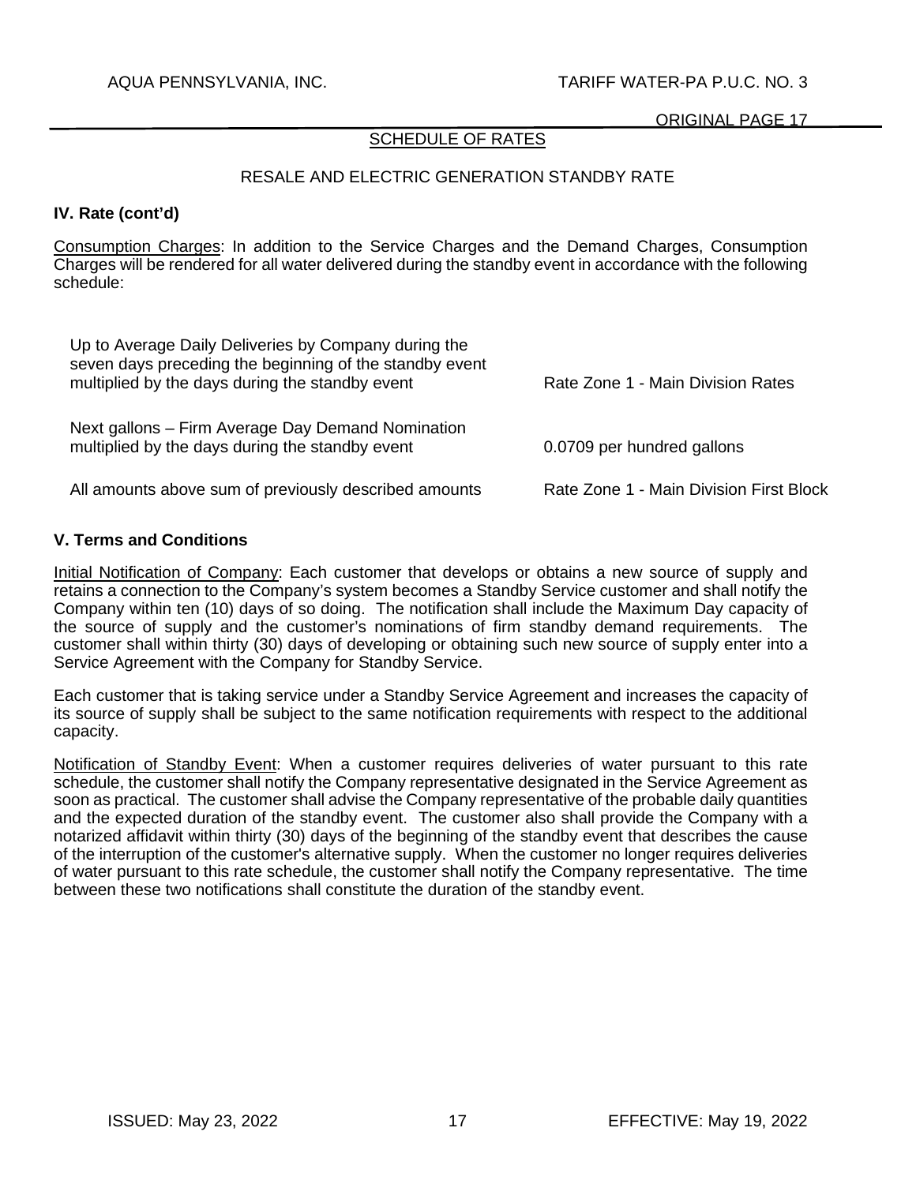## SCHEDULE OF RATES

### RESALE AND ELECTRIC GENERATION STANDBY RATE

**IV. Rate (cont'd)**

Consumption Charges: In addition to the Service Charges and the Demand Charges, Consumption Charges will be rendered for all water delivered during the standby event in accordance with the following schedule:

| | |
|---|---|
| Up to Average Daily Deliveries by Company during the seven days preceding the beginning of the standby event multiplied by the days during the standby event | Rate Zone 1 - Main Division Rates |
| Next gallons – Firm Average Day Demand Nomination multiplied by the days during the standby event | 0.0709 per hundred gallons |
| All amounts above sum of previously described amounts | Rate Zone 1 - Main Division First Block |

**V. Terms and Conditions**

Initial Notification of Company: Each customer that develops or obtains a new source of supply and retains a connection to the Company's system becomes a Standby Service customer and shall notify the Company within ten (10) days of so doing. The notification shall include the Maximum Day capacity of the source of supply and the customer's nominations of firm standby demand requirements. The customer shall within thirty (30) days of developing or obtaining such new source of supply enter into a Service Agreement with the Company for Standby Service.

Each customer that is taking service under a Standby Service Agreement and increases the capacity of its source of supply shall be subject to the same notification requirements with respect to the additional capacity.

Notification of Standby Event: When a customer requires deliveries of water pursuant to this rate schedule, the customer shall notify the Company representative designated in the Service Agreement as soon as practical. The customer shall advise the Company representative of the probable daily quantities and the expected duration of the standby event. The customer also shall provide the Company with a notarized affidavit within thirty (30) days of the beginning of the standby event that describes the cause of the interruption of the customer's alternative supply. When the customer no longer requires deliveries of water pursuant to this rate schedule, the customer shall notify the Company representative. The time between these two notifications shall constitute the duration of the standby event.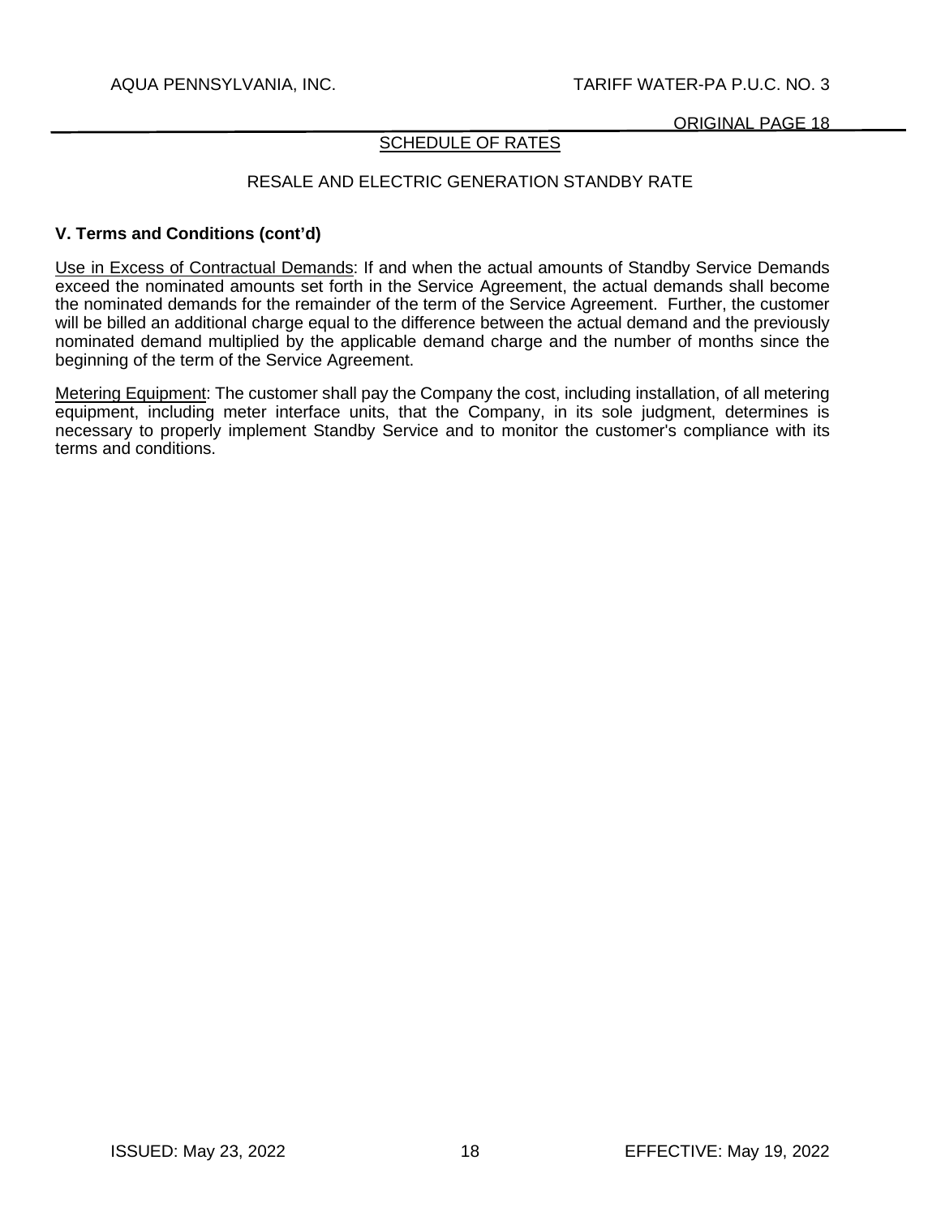## SCHEDULE OF RATES

### RESALE AND ELECTRIC GENERATION STANDBY RATE

**V. Terms and Conditions (cont'd)**

Use in Excess of Contractual Demands: If and when the actual amounts of Standby Service Demands exceed the nominated amounts set forth in the Service Agreement, the actual demands shall become the nominated demands for the remainder of the term of the Service Agreement. Further, the customer will be billed an additional charge equal to the difference between the actual demand and the previously nominated demand multiplied by the applicable demand charge and the number of months since the beginning of the term of the Service Agreement.

Metering Equipment: The customer shall pay the Company the cost, including installation, of all metering equipment, including meter interface units, that the Company, in its sole judgment, determines is necessary to properly implement Standby Service and to monitor the customer's compliance with its terms and conditions.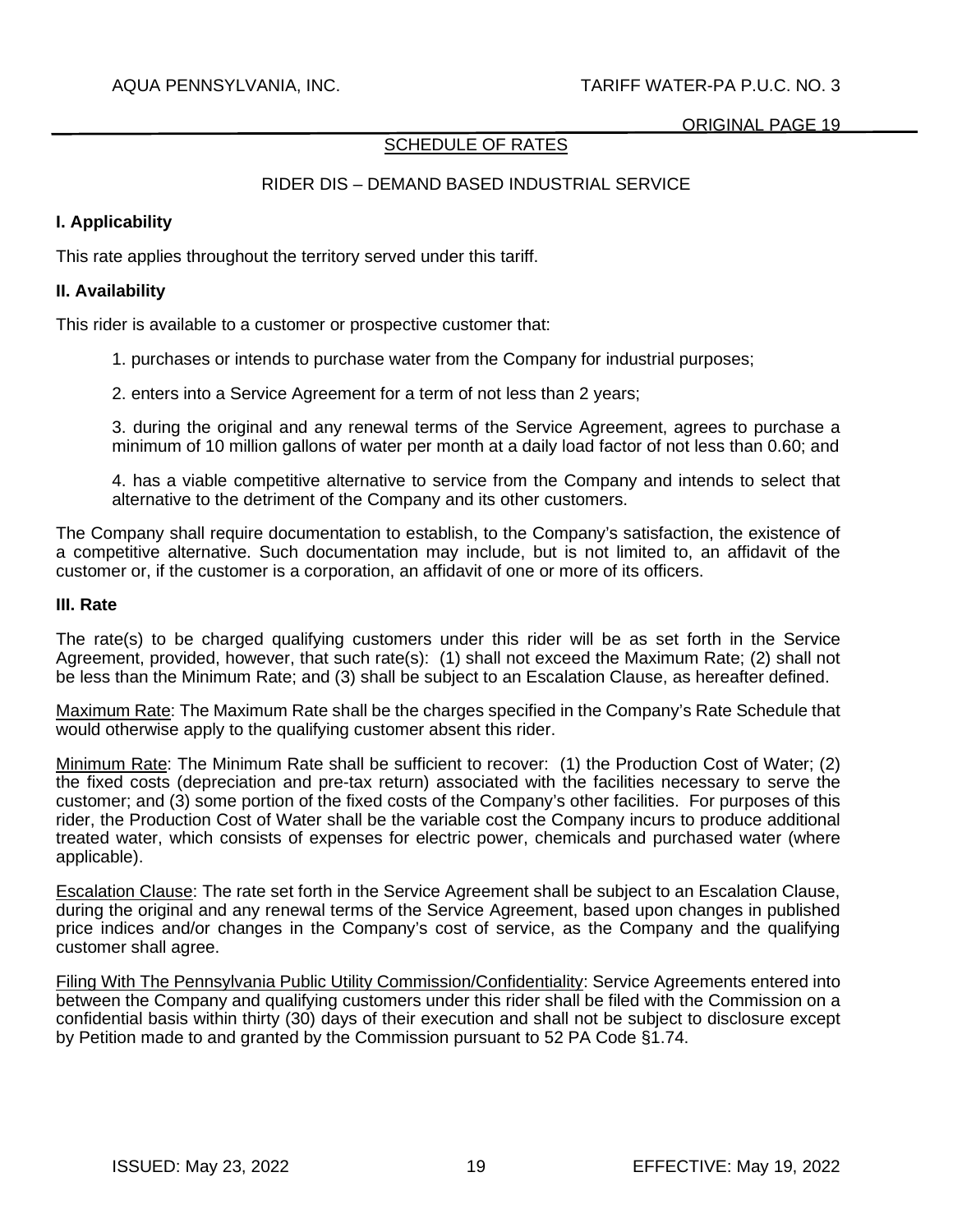## SCHEDULE OF RATES

### RIDER DIS – DEMAND BASED INDUSTRIAL SERVICE

**I. Applicability**

This rate applies throughout the territory served under this tariff.

**II. Availability**

This rider is available to a customer or prospective customer that:

1. purchases or intends to purchase water from the Company for industrial purposes;

2. enters into a Service Agreement for a term of not less than 2 years;

3. during the original and any renewal terms of the Service Agreement, agrees to purchase a minimum of 10 million gallons of water per month at a daily load factor of not less than 0.60; and

4. has a viable competitive alternative to service from the Company and intends to select that alternative to the detriment of the Company and its other customers.

The Company shall require documentation to establish, to the Company's satisfaction, the existence of a competitive alternative. Such documentation may include, but is not limited to, an affidavit of the customer or, if the customer is a corporation, an affidavit of one or more of its officers.

**III. Rate**

The rate(s) to be charged qualifying customers under this rider will be as set forth in the Service Agreement, provided, however, that such rate(s): (1) shall not exceed the Maximum Rate; (2) shall not be less than the Minimum Rate; and (3) shall be subject to an Escalation Clause, as hereafter defined.

Maximum Rate: The Maximum Rate shall be the charges specified in the Company's Rate Schedule that would otherwise apply to the qualifying customer absent this rider.

Minimum Rate: The Minimum Rate shall be sufficient to recover: (1) the Production Cost of Water; (2) the fixed costs (depreciation and pre-tax return) associated with the facilities necessary to serve the customer; and (3) some portion of the fixed costs of the Company's other facilities. For purposes of this rider, the Production Cost of Water shall be the variable cost the Company incurs to produce additional treated water, which consists of expenses for electric power, chemicals and purchased water (where applicable).

Escalation Clause: The rate set forth in the Service Agreement shall be subject to an Escalation Clause, during the original and any renewal terms of the Service Agreement, based upon changes in published price indices and/or changes in the Company's cost of service, as the Company and the qualifying customer shall agree.

Filing With The Pennsylvania Public Utility Commission/Confidentiality: Service Agreements entered into between the Company and qualifying customers under this rider shall be filed with the Commission on a confidential basis within thirty (30) days of their execution and shall not be subject to disclosure except by Petition made to and granted by the Commission pursuant to 52 PA Code §1.74.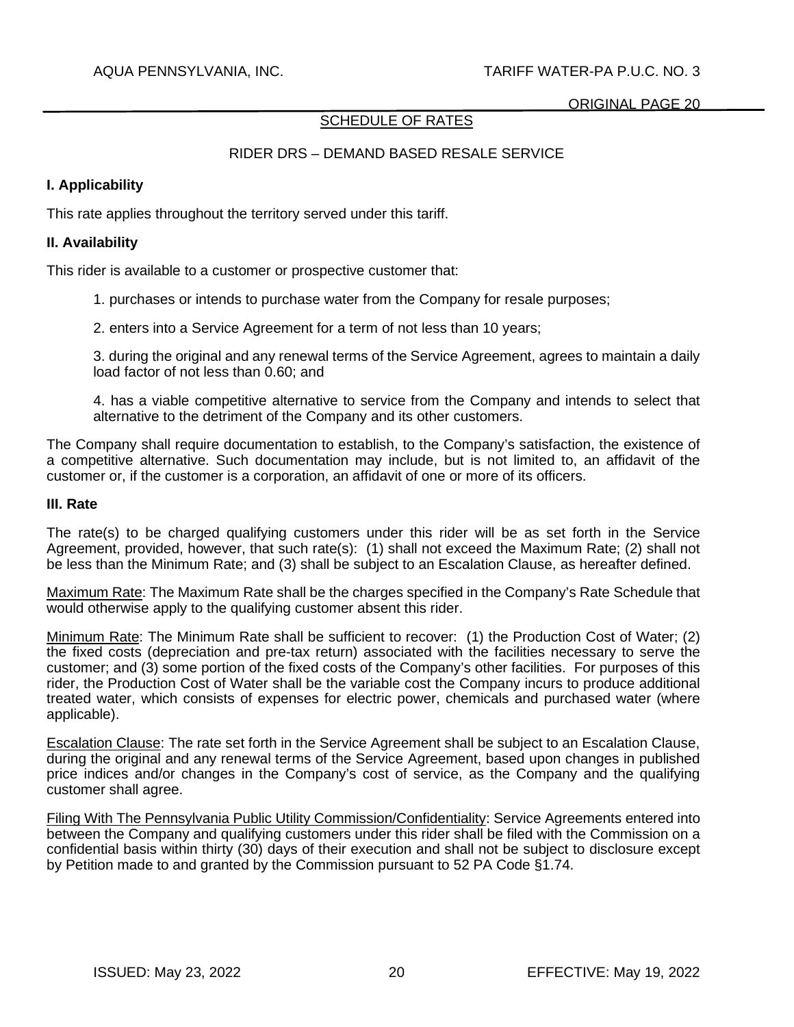## SCHEDULE OF RATES

### RIDER DRS – DEMAND BASED RESALE SERVICE

**I. Applicability**

This rate applies throughout the territory served under this tariff.

**II. Availability**

This rider is available to a customer or prospective customer that:

1. purchases or intends to purchase water from the Company for resale purposes;

2. enters into a Service Agreement for a term of not less than 10 years;

3. during the original and any renewal terms of the Service Agreement, agrees to maintain a daily load factor of not less than 0.60; and

4. has a viable competitive alternative to service from the Company and intends to select that alternative to the detriment of the Company and its other customers.

The Company shall require documentation to establish, to the Company's satisfaction, the existence of a competitive alternative. Such documentation may include, but is not limited to, an affidavit of the customer or, if the customer is a corporation, an affidavit of one or more of its officers.

**III. Rate**

The rate(s) to be charged qualifying customers under this rider will be as set forth in the Service Agreement, provided, however, that such rate(s): (1) shall not exceed the Maximum Rate; (2) shall not be less than the Minimum Rate; and (3) shall be subject to an Escalation Clause, as hereafter defined.

Maximum Rate: The Maximum Rate shall be the charges specified in the Company's Rate Schedule that would otherwise apply to the qualifying customer absent this rider.

Minimum Rate: The Minimum Rate shall be sufficient to recover: (1) the Production Cost of Water; (2) the fixed costs (depreciation and pre-tax return) associated with the facilities necessary to serve the customer; and (3) some portion of the fixed costs of the Company's other facilities. For purposes of this rider, the Production Cost of Water shall be the variable cost the Company incurs to produce additional treated water, which consists of expenses for electric power, chemicals and purchased water (where applicable).

Escalation Clause: The rate set forth in the Service Agreement shall be subject to an Escalation Clause, during the original and any renewal terms of the Service Agreement, based upon changes in published price indices and/or changes in the Company's cost of service, as the Company and the qualifying customer shall agree.

Filing With The Pennsylvania Public Utility Commission/Confidentiality: Service Agreements entered into between the Company and qualifying customers under this rider shall be filed with the Commission on a confidential basis within thirty (30) days of their execution and shall not be subject to disclosure except by Petition made to and granted by the Commission pursuant to 52 PA Code §1.74.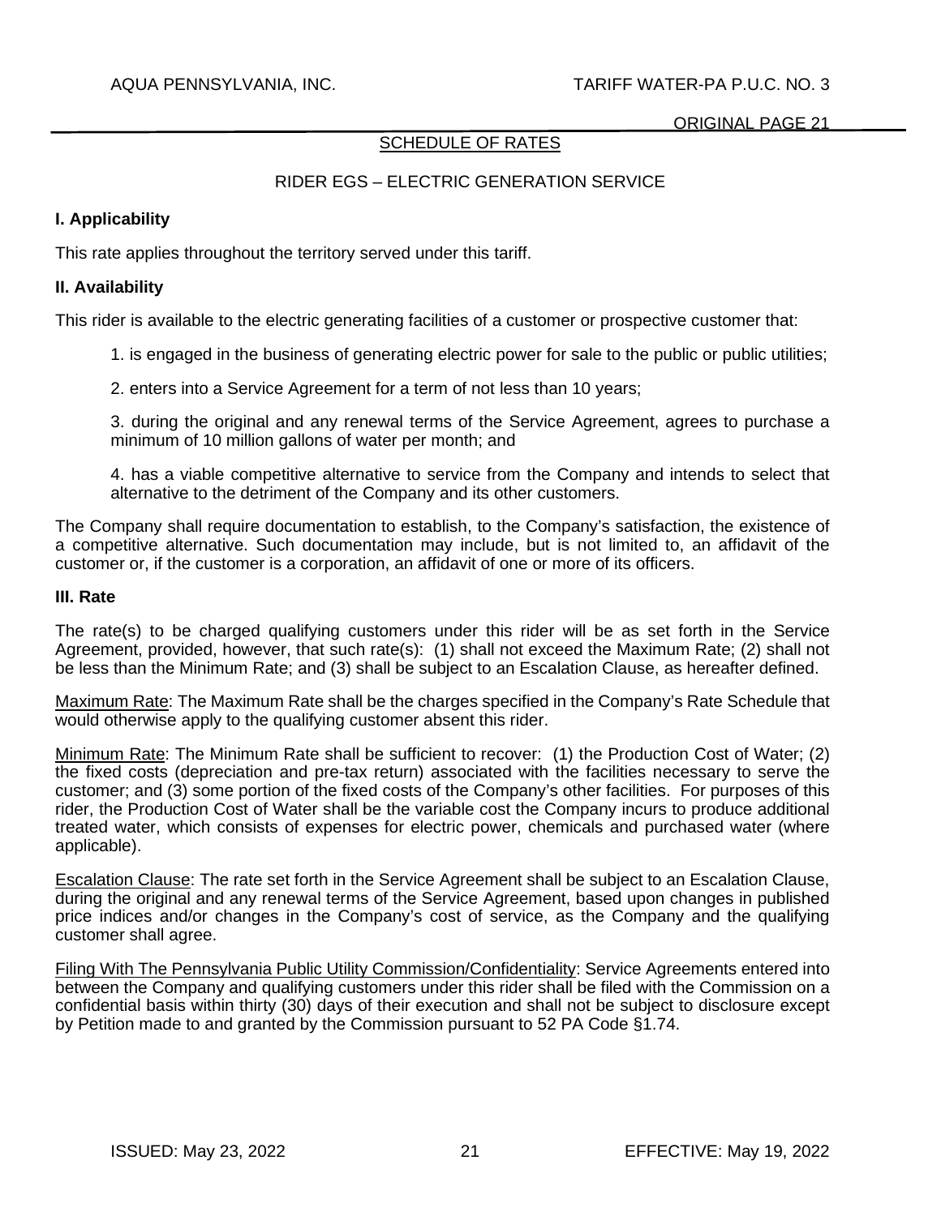## SCHEDULE OF RATES

### RIDER EGS – ELECTRIC GENERATION SERVICE

**I. Applicability**

This rate applies throughout the territory served under this tariff.

**II. Availability**

This rider is available to the electric generating facilities of a customer or prospective customer that:

1. is engaged in the business of generating electric power for sale to the public or public utilities;

2. enters into a Service Agreement for a term of not less than 10 years;

3. during the original and any renewal terms of the Service Agreement, agrees to purchase a minimum of 10 million gallons of water per month; and

4. has a viable competitive alternative to service from the Company and intends to select that alternative to the detriment of the Company and its other customers.

The Company shall require documentation to establish, to the Company's satisfaction, the existence of a competitive alternative. Such documentation may include, but is not limited to, an affidavit of the customer or, if the customer is a corporation, an affidavit of one or more of its officers.

**III. Rate**

The rate(s) to be charged qualifying customers under this rider will be as set forth in the Service Agreement, provided, however, that such rate(s): (1) shall not exceed the Maximum Rate; (2) shall not be less than the Minimum Rate; and (3) shall be subject to an Escalation Clause, as hereafter defined.

Maximum Rate: The Maximum Rate shall be the charges specified in the Company's Rate Schedule that would otherwise apply to the qualifying customer absent this rider.

Minimum Rate: The Minimum Rate shall be sufficient to recover: (1) the Production Cost of Water; (2) the fixed costs (depreciation and pre-tax return) associated with the facilities necessary to serve the customer; and (3) some portion of the fixed costs of the Company's other facilities. For purposes of this rider, the Production Cost of Water shall be the variable cost the Company incurs to produce additional treated water, which consists of expenses for electric power, chemicals and purchased water (where applicable).

Escalation Clause: The rate set forth in the Service Agreement shall be subject to an Escalation Clause, during the original and any renewal terms of the Service Agreement, based upon changes in published price indices and/or changes in the Company's cost of service, as the Company and the qualifying customer shall agree.

Filing With The Pennsylvania Public Utility Commission/Confidentiality: Service Agreements entered into between the Company and qualifying customers under this rider shall be filed with the Commission on a confidential basis within thirty (30) days of their execution and shall not be subject to disclosure except by Petition made to and granted by the Commission pursuant to 52 PA Code §1.74.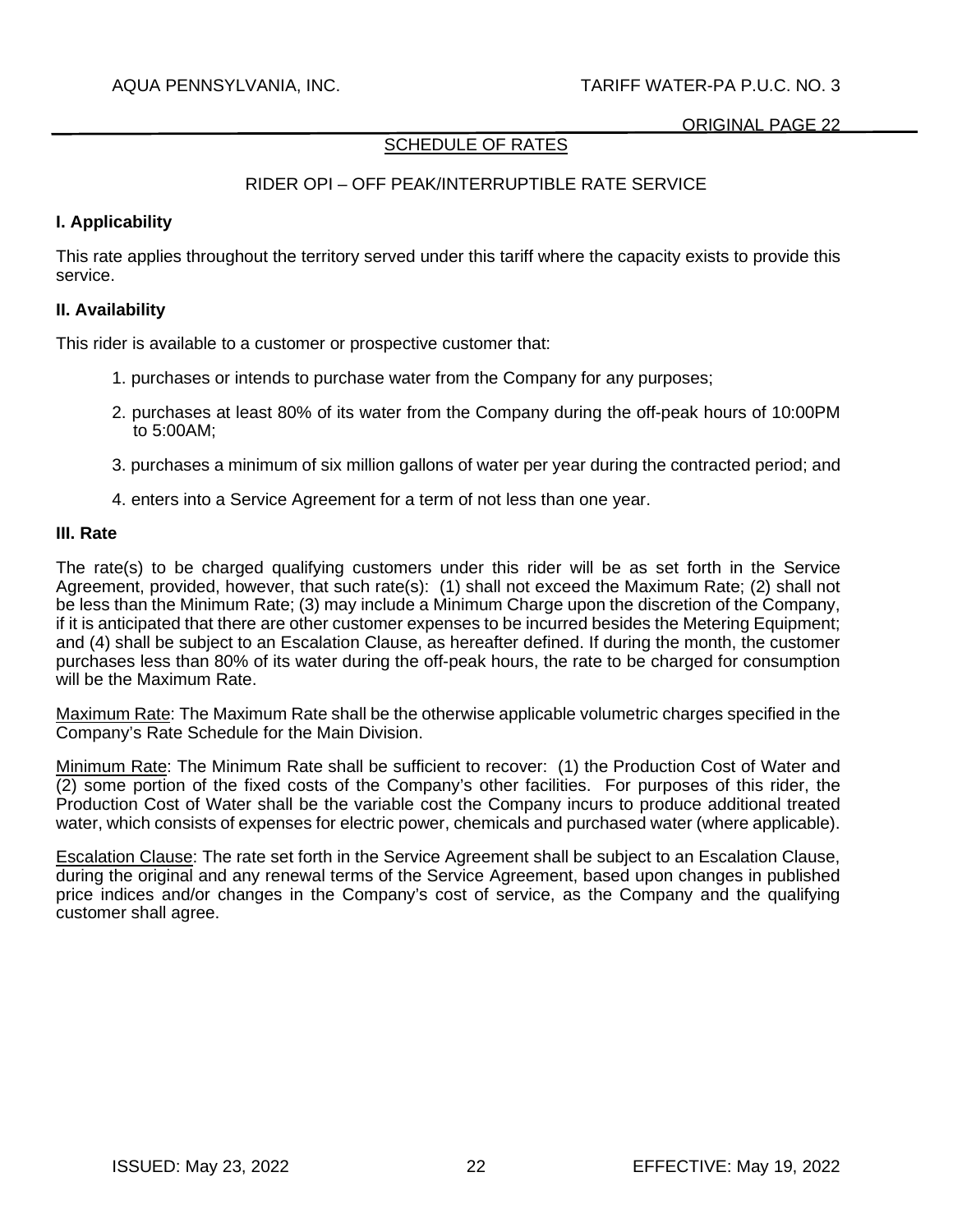## SCHEDULE OF RATES

### RIDER OPI – OFF PEAK/INTERRUPTIBLE RATE SERVICE

**I. Applicability**

This rate applies throughout the territory served under this tariff where the capacity exists to provide this service.

**II. Availability**

This rider is available to a customer or prospective customer that:

1. purchases or intends to purchase water from the Company for any purposes;
2. purchases at least 80% of its water from the Company during the off-peak hours of 10:00PM to 5:00AM;
3. purchases a minimum of six million gallons of water per year during the contracted period; and
4. enters into a Service Agreement for a term of not less than one year.

**III. Rate**

The rate(s) to be charged qualifying customers under this rider will be as set forth in the Service Agreement, provided, however, that such rate(s): (1) shall not exceed the Maximum Rate; (2) shall not be less than the Minimum Rate; (3) may include a Minimum Charge upon the discretion of the Company, if it is anticipated that there are other customer expenses to be incurred besides the Metering Equipment; and (4) shall be subject to an Escalation Clause, as hereafter defined. If during the month, the customer purchases less than 80% of its water during the off-peak hours, the rate to be charged for consumption will be the Maximum Rate.

Maximum Rate: The Maximum Rate shall be the otherwise applicable volumetric charges specified in the Company's Rate Schedule for the Main Division.

Minimum Rate: The Minimum Rate shall be sufficient to recover: (1) the Production Cost of Water and (2) some portion of the fixed costs of the Company's other facilities. For purposes of this rider, the Production Cost of Water shall be the variable cost the Company incurs to produce additional treated water, which consists of expenses for electric power, chemicals and purchased water (where applicable).

Escalation Clause: The rate set forth in the Service Agreement shall be subject to an Escalation Clause, during the original and any renewal terms of the Service Agreement, based upon changes in published price indices and/or changes in the Company's cost of service, as the Company and the qualifying customer shall agree.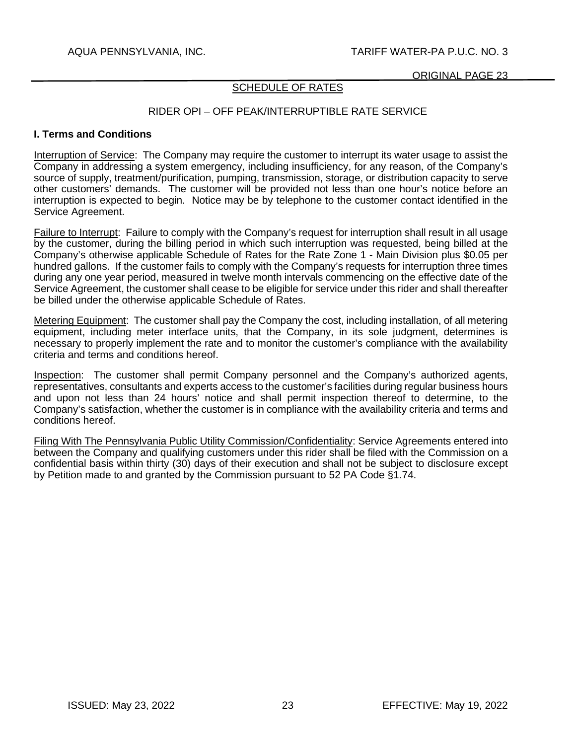## SCHEDULE OF RATES

### RIDER OPI – OFF PEAK/INTERRUPTIBLE RATE SERVICE

**I. Terms and Conditions**

Interruption of Service: The Company may require the customer to interrupt its water usage to assist the Company in addressing a system emergency, including insufficiency, for any reason, of the Company's source of supply, treatment/purification, pumping, transmission, storage, or distribution capacity to serve other customers' demands. The customer will be provided not less than one hour's notice before an interruption is expected to begin. Notice may be by telephone to the customer contact identified in the Service Agreement.

Failure to Interrupt: Failure to comply with the Company's request for interruption shall result in all usage by the customer, during the billing period in which such interruption was requested, being billed at the Company's otherwise applicable Schedule of Rates for the Rate Zone 1 - Main Division plus $0.05 per hundred gallons. If the customer fails to comply with the Company's requests for interruption three times during any one year period, measured in twelve month intervals commencing on the effective date of the Service Agreement, the customer shall cease to be eligible for service under this rider and shall thereafter be billed under the otherwise applicable Schedule of Rates.

Metering Equipment: The customer shall pay the Company the cost, including installation, of all metering equipment, including meter interface units, that the Company, in its sole judgment, determines is necessary to properly implement the rate and to monitor the customer's compliance with the availability criteria and terms and conditions hereof.

Inspection: The customer shall permit Company personnel and the Company's authorized agents, representatives, consultants and experts access to the customer's facilities during regular business hours and upon not less than 24 hours' notice and shall permit inspection thereof to determine, to the Company's satisfaction, whether the customer is in compliance with the availability criteria and terms and conditions hereof.

Filing With The Pennsylvania Public Utility Commission/Confidentiality: Service Agreements entered into between the Company and qualifying customers under this rider shall be filed with the Commission on a confidential basis within thirty (30) days of their execution and shall not be subject to disclosure except by Petition made to and granted by the Commission pursuant to 52 PA Code §1.74.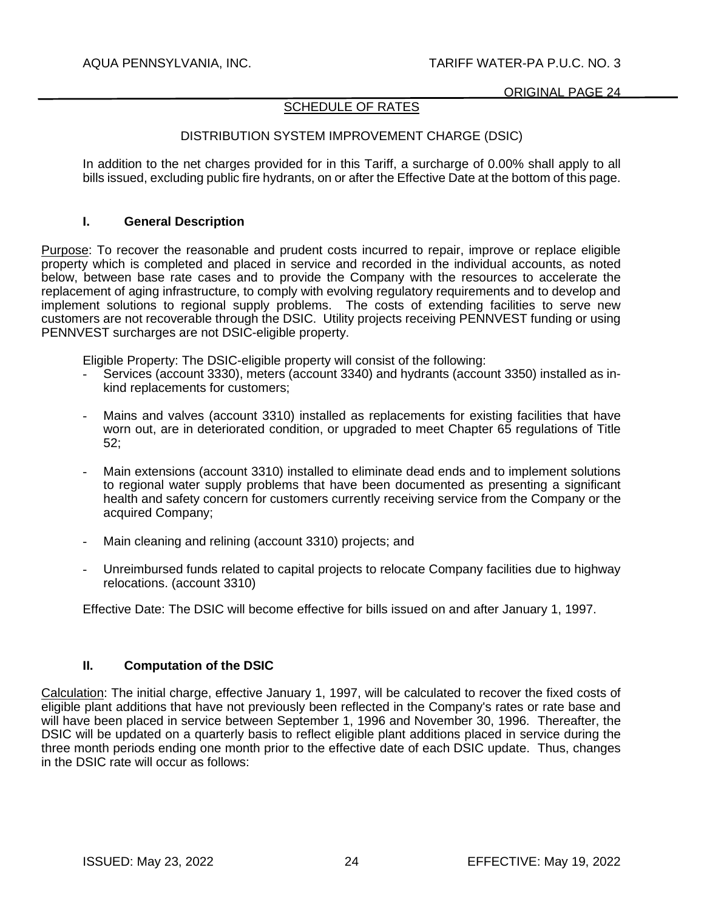SCHEDULE OF RATES

DISTRIBUTION SYSTEM IMPROVEMENT CHARGE (DSIC)

In addition to the net charges provided for in this Tariff, a surcharge of 0.00% shall apply to all bills issued, excluding public fire hydrants, on or after the Effective Date at the bottom of this page.

## I. General Description

Purpose: To recover the reasonable and prudent costs incurred to repair, improve or replace eligible property which is completed and placed in service and recorded in the individual accounts, as noted below, between base rate cases and to provide the Company with the resources to accelerate the replacement of aging infrastructure, to comply with evolving regulatory requirements and to develop and implement solutions to regional supply problems. The costs of extending facilities to serve new customers are not recoverable through the DSIC. Utility projects receiving PENNVEST funding or using PENNVEST surcharges are not DSIC-eligible property.

Eligible Property: The DSIC-eligible property will consist of the following:

- Services (account 3330), meters (account 3340) and hydrants (account 3350) installed as in-kind replacements for customers;
- Mains and valves (account 3310) installed as replacements for existing facilities that have worn out, are in deteriorated condition, or upgraded to meet Chapter 65 regulations of Title 52;
- Main extensions (account 3310) installed to eliminate dead ends and to implement solutions to regional water supply problems that have been documented as presenting a significant health and safety concern for customers currently receiving service from the Company or the acquired Company;
- Main cleaning and relining (account 3310) projects; and
- Unreimbursed funds related to capital projects to relocate Company facilities due to highway relocations. (account 3310)

Effective Date: The DSIC will become effective for bills issued on and after January 1, 1997.

## II. Computation of the DSIC

Calculation: The initial charge, effective January 1, 1997, will be calculated to recover the fixed costs of eligible plant additions that have not previously been reflected in the Company's rates or rate base and will have been placed in service between September 1, 1996 and November 30, 1996. Thereafter, the DSIC will be updated on a quarterly basis to reflect eligible plant additions placed in service during the three month periods ending one month prior to the effective date of each DSIC update. Thus, changes in the DSIC rate will occur as follows: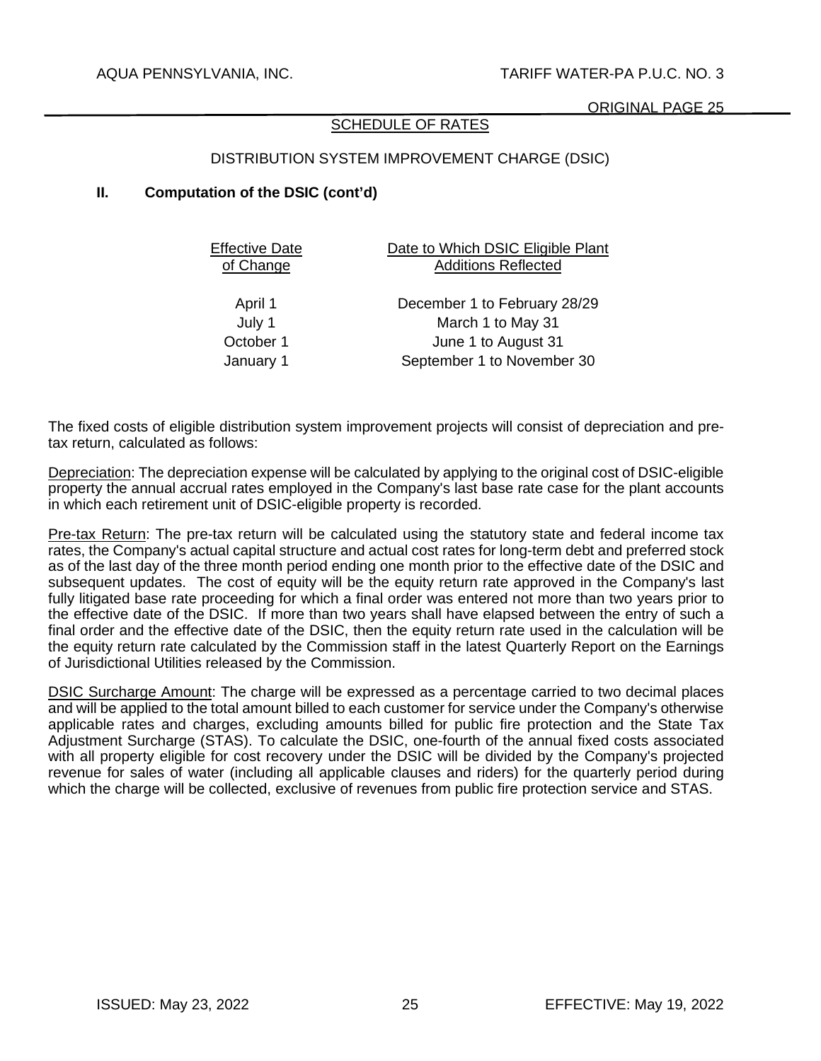## SCHEDULE OF RATES

### DISTRIBUTION SYSTEM IMPROVEMENT CHARGE (DSIC)

### II. Computation of the DSIC (cont'd)

| Effective Date of Change | Date to Which DSIC Eligible Plant Additions Reflected |
|---|---|
| April 1 | December 1 to February 28/29 |
| July 1 | March 1 to May 31 |
| October 1 | June 1 to August 31 |
| January 1 | September 1 to November 30 |

The fixed costs of eligible distribution system improvement projects will consist of depreciation and pre-tax return, calculated as follows:

Depreciation: The depreciation expense will be calculated by applying to the original cost of DSIC-eligible property the annual accrual rates employed in the Company's last base rate case for the plant accounts in which each retirement unit of DSIC-eligible property is recorded.

Pre-tax Return: The pre-tax return will be calculated using the statutory state and federal income tax rates, the Company's actual capital structure and actual cost rates for long-term debt and preferred stock as of the last day of the three month period ending one month prior to the effective date of the DSIC and subsequent updates. The cost of equity will be the equity return rate approved in the Company's last fully litigated base rate proceeding for which a final order was entered not more than two years prior to the effective date of the DSIC. If more than two years shall have elapsed between the entry of such a final order and the effective date of the DSIC, then the equity return rate used in the calculation will be the equity return rate calculated by the Commission staff in the latest Quarterly Report on the Earnings of Jurisdictional Utilities released by the Commission.

DSIC Surcharge Amount: The charge will be expressed as a percentage carried to two decimal places and will be applied to the total amount billed to each customer for service under the Company's otherwise applicable rates and charges, excluding amounts billed for public fire protection and the State Tax Adjustment Surcharge (STAS). To calculate the DSIC, one-fourth of the annual fixed costs associated with all property eligible for cost recovery under the DSIC will be divided by the Company's projected revenue for sales of water (including all applicable clauses and riders) for the quarterly period during which the charge will be collected, exclusive of revenues from public fire protection service and STAS.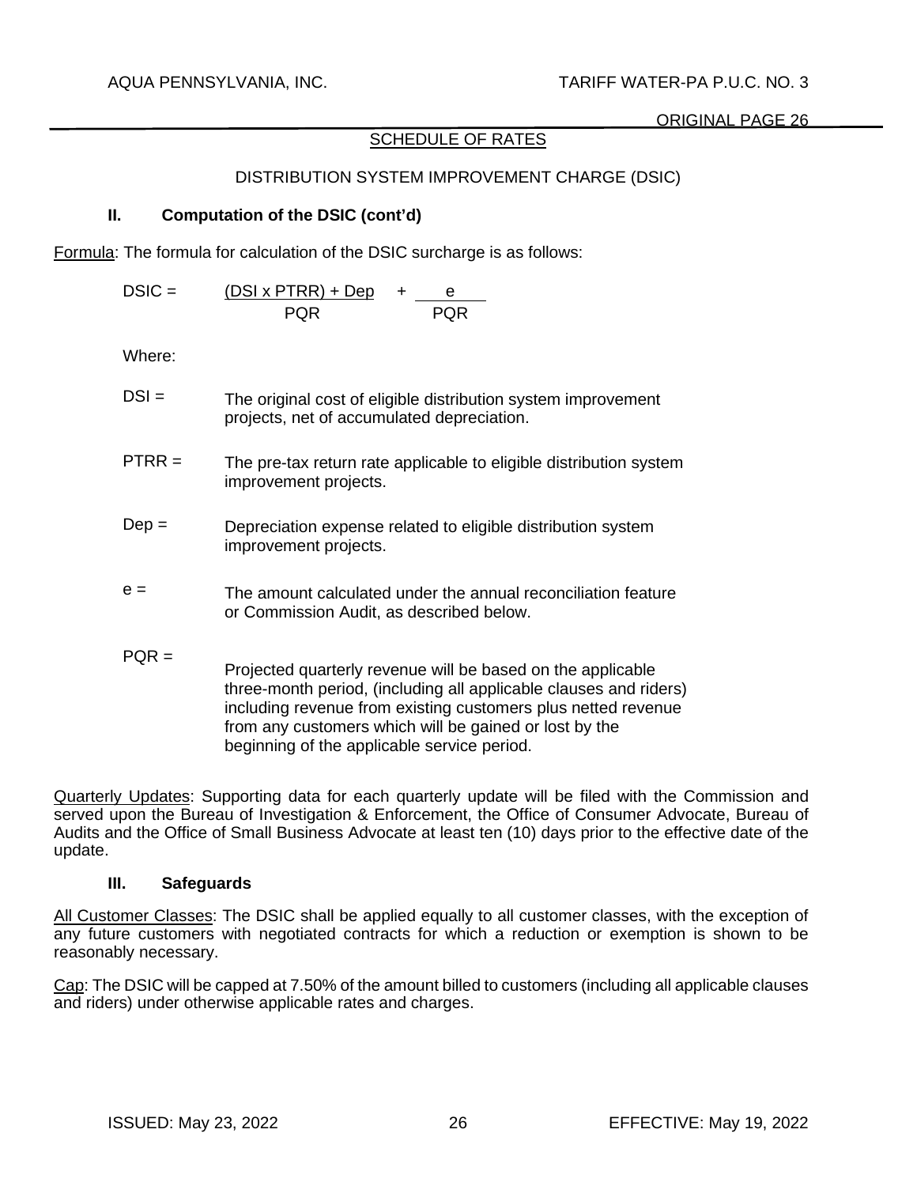## SCHEDULE OF RATES

### DISTRIBUTION SYSTEM IMPROVEMENT CHARGE (DSIC)

### II. Computation of the DSIC (cont'd)

Formula: The formula for calculation of the DSIC surcharge is as follows:

$$DSIC = \frac{(DSI \times PTRR) + Dep}{PQR} + \frac{e}{PQR}$$

Where:

DSI = The original cost of eligible distribution system improvement projects, net of accumulated depreciation.

PTRR = The pre-tax return rate applicable to eligible distribution system improvement projects.

Dep = Depreciation expense related to eligible distribution system improvement projects.

e = The amount calculated under the annual reconciliation feature or Commission Audit, as described below.

PQR = Projected quarterly revenue will be based on the applicable three-month period, (including all applicable clauses and riders) including revenue from existing customers plus netted revenue from any customers which will be gained or lost by the beginning of the applicable service period.

Quarterly Updates: Supporting data for each quarterly update will be filed with the Commission and served upon the Bureau of Investigation & Enforcement, the Office of Consumer Advocate, Bureau of Audits and the Office of Small Business Advocate at least ten (10) days prior to the effective date of the update.

### III. Safeguards

All Customer Classes: The DSIC shall be applied equally to all customer classes, with the exception of any future customers with negotiated contracts for which a reduction or exemption is shown to be reasonably necessary.

Cap: The DSIC will be capped at 7.50% of the amount billed to customers (including all applicable clauses and riders) under otherwise applicable rates and charges.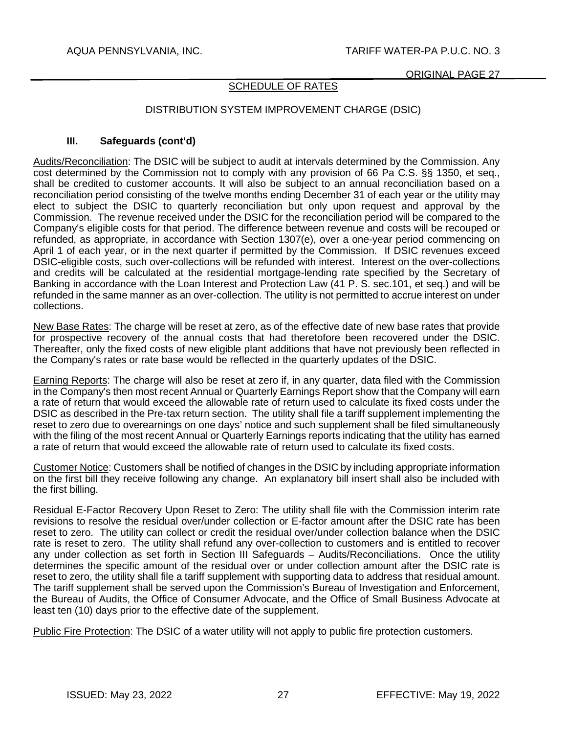## SCHEDULE OF RATES

## DISTRIBUTION SYSTEM IMPROVEMENT CHARGE (DSIC)

### III. Safeguards (cont'd)

Audits/Reconciliation: The DSIC will be subject to audit at intervals determined by the Commission. Any cost determined by the Commission not to comply with any provision of 66 Pa C.S. §§ 1350, et seq., shall be credited to customer accounts. It will also be subject to an annual reconciliation based on a reconciliation period consisting of the twelve months ending December 31 of each year or the utility may elect to subject the DSIC to quarterly reconciliation but only upon request and approval by the Commission. The revenue received under the DSIC for the reconciliation period will be compared to the Company's eligible costs for that period. The difference between revenue and costs will be recouped or refunded, as appropriate, in accordance with Section 1307(e), over a one-year period commencing on April 1 of each year, or in the next quarter if permitted by the Commission. If DSIC revenues exceed DSIC-eligible costs, such over-collections will be refunded with interest. Interest on the over-collections and credits will be calculated at the residential mortgage-lending rate specified by the Secretary of Banking in accordance with the Loan Interest and Protection Law (41 P. S. sec.101, et seq.) and will be refunded in the same manner as an over-collection. The utility is not permitted to accrue interest on under collections.

New Base Rates: The charge will be reset at zero, as of the effective date of new base rates that provide for prospective recovery of the annual costs that had theretofore been recovered under the DSIC. Thereafter, only the fixed costs of new eligible plant additions that have not previously been reflected in the Company's rates or rate base would be reflected in the quarterly updates of the DSIC.

Earning Reports: The charge will also be reset at zero if, in any quarter, data filed with the Commission in the Company's then most recent Annual or Quarterly Earnings Report show that the Company will earn a rate of return that would exceed the allowable rate of return used to calculate its fixed costs under the DSIC as described in the Pre-tax return section. The utility shall file a tariff supplement implementing the reset to zero due to overearnings on one days' notice and such supplement shall be filed simultaneously with the filing of the most recent Annual or Quarterly Earnings reports indicating that the utility has earned a rate of return that would exceed the allowable rate of return used to calculate its fixed costs.

Customer Notice: Customers shall be notified of changes in the DSIC by including appropriate information on the first bill they receive following any change. An explanatory bill insert shall also be included with the first billing.

Residual E-Factor Recovery Upon Reset to Zero: The utility shall file with the Commission interim rate revisions to resolve the residual over/under collection or E-factor amount after the DSIC rate has been reset to zero. The utility can collect or credit the residual over/under collection balance when the DSIC rate is reset to zero. The utility shall refund any over-collection to customers and is entitled to recover any under collection as set forth in Section III Safeguards – Audits/Reconciliations. Once the utility determines the specific amount of the residual over or under collection amount after the DSIC rate is reset to zero, the utility shall file a tariff supplement with supporting data to address that residual amount. The tariff supplement shall be served upon the Commission's Bureau of Investigation and Enforcement, the Bureau of Audits, the Office of Consumer Advocate, and the Office of Small Business Advocate at least ten (10) days prior to the effective date of the supplement.

Public Fire Protection: The DSIC of a water utility will not apply to public fire protection customers.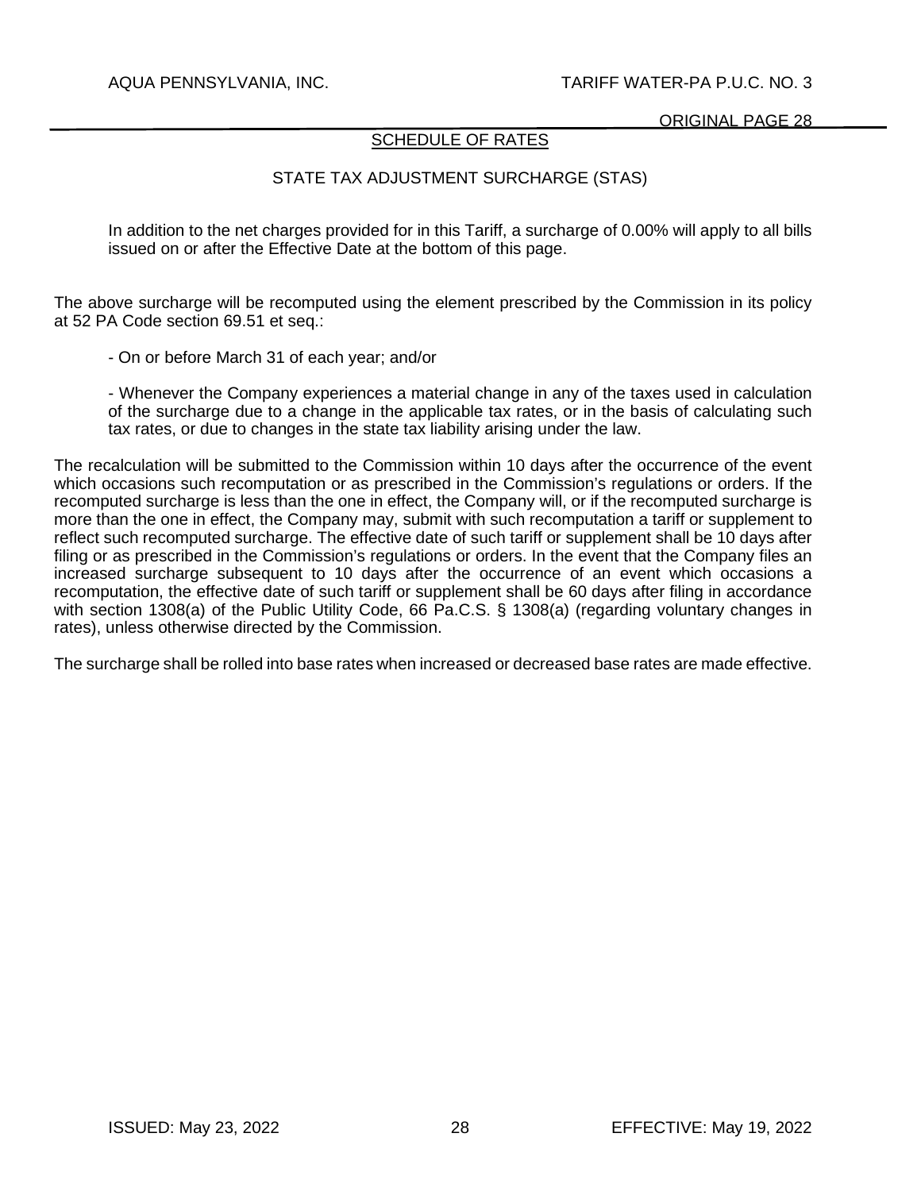## SCHEDULE OF RATES

### STATE TAX ADJUSTMENT SURCHARGE (STAS)

In addition to the net charges provided for in this Tariff, a surcharge of 0.00% will apply to all bills issued on or after the Effective Date at the bottom of this page.

The above surcharge will be recomputed using the element prescribed by the Commission in its policy at 52 PA Code section 69.51 et seq.:

- On or before March 31 of each year; and/or

- Whenever the Company experiences a material change in any of the taxes used in calculation of the surcharge due to a change in the applicable tax rates, or in the basis of calculating such tax rates, or due to changes in the state tax liability arising under the law.

The recalculation will be submitted to the Commission within 10 days after the occurrence of the event which occasions such recomputation or as prescribed in the Commission's regulations or orders. If the recomputed surcharge is less than the one in effect, the Company will, or if the recomputed surcharge is more than the one in effect, the Company may, submit with such recomputation a tariff or supplement to reflect such recomputed surcharge. The effective date of such tariff or supplement shall be 10 days after filing or as prescribed in the Commission's regulations or orders. In the event that the Company files an increased surcharge subsequent to 10 days after the occurrence of an event which occasions a recomputation, the effective date of such tariff or supplement shall be 60 days after filing in accordance with section 1308(a) of the Public Utility Code, 66 Pa.C.S. § 1308(a) (regarding voluntary changes in rates), unless otherwise directed by the Commission.

The surcharge shall be rolled into base rates when increased or decreased base rates are made effective.

ISSUED: May 23, 2022 EFFECTIVE: May 19, 2022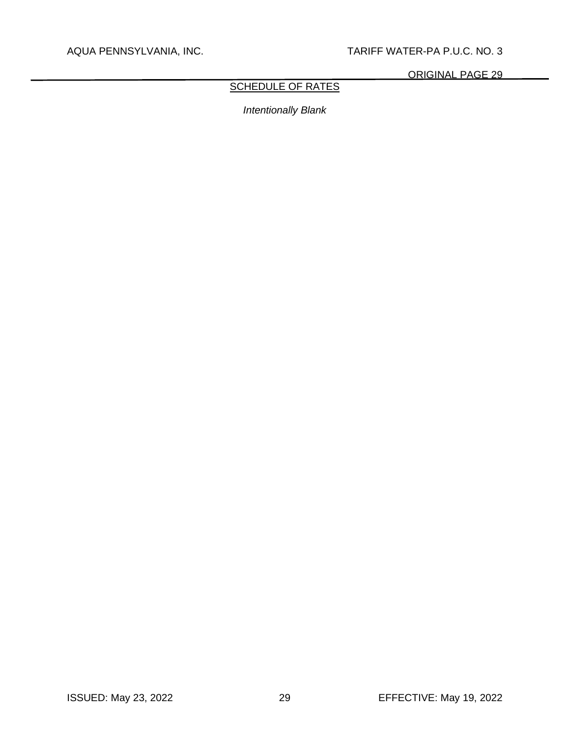## SCHEDULE OF RATES

*Intentionally Blank*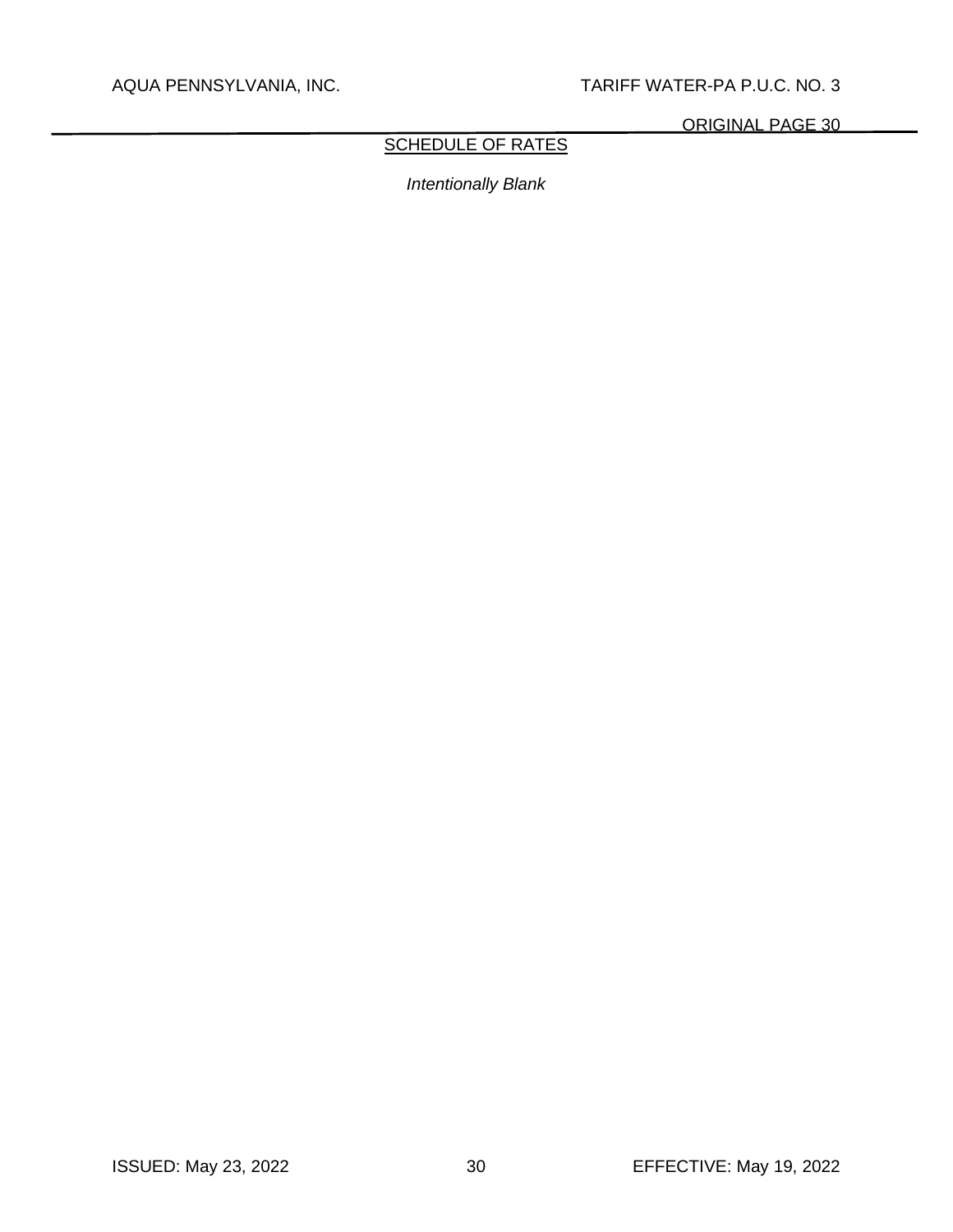## SCHEDULE OF RATES

*Intentionally Blank*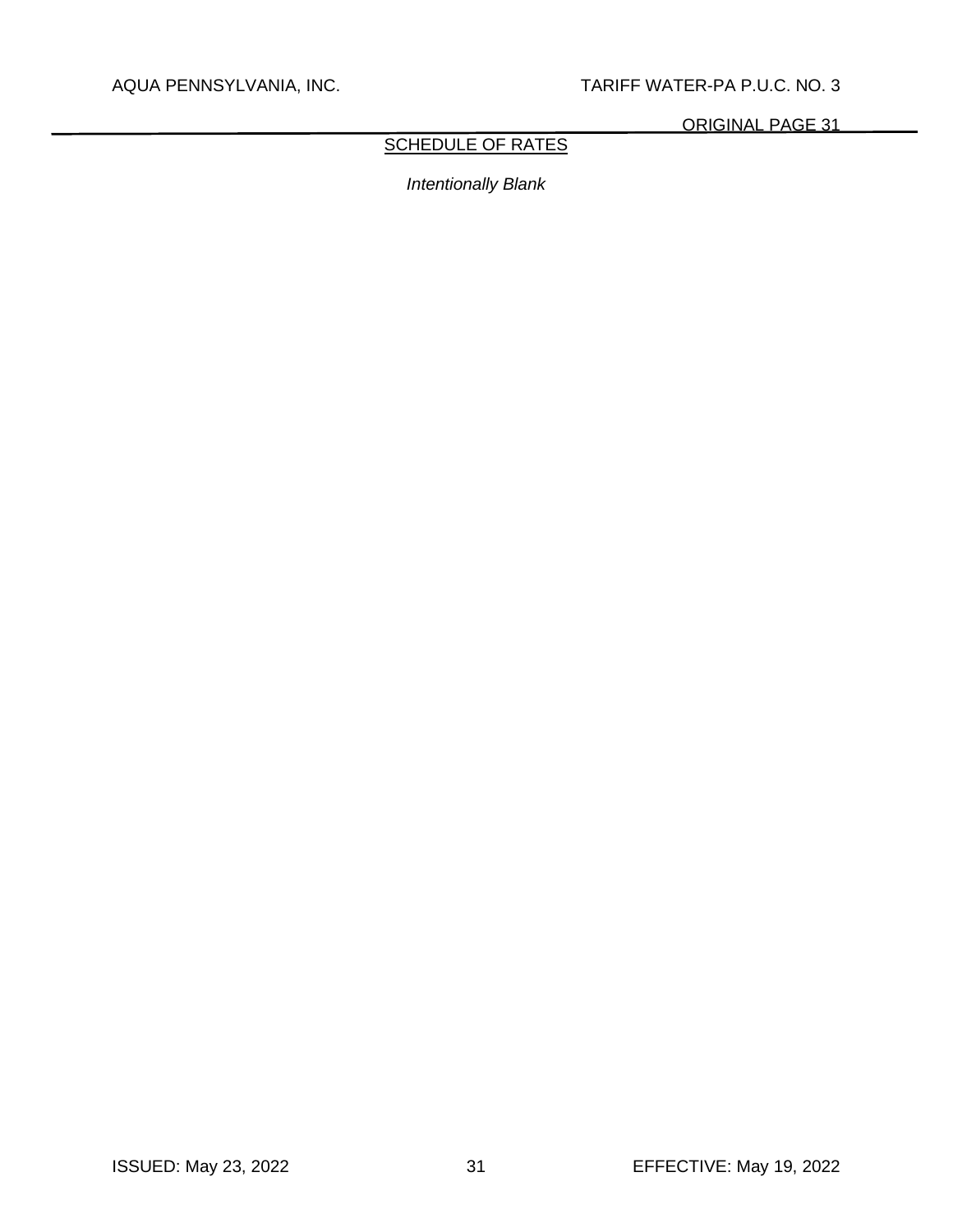## SCHEDULE OF RATES

*Intentionally Blank*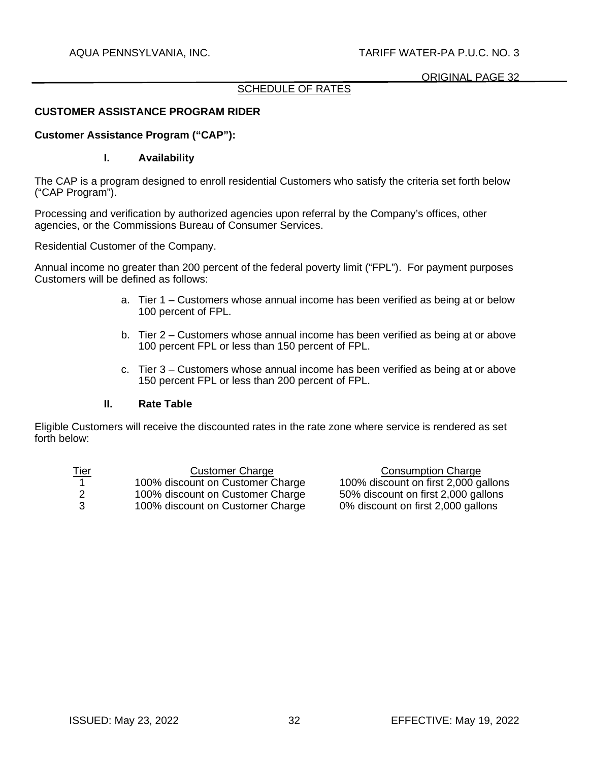SCHEDULE OF RATES

## CUSTOMER ASSISTANCE PROGRAM RIDER

**Customer Assistance Program ("CAP"):**

### I. Availability

The CAP is a program designed to enroll residential Customers who satisfy the criteria set forth below ("CAP Program").

Processing and verification by authorized agencies upon referral by the Company's offices, other agencies, or the Commissions Bureau of Consumer Services.

Residential Customer of the Company.

Annual income no greater than 200 percent of the federal poverty limit ("FPL"). For payment purposes Customers will be defined as follows:

a. Tier 1 – Customers whose annual income has been verified as being at or below 100 percent of FPL.

b. Tier 2 – Customers whose annual income has been verified as being at or above 100 percent FPL or less than 150 percent of FPL.

c. Tier 3 – Customers whose annual income has been verified as being at or above 150 percent FPL or less than 200 percent of FPL.

### II. Rate Table

Eligible Customers will receive the discounted rates in the rate zone where service is rendered as set forth below:

| Tier | Customer Charge | Consumption Charge |
|---|---|---|
| 1 | 100% discount on Customer Charge | 100% discount on first 2,000 gallons |
| 2 | 100% discount on Customer Charge | 50% discount on first 2,000 gallons |
| 3 | 100% discount on Customer Charge | 0% discount on first 2,000 gallons |

ISSUED: May 23, 2022 EFFECTIVE: May 19, 2022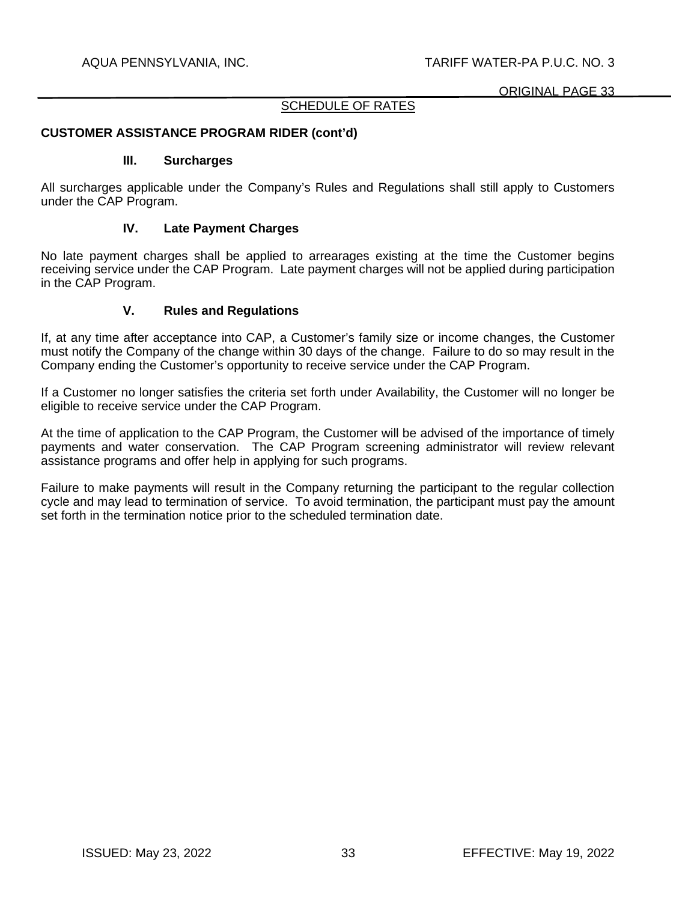SCHEDULE OF RATES

**CUSTOMER ASSISTANCE PROGRAM RIDER (cont'd)**

**III. Surcharges**

All surcharges applicable under the Company's Rules and Regulations shall still apply to Customers under the CAP Program.

**IV. Late Payment Charges**

No late payment charges shall be applied to arrearages existing at the time the Customer begins receiving service under the CAP Program. Late payment charges will not be applied during participation in the CAP Program.

**V. Rules and Regulations**

If, at any time after acceptance into CAP, a Customer's family size or income changes, the Customer must notify the Company of the change within 30 days of the change. Failure to do so may result in the Company ending the Customer's opportunity to receive service under the CAP Program.

If a Customer no longer satisfies the criteria set forth under Availability, the Customer will no longer be eligible to receive service under the CAP Program.

At the time of application to the CAP Program, the Customer will be advised of the importance of timely payments and water conservation. The CAP Program screening administrator will review relevant assistance programs and offer help in applying for such programs.

Failure to make payments will result in the Company returning the participant to the regular collection cycle and may lead to termination of service. To avoid termination, the participant must pay the amount set forth in the termination notice prior to the scheduled termination date.

ISSUED: May 23, 2022 EFFECTIVE: May 19, 2022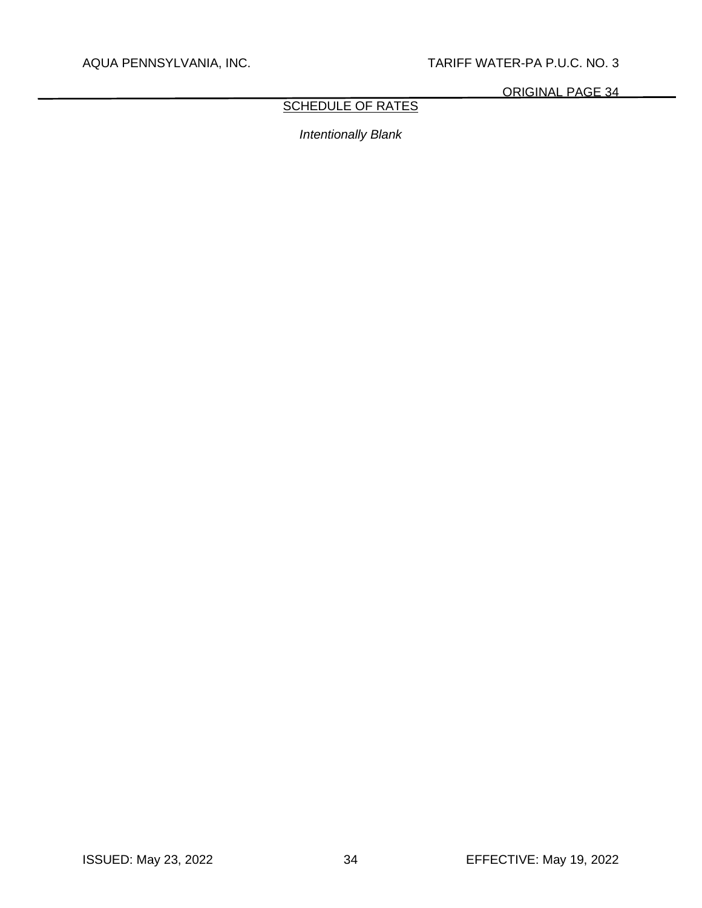## SCHEDULE OF RATES

*Intentionally Blank*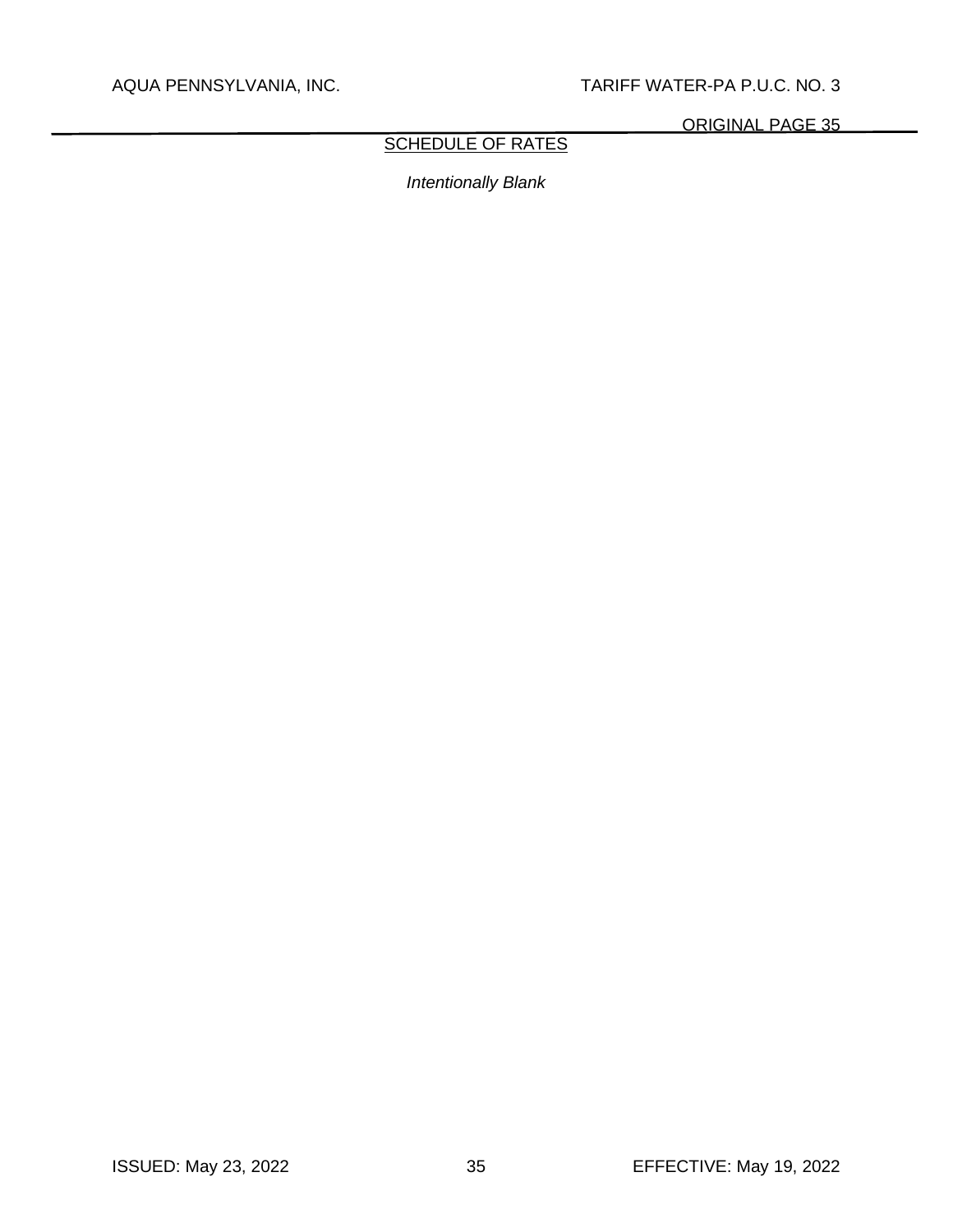SCHEDULE OF RATES

*Intentionally Blank*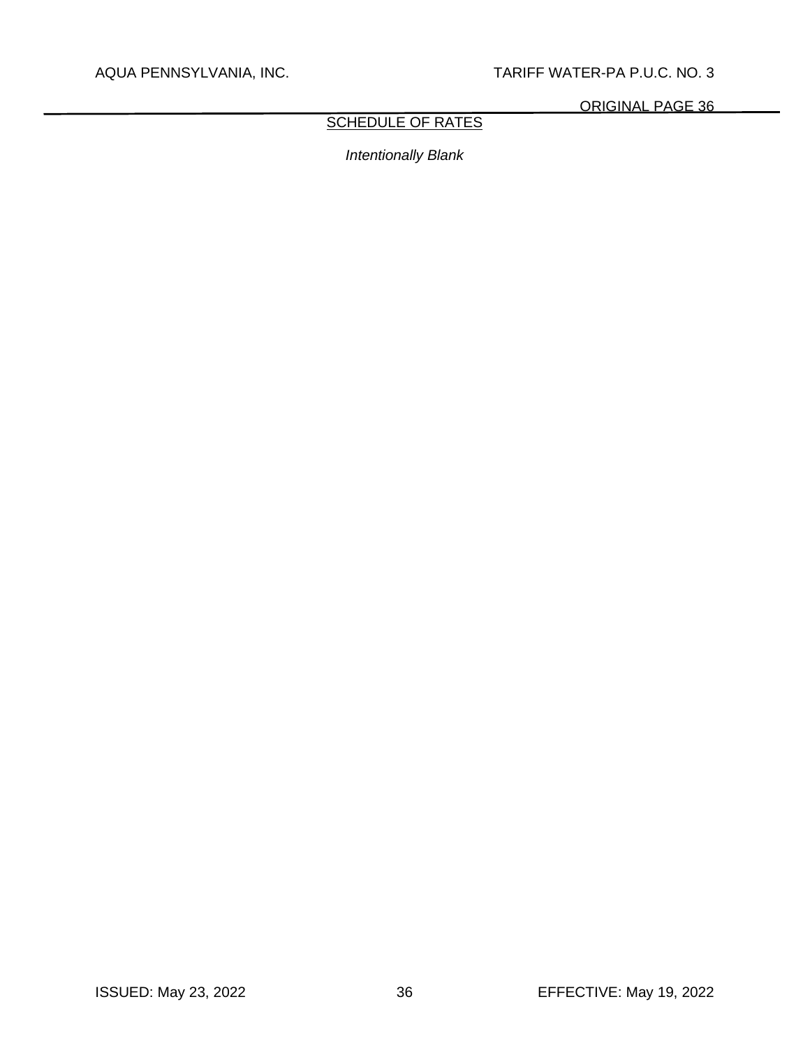## SCHEDULE OF RATES

*Intentionally Blank*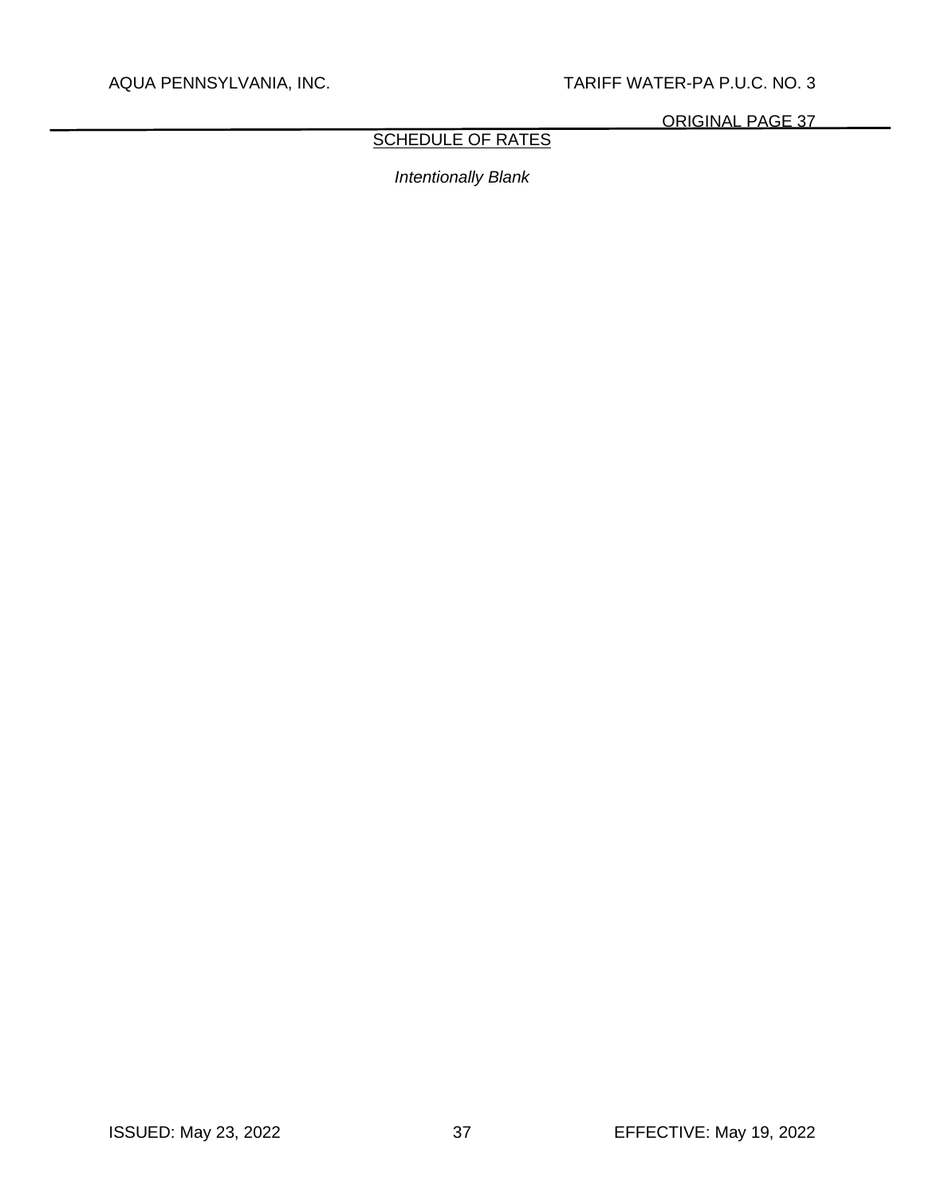## SCHEDULE OF RATES

*Intentionally Blank*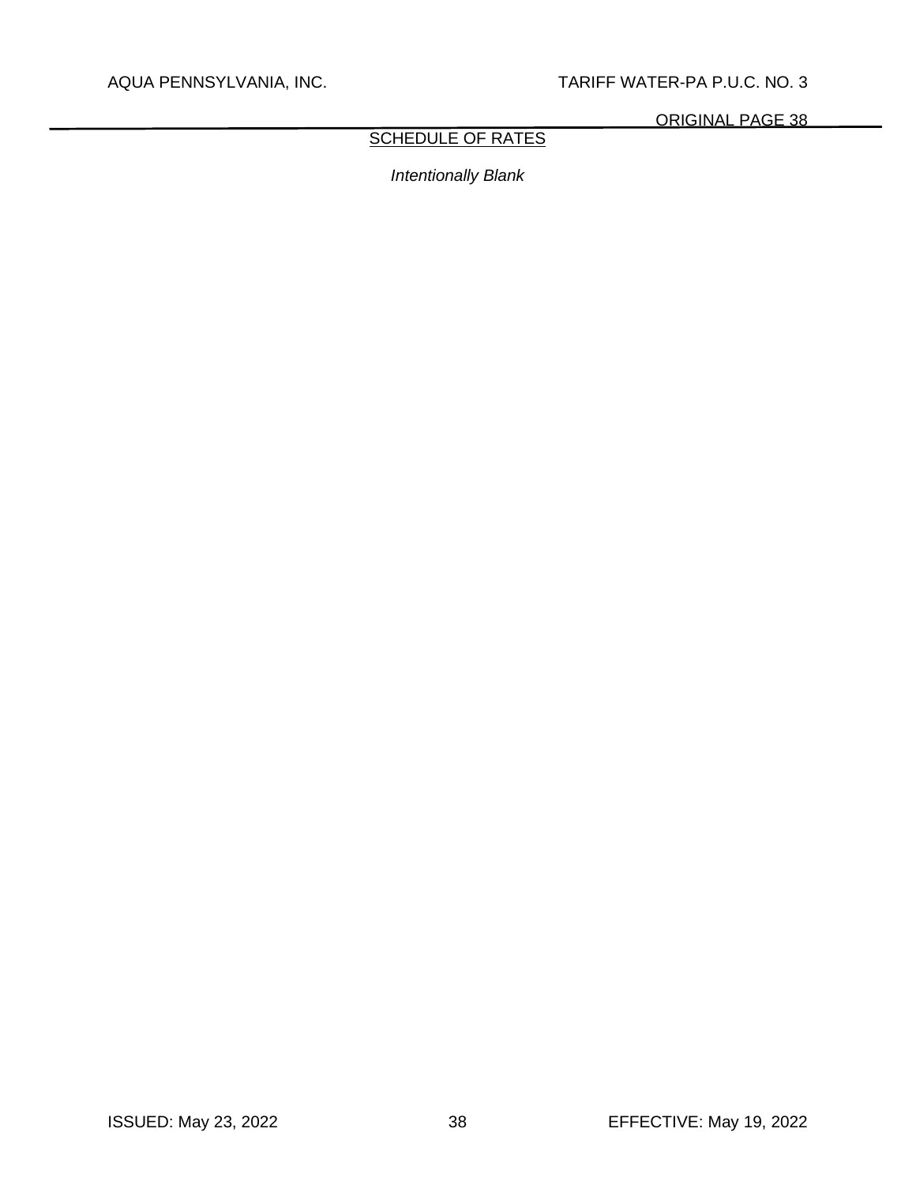SCHEDULE OF RATES

*Intentionally Blank*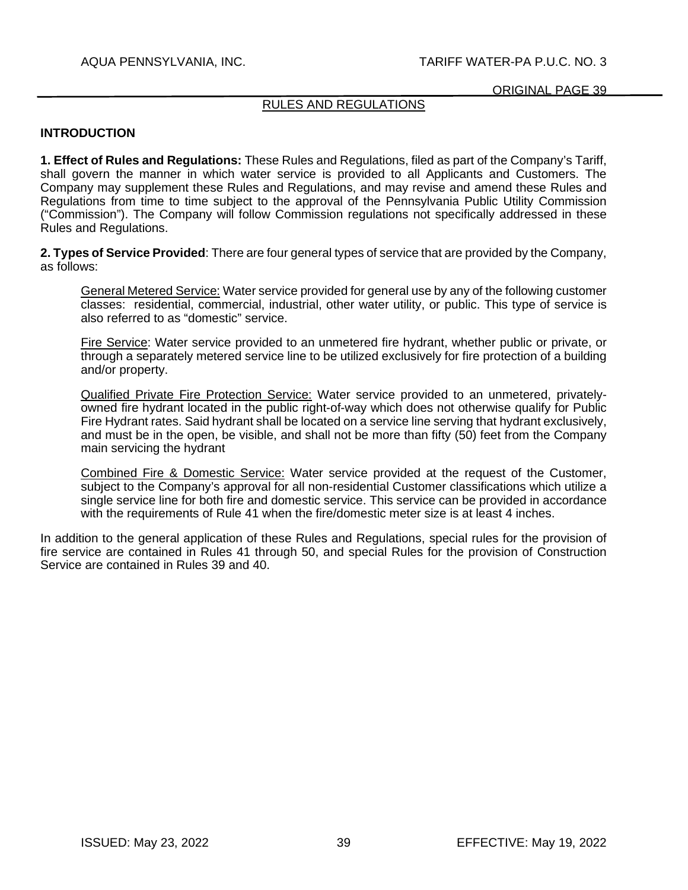## RULES AND REGULATIONS

### INTRODUCTION

**1. Effect of Rules and Regulations:** These Rules and Regulations, filed as part of the Company's Tariff, shall govern the manner in which water service is provided to all Applicants and Customers. The Company may supplement these Rules and Regulations, and may revise and amend these Rules and Regulations from time to time subject to the approval of the Pennsylvania Public Utility Commission ("Commission"). The Company will follow Commission regulations not specifically addressed in these Rules and Regulations.

**2. Types of Service Provided**: There are four general types of service that are provided by the Company, as follows:

General Metered Service: Water service provided for general use by any of the following customer classes: residential, commercial, industrial, other water utility, or public. This type of service is also referred to as "domestic" service.

Fire Service: Water service provided to an unmetered fire hydrant, whether public or private, or through a separately metered service line to be utilized exclusively for fire protection of a building and/or property.

Qualified Private Fire Protection Service: Water service provided to an unmetered, privately-owned fire hydrant located in the public right-of-way which does not otherwise qualify for Public Fire Hydrant rates. Said hydrant shall be located on a service line serving that hydrant exclusively, and must be in the open, be visible, and shall not be more than fifty (50) feet from the Company main servicing the hydrant

Combined Fire & Domestic Service: Water service provided at the request of the Customer, subject to the Company's approval for all non-residential Customer classifications which utilize a single service line for both fire and domestic service. This service can be provided in accordance with the requirements of Rule 41 when the fire/domestic meter size is at least 4 inches.

In addition to the general application of these Rules and Regulations, special rules for the provision of fire service are contained in Rules 41 through 50, and special Rules for the provision of Construction Service are contained in Rules 39 and 40.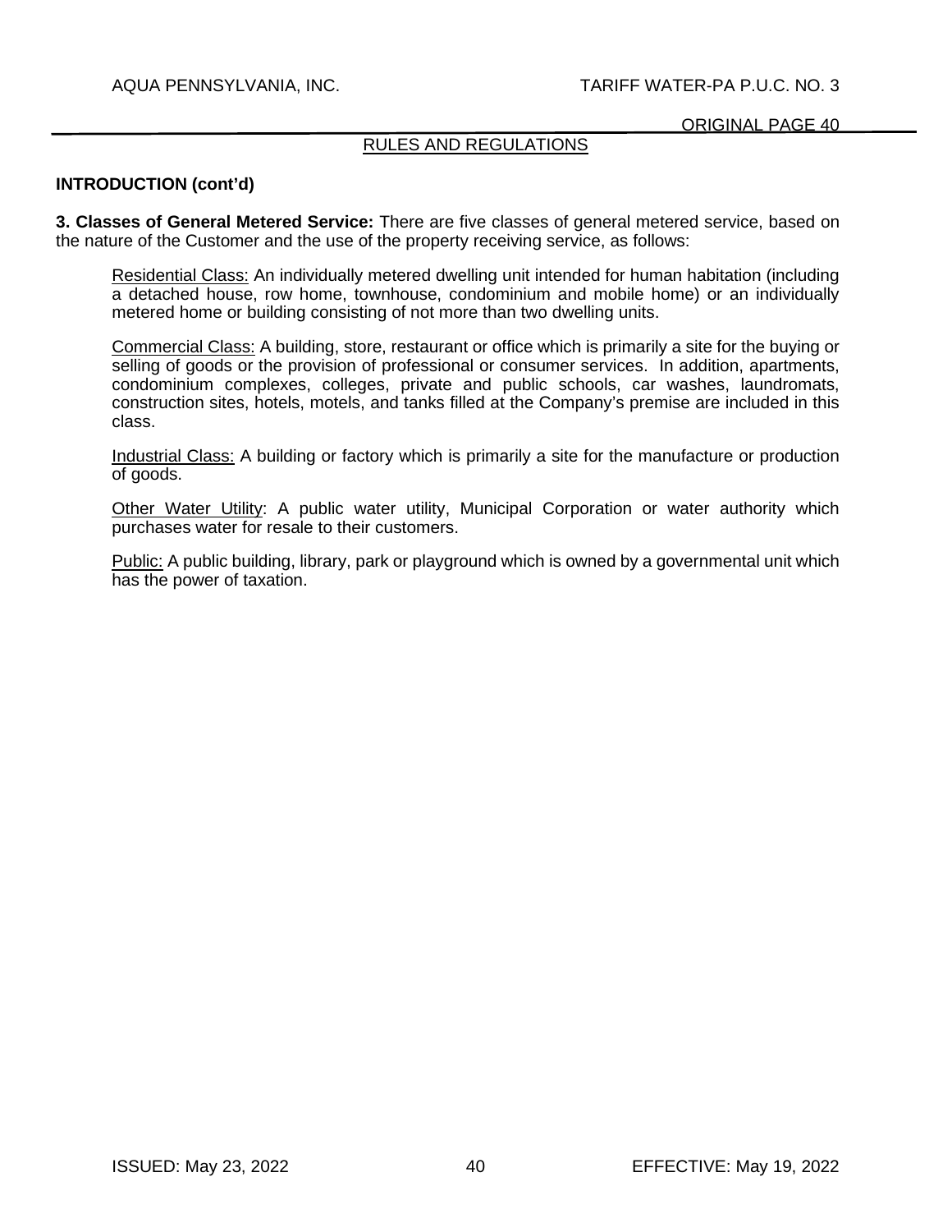## RULES AND REGULATIONS

**INTRODUCTION (cont'd)**

**3. Classes of General Metered Service:** There are five classes of general metered service, based on the nature of the Customer and the use of the property receiving service, as follows:

Residential Class: An individually metered dwelling unit intended for human habitation (including a detached house, row home, townhouse, condominium and mobile home) or an individually metered home or building consisting of not more than two dwelling units.

Commercial Class: A building, store, restaurant or office which is primarily a site for the buying or selling of goods or the provision of professional or consumer services. In addition, apartments, condominium complexes, colleges, private and public schools, car washes, laundromats, construction sites, hotels, motels, and tanks filled at the Company's premise are included in this class.

Industrial Class: A building or factory which is primarily a site for the manufacture or production of goods.

Other Water Utility: A public water utility, Municipal Corporation or water authority which purchases water for resale to their customers.

Public: A public building, library, park or playground which is owned by a governmental unit which has the power of taxation.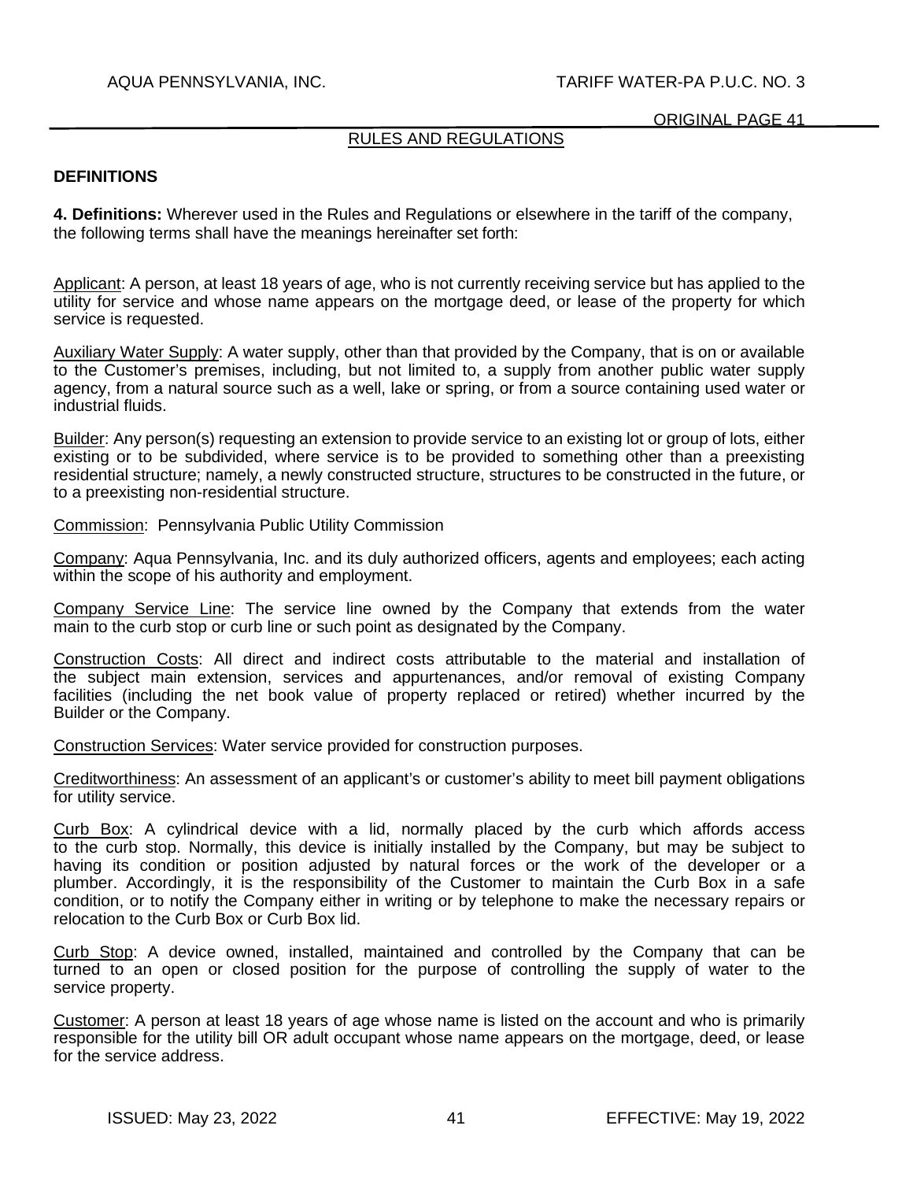## RULES AND REGULATIONS

### DEFINITIONS

**4. Definitions:** Wherever used in the Rules and Regulations or elsewhere in the tariff of the company, the following terms shall have the meanings hereinafter set forth:

Applicant: A person, at least 18 years of age, who is not currently receiving service but has applied to the utility for service and whose name appears on the mortgage deed, or lease of the property for which service is requested.

Auxiliary Water Supply: A water supply, other than that provided by the Company, that is on or available to the Customer's premises, including, but not limited to, a supply from another public water supply agency, from a natural source such as a well, lake or spring, or from a source containing used water or industrial fluids.

Builder: Any person(s) requesting an extension to provide service to an existing lot or group of lots, either existing or to be subdivided, where service is to be provided to something other than a preexisting residential structure; namely, a newly constructed structure, structures to be constructed in the future, or to a preexisting non-residential structure.

Commission: Pennsylvania Public Utility Commission

Company: Aqua Pennsylvania, Inc. and its duly authorized officers, agents and employees; each acting within the scope of his authority and employment.

Company Service Line: The service line owned by the Company that extends from the water main to the curb stop or curb line or such point as designated by the Company.

Construction Costs: All direct and indirect costs attributable to the material and installation of the subject main extension, services and appurtenances, and/or removal of existing Company facilities (including the net book value of property replaced or retired) whether incurred by the Builder or the Company.

Construction Services: Water service provided for construction purposes.

Creditworthiness: An assessment of an applicant's or customer's ability to meet bill payment obligations for utility service.

Curb Box: A cylindrical device with a lid, normally placed by the curb which affords access to the curb stop. Normally, this device is initially installed by the Company, but may be subject to having its condition or position adjusted by natural forces or the work of the developer or a plumber. Accordingly, it is the responsibility of the Customer to maintain the Curb Box in a safe condition, or to notify the Company either in writing or by telephone to make the necessary repairs or relocation to the Curb Box or Curb Box lid.

Curb Stop: A device owned, installed, maintained and controlled by the Company that can be turned to an open or closed position for the purpose of controlling the supply of water to the service property.

Customer: A person at least 18 years of age whose name is listed on the account and who is primarily responsible for the utility bill OR adult occupant whose name appears on the mortgage, deed, or lease for the service address.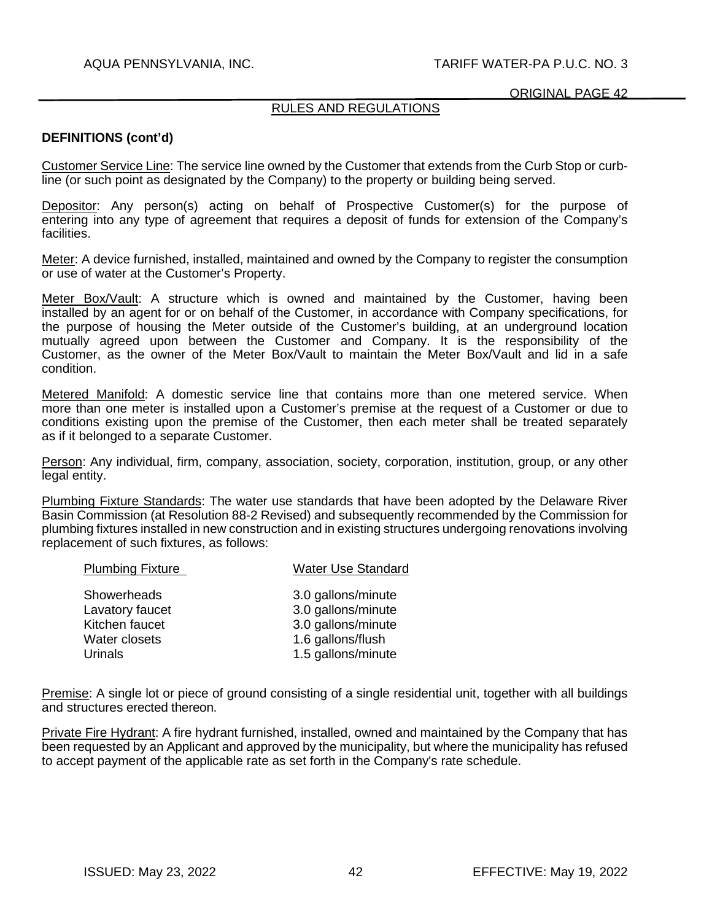## RULES AND REGULATIONS

**DEFINITIONS (cont'd)**

Customer Service Line: The service line owned by the Customer that extends from the Curb Stop or curb-line (or such point as designated by the Company) to the property or building being served.

Depositor: Any person(s) acting on behalf of Prospective Customer(s) for the purpose of entering into any type of agreement that requires a deposit of funds for extension of the Company's facilities.

Meter: A device furnished, installed, maintained and owned by the Company to register the consumption or use of water at the Customer's Property.

Meter Box/Vault: A structure which is owned and maintained by the Customer, having been installed by an agent for or on behalf of the Customer, in accordance with Company specifications, for the purpose of housing the Meter outside of the Customer's building, at an underground location mutually agreed upon between the Customer and Company. It is the responsibility of the Customer, as the owner of the Meter Box/Vault to maintain the Meter Box/Vault and lid in a safe condition.

Metered Manifold: A domestic service line that contains more than one metered service. When more than one meter is installed upon a Customer's premise at the request of a Customer or due to conditions existing upon the premise of the Customer, then each meter shall be treated separately as if it belonged to a separate Customer.

Person: Any individual, firm, company, association, society, corporation, institution, group, or any other legal entity.

Plumbing Fixture Standards: The water use standards that have been adopted by the Delaware River Basin Commission (at Resolution 88-2 Revised) and subsequently recommended by the Commission for plumbing fixtures installed in new construction and in existing structures undergoing renovations involving replacement of such fixtures, as follows:

| Plumbing Fixture | Water Use Standard |
|---|---|
| Showerheads | 3.0 gallons/minute |
| Lavatory faucet | 3.0 gallons/minute |
| Kitchen faucet | 3.0 gallons/minute |
| Water closets | 1.6 gallons/flush |
| Urinals | 1.5 gallons/minute |

Premise: A single lot or piece of ground consisting of a single residential unit, together with all buildings and structures erected thereon.

Private Fire Hydrant: A fire hydrant furnished, installed, owned and maintained by the Company that has been requested by an Applicant and approved by the municipality, but where the municipality has refused to accept payment of the applicable rate as set forth in the Company's rate schedule.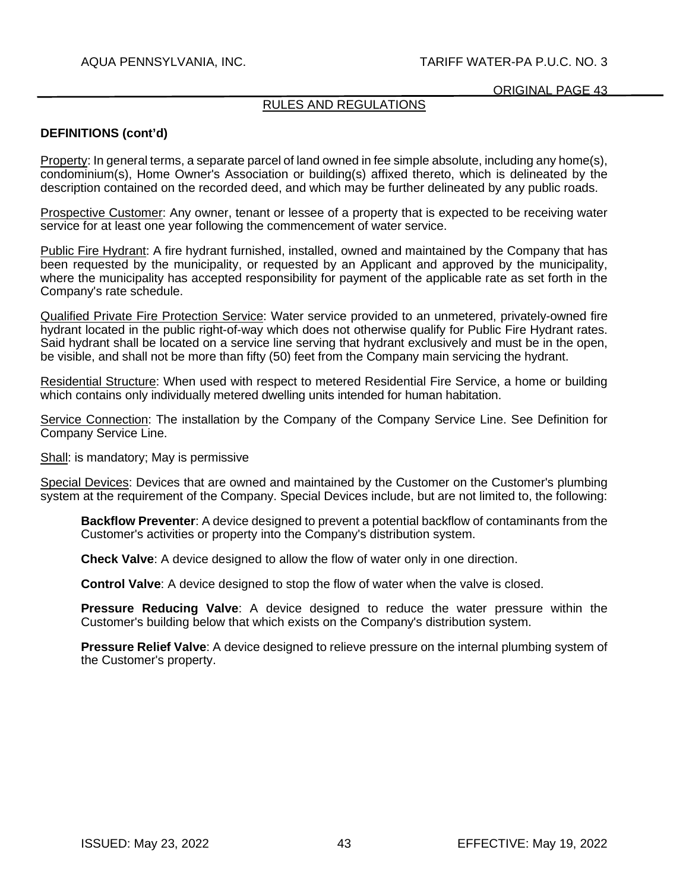RULES AND REGULATIONS

**DEFINITIONS (cont'd)**

Property: In general terms, a separate parcel of land owned in fee simple absolute, including any home(s), condominium(s), Home Owner's Association or building(s) affixed thereto, which is delineated by the description contained on the recorded deed, and which may be further delineated by any public roads.

Prospective Customer: Any owner, tenant or lessee of a property that is expected to be receiving water service for at least one year following the commencement of water service.

Public Fire Hydrant: A fire hydrant furnished, installed, owned and maintained by the Company that has been requested by the municipality, or requested by an Applicant and approved by the municipality, where the municipality has accepted responsibility for payment of the applicable rate as set forth in the Company's rate schedule.

Qualified Private Fire Protection Service: Water service provided to an unmetered, privately-owned fire hydrant located in the public right-of-way which does not otherwise qualify for Public Fire Hydrant rates. Said hydrant shall be located on a service line serving that hydrant exclusively and must be in the open, be visible, and shall not be more than fifty (50) feet from the Company main servicing the hydrant.

Residential Structure: When used with respect to metered Residential Fire Service, a home or building which contains only individually metered dwelling units intended for human habitation.

Service Connection: The installation by the Company of the Company Service Line. See Definition for Company Service Line.

Shall: is mandatory; May is permissive

Special Devices: Devices that are owned and maintained by the Customer on the Customer's plumbing system at the requirement of the Company. Special Devices include, but are not limited to, the following:

> **Backflow Preventer**: A device designed to prevent a potential backflow of contaminants from the Customer's activities or property into the Company's distribution system.
>
> **Check Valve**: A device designed to allow the flow of water only in one direction.
>
> **Control Valve**: A device designed to stop the flow of water when the valve is closed.
>
> **Pressure Reducing Valve**: A device designed to reduce the water pressure within the Customer's building below that which exists on the Company's distribution system.
>
> **Pressure Relief Valve**: A device designed to relieve pressure on the internal plumbing system of the Customer's property.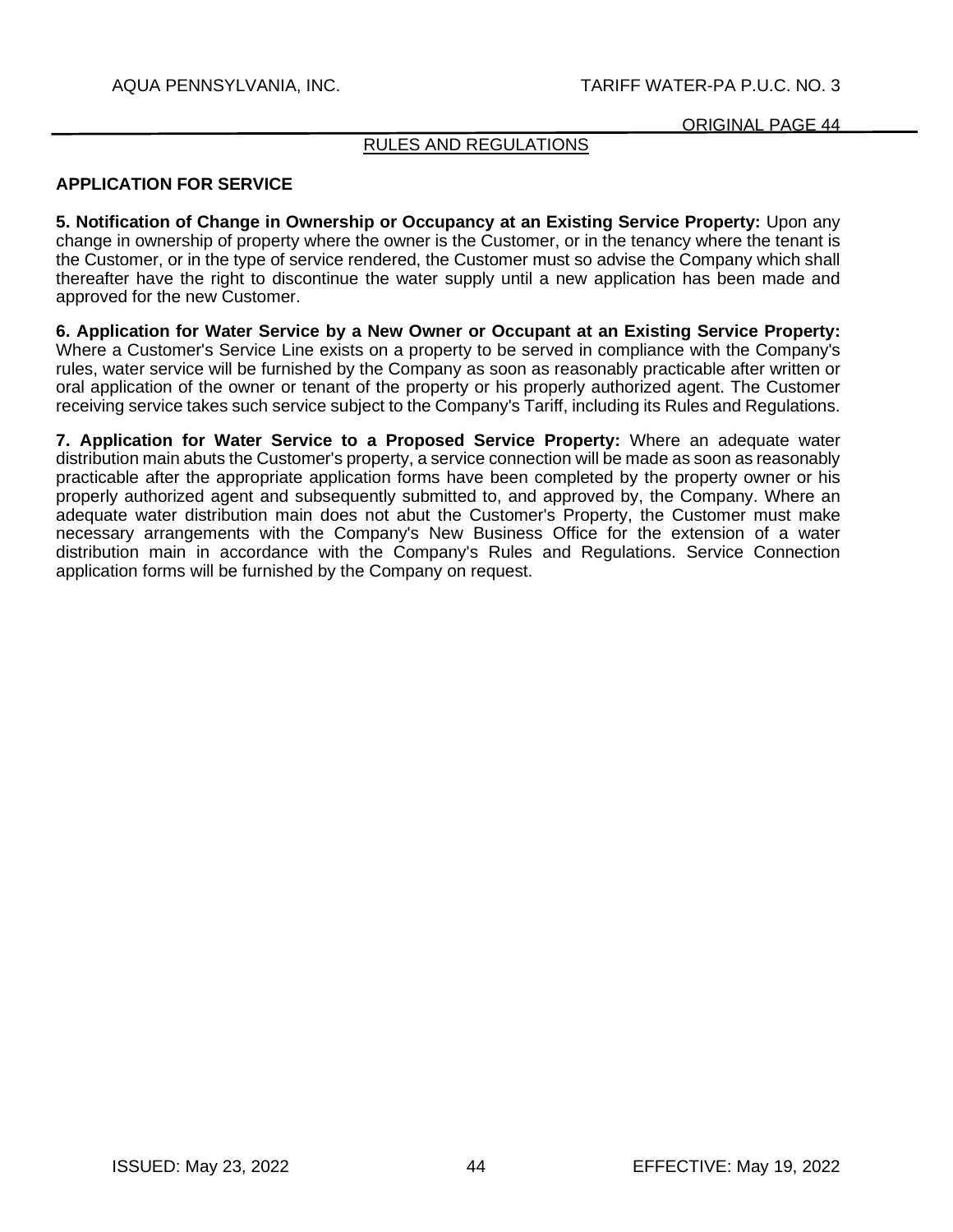## RULES AND REGULATIONS

### APPLICATION FOR SERVICE

**5. Notification of Change in Ownership or Occupancy at an Existing Service Property:** Upon any change in ownership of property where the owner is the Customer, or in the tenancy where the tenant is the Customer, or in the type of service rendered, the Customer must so advise the Company which shall thereafter have the right to discontinue the water supply until a new application has been made and approved for the new Customer.

**6. Application for Water Service by a New Owner or Occupant at an Existing Service Property:** Where a Customer's Service Line exists on a property to be served in compliance with the Company's rules, water service will be furnished by the Company as soon as reasonably practicable after written or oral application of the owner or tenant of the property or his properly authorized agent. The Customer receiving service takes such service subject to the Company's Tariff, including its Rules and Regulations.

**7. Application for Water Service to a Proposed Service Property:** Where an adequate water distribution main abuts the Customer's property, a service connection will be made as soon as reasonably practicable after the appropriate application forms have been completed by the property owner or his properly authorized agent and subsequently submitted to, and approved by, the Company. Where an adequate water distribution main does not abut the Customer's Property, the Customer must make necessary arrangements with the Company's New Business Office for the extension of a water distribution main in accordance with the Company's Rules and Regulations. Service Connection application forms will be furnished by the Company on request.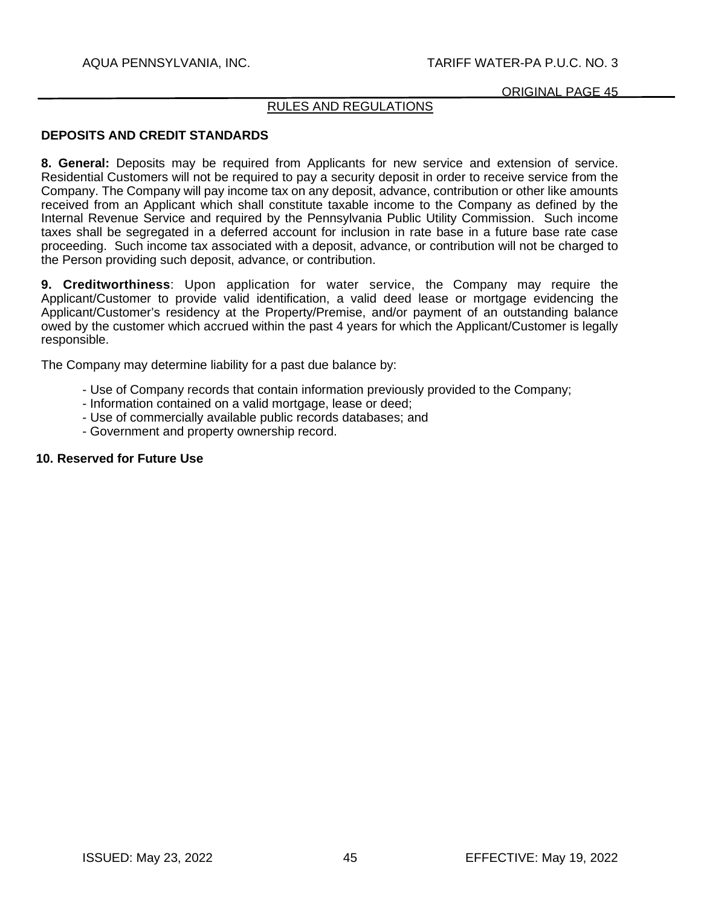RULES AND REGULATIONS

## DEPOSITS AND CREDIT STANDARDS

**8. General:** Deposits may be required from Applicants for new service and extension of service. Residential Customers will not be required to pay a security deposit in order to receive service from the Company. The Company will pay income tax on any deposit, advance, contribution or other like amounts received from an Applicant which shall constitute taxable income to the Company as defined by the Internal Revenue Service and required by the Pennsylvania Public Utility Commission. Such income taxes shall be segregated in a deferred account for inclusion in rate base in a future base rate case proceeding. Such income tax associated with a deposit, advance, or contribution will not be charged to the Person providing such deposit, advance, or contribution.

**9. Creditworthiness**: Upon application for water service, the Company may require the Applicant/Customer to provide valid identification, a valid deed lease or mortgage evidencing the Applicant/Customer's residency at the Property/Premise, and/or payment of an outstanding balance owed by the customer which accrued within the past 4 years for which the Applicant/Customer is legally responsible.

The Company may determine liability for a past due balance by:

- Use of Company records that contain information previously provided to the Company;
- Information contained on a valid mortgage, lease or deed;
- Use of commercially available public records databases; and
- Government and property ownership record.

**10. Reserved for Future Use**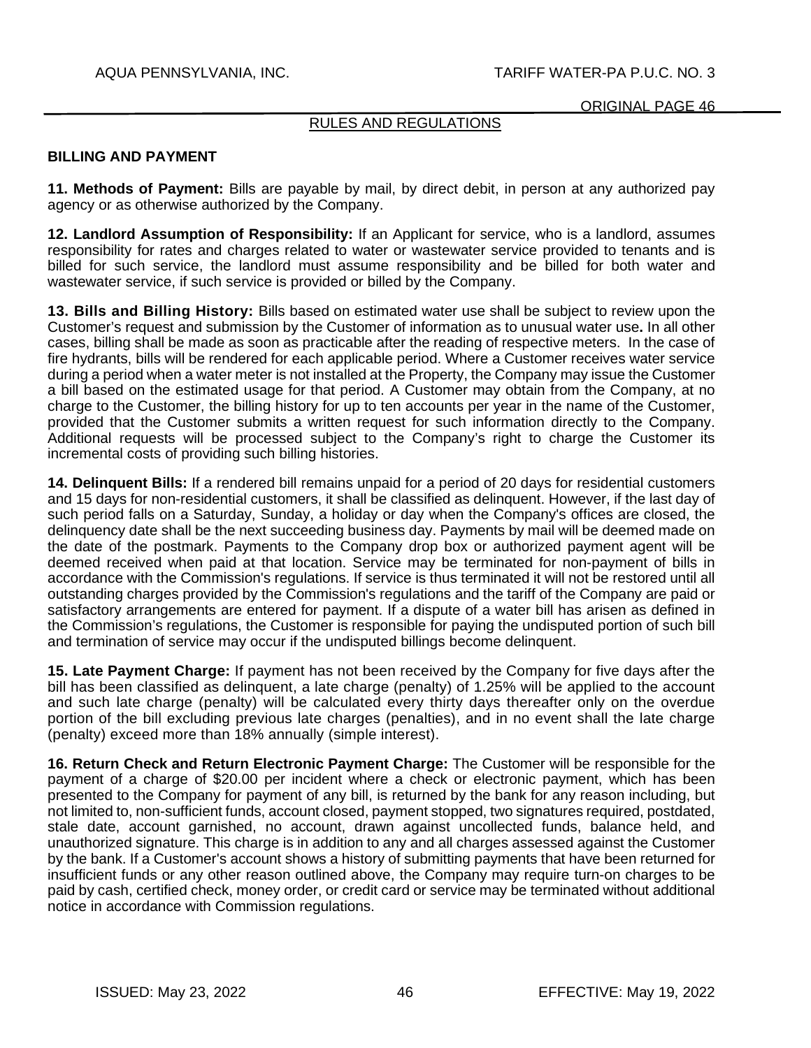## RULES AND REGULATIONS

### BILLING AND PAYMENT

**11. Methods of Payment:** Bills are payable by mail, by direct debit, in person at any authorized pay agency or as otherwise authorized by the Company.

**12. Landlord Assumption of Responsibility:** If an Applicant for service, who is a landlord, assumes responsibility for rates and charges related to water or wastewater service provided to tenants and is billed for such service, the landlord must assume responsibility and be billed for both water and wastewater service, if such service is provided or billed by the Company.

**13. Bills and Billing History:** Bills based on estimated water use shall be subject to review upon the Customer's request and submission by the Customer of information as to unusual water use**.** In all other cases, billing shall be made as soon as practicable after the reading of respective meters. In the case of fire hydrants, bills will be rendered for each applicable period. Where a Customer receives water service during a period when a water meter is not installed at the Property, the Company may issue the Customer a bill based on the estimated usage for that period. A Customer may obtain from the Company, at no charge to the Customer, the billing history for up to ten accounts per year in the name of the Customer, provided that the Customer submits a written request for such information directly to the Company. Additional requests will be processed subject to the Company's right to charge the Customer its incremental costs of providing such billing histories.

**14. Delinquent Bills:** If a rendered bill remains unpaid for a period of 20 days for residential customers and 15 days for non-residential customers, it shall be classified as delinquent. However, if the last day of such period falls on a Saturday, Sunday, a holiday or day when the Company's offices are closed, the delinquency date shall be the next succeeding business day. Payments by mail will be deemed made on the date of the postmark. Payments to the Company drop box or authorized payment agent will be deemed received when paid at that location. Service may be terminated for non-payment of bills in accordance with the Commission's regulations. If service is thus terminated it will not be restored until all outstanding charges provided by the Commission's regulations and the tariff of the Company are paid or satisfactory arrangements are entered for payment. If a dispute of a water bill has arisen as defined in the Commission's regulations, the Customer is responsible for paying the undisputed portion of such bill and termination of service may occur if the undisputed billings become delinquent.

**15. Late Payment Charge:** If payment has not been received by the Company for five days after the bill has been classified as delinquent, a late charge (penalty) of 1.25% will be applied to the account and such late charge (penalty) will be calculated every thirty days thereafter only on the overdue portion of the bill excluding previous late charges (penalties), and in no event shall the late charge (penalty) exceed more than 18% annually (simple interest).

**16. Return Check and Return Electronic Payment Charge:** The Customer will be responsible for the payment of a charge of $20.00 per incident where a check or electronic payment, which has been presented to the Company for payment of any bill, is returned by the bank for any reason including, but not limited to, non-sufficient funds, account closed, payment stopped, two signatures required, postdated, stale date, account garnished, no account, drawn against uncollected funds, balance held, and unauthorized signature. This charge is in addition to any and all charges assessed against the Customer by the bank. If a Customer's account shows a history of submitting payments that have been returned for insufficient funds or any other reason outlined above, the Company may require turn-on charges to be paid by cash, certified check, money order, or credit card or service may be terminated without additional notice in accordance with Commission regulations.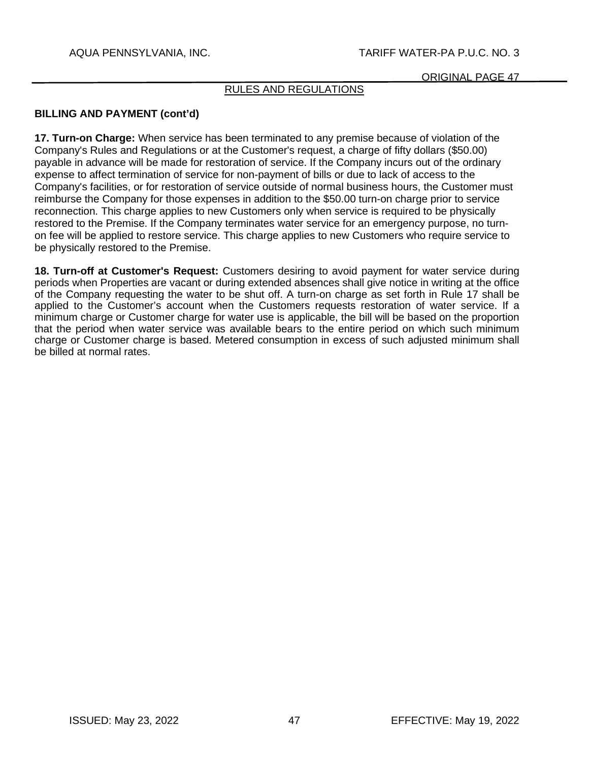RULES AND REGULATIONS

**BILLING AND PAYMENT (cont'd)**

**17. Turn-on Charge:** When service has been terminated to any premise because of violation of the Company's Rules and Regulations or at the Customer's request, a charge of fifty dollars ($50.00) payable in advance will be made for restoration of service. If the Company incurs out of the ordinary expense to affect termination of service for non-payment of bills or due to lack of access to the Company's facilities, or for restoration of service outside of normal business hours, the Customer must reimburse the Company for those expenses in addition to the $50.00 turn-on charge prior to service reconnection. This charge applies to new Customers only when service is required to be physically restored to the Premise. If the Company terminates water service for an emergency purpose, no turn-on fee will be applied to restore service. This charge applies to new Customers who require service to be physically restored to the Premise.

**18. Turn-off at Customer's Request:** Customers desiring to avoid payment for water service during periods when Properties are vacant or during extended absences shall give notice in writing at the office of the Company requesting the water to be shut off. A turn-on charge as set forth in Rule 17 shall be applied to the Customer's account when the Customers requests restoration of water service. If a minimum charge or Customer charge for water use is applicable, the bill will be based on the proportion that the period when water service was available bears to the entire period on which such minimum charge or Customer charge is based. Metered consumption in excess of such adjusted minimum shall be billed at normal rates.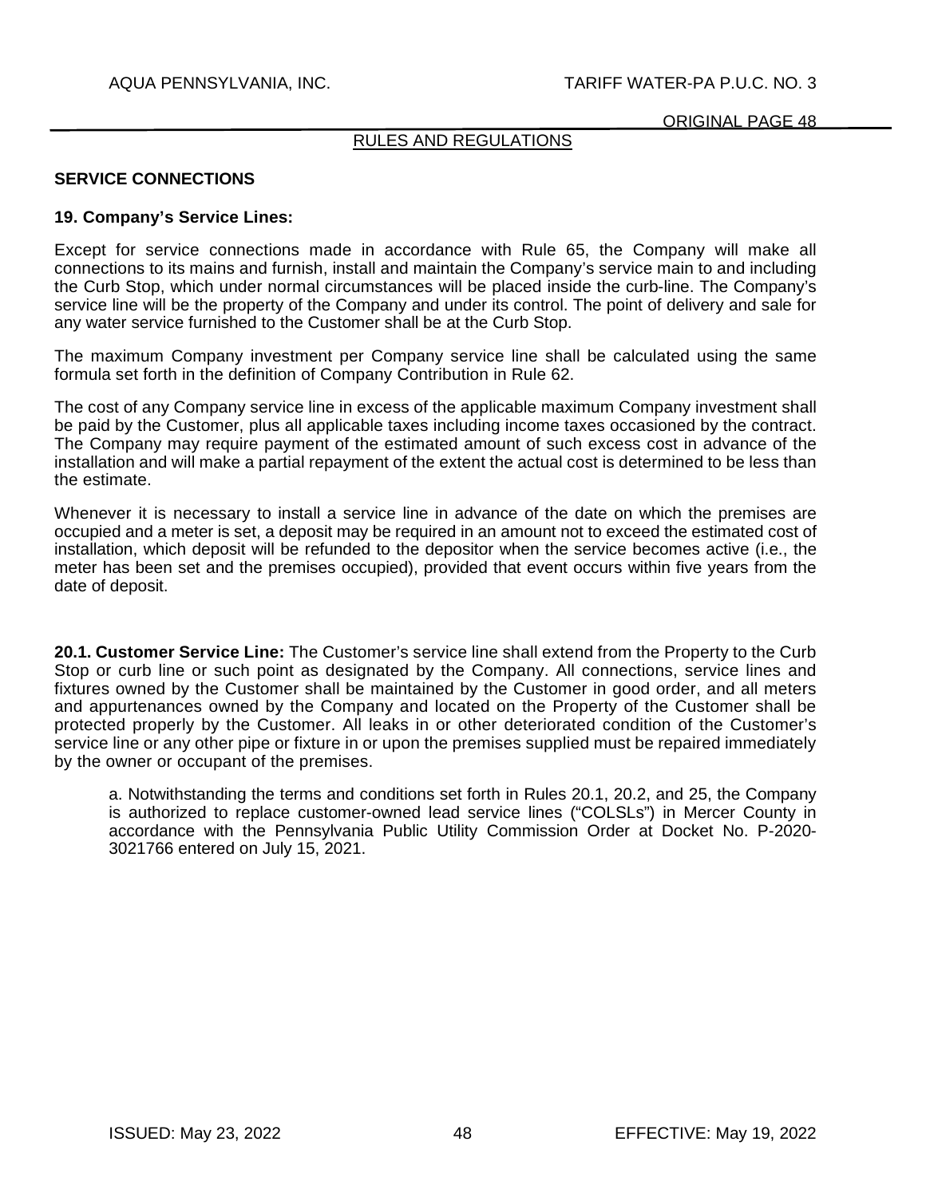RULES AND REGULATIONS

## SERVICE CONNECTIONS

### 19. Company's Service Lines:

Except for service connections made in accordance with Rule 65, the Company will make all connections to its mains and furnish, install and maintain the Company's service main to and including the Curb Stop, which under normal circumstances will be placed inside the curb-line. The Company's service line will be the property of the Company and under its control. The point of delivery and sale for any water service furnished to the Customer shall be at the Curb Stop.

The maximum Company investment per Company service line shall be calculated using the same formula set forth in the definition of Company Contribution in Rule 62.

The cost of any Company service line in excess of the applicable maximum Company investment shall be paid by the Customer, plus all applicable taxes including income taxes occasioned by the contract. The Company may require payment of the estimated amount of such excess cost in advance of the installation and will make a partial repayment of the extent the actual cost is determined to be less than the estimate.

Whenever it is necessary to install a service line in advance of the date on which the premises are occupied and a meter is set, a deposit may be required in an amount not to exceed the estimated cost of installation, which deposit will be refunded to the depositor when the service becomes active (i.e., the meter has been set and the premises occupied), provided that event occurs within five years from the date of deposit.

**20.1. Customer Service Line:** The Customer's service line shall extend from the Property to the Curb Stop or curb line or such point as designated by the Company. All connections, service lines and fixtures owned by the Customer shall be maintained by the Customer in good order, and all meters and appurtenances owned by the Company and located on the Property of the Customer shall be protected properly by the Customer. All leaks in or other deteriorated condition of the Customer's service line or any other pipe or fixture in or upon the premises supplied must be repaired immediately by the owner or occupant of the premises.

a. Notwithstanding the terms and conditions set forth in Rules 20.1, 20.2, and 25, the Company is authorized to replace customer-owned lead service lines ("COLSLs") in Mercer County in accordance with the Pennsylvania Public Utility Commission Order at Docket No. P-2020-3021766 entered on July 15, 2021.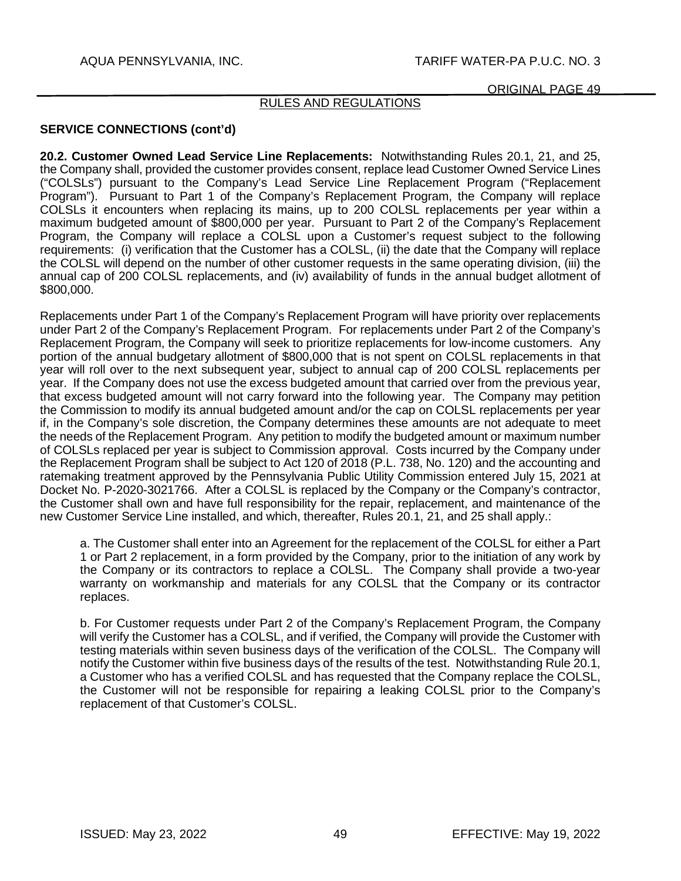RULES AND REGULATIONS

**SERVICE CONNECTIONS (cont'd)**

**20.2. Customer Owned Lead Service Line Replacements:** Notwithstanding Rules 20.1, 21, and 25, the Company shall, provided the customer provides consent, replace lead Customer Owned Service Lines ("COLSLs") pursuant to the Company's Lead Service Line Replacement Program ("Replacement Program"). Pursuant to Part 1 of the Company's Replacement Program, the Company will replace COLSLs it encounters when replacing its mains, up to 200 COLSL replacements per year within a maximum budgeted amount of $800,000 per year. Pursuant to Part 2 of the Company's Replacement Program, the Company will replace a COLSL upon a Customer's request subject to the following requirements: (i) verification that the Customer has a COLSL, (ii) the date that the Company will replace the COLSL will depend on the number of other customer requests in the same operating division, (iii) the annual cap of 200 COLSL replacements, and (iv) availability of funds in the annual budget allotment of $800,000.

Replacements under Part 1 of the Company's Replacement Program will have priority over replacements under Part 2 of the Company's Replacement Program. For replacements under Part 2 of the Company's Replacement Program, the Company will seek to prioritize replacements for low-income customers. Any portion of the annual budgetary allotment of $800,000 that is not spent on COLSL replacements in that year will roll over to the next subsequent year, subject to annual cap of 200 COLSL replacements per year. If the Company does not use the excess budgeted amount that carried over from the previous year, that excess budgeted amount will not carry forward into the following year. The Company may petition the Commission to modify its annual budgeted amount and/or the cap on COLSL replacements per year if, in the Company's sole discretion, the Company determines these amounts are not adequate to meet the needs of the Replacement Program. Any petition to modify the budgeted amount or maximum number of COLSLs replaced per year is subject to Commission approval. Costs incurred by the Company under the Replacement Program shall be subject to Act 120 of 2018 (P.L. 738, No. 120) and the accounting and ratemaking treatment approved by the Pennsylvania Public Utility Commission entered July 15, 2021 at Docket No. P-2020-3021766. After a COLSL is replaced by the Company or the Company's contractor, the Customer shall own and have full responsibility for the repair, replacement, and maintenance of the new Customer Service Line installed, and which, thereafter, Rules 20.1, 21, and 25 shall apply.:

a. The Customer shall enter into an Agreement for the replacement of the COLSL for either a Part 1 or Part 2 replacement, in a form provided by the Company, prior to the initiation of any work by the Company or its contractors to replace a COLSL. The Company shall provide a two-year warranty on workmanship and materials for any COLSL that the Company or its contractor replaces.

b. For Customer requests under Part 2 of the Company's Replacement Program, the Company will verify the Customer has a COLSL, and if verified, the Company will provide the Customer with testing materials within seven business days of the verification of the COLSL. The Company will notify the Customer within five business days of the results of the test. Notwithstanding Rule 20.1, a Customer who has a verified COLSL and has requested that the Company replace the COLSL, the Customer will not be responsible for repairing a leaking COLSL prior to the Company's replacement of that Customer's COLSL.

ISSUED: May 23, 2022 EFFECTIVE: May 19, 2022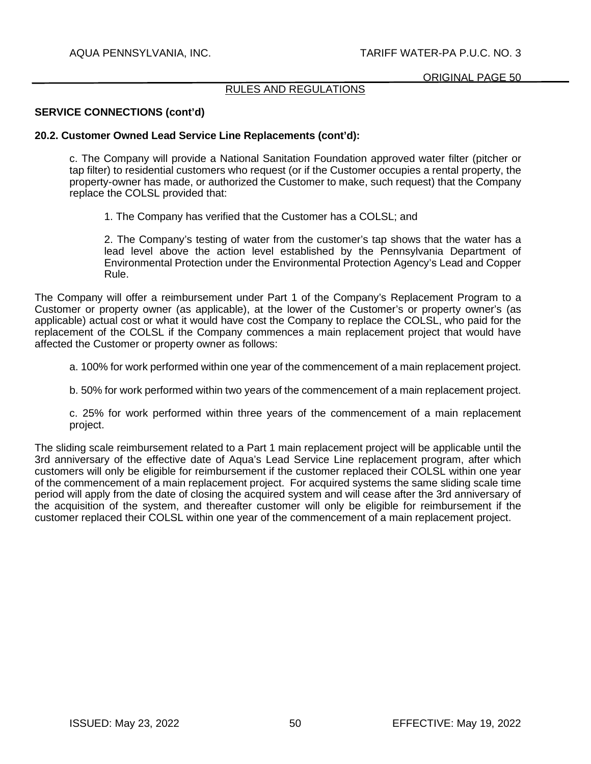## RULES AND REGULATIONS

**SERVICE CONNECTIONS (cont'd)**

**20.2. Customer Owned Lead Service Line Replacements (cont'd):**

c. The Company will provide a National Sanitation Foundation approved water filter (pitcher or tap filter) to residential customers who request (or if the Customer occupies a rental property, the property-owner has made, or authorized the Customer to make, such request) that the Company replace the COLSL provided that:

1. The Company has verified that the Customer has a COLSL; and

2. The Company's testing of water from the customer's tap shows that the water has a lead level above the action level established by the Pennsylvania Department of Environmental Protection under the Environmental Protection Agency's Lead and Copper Rule.

The Company will offer a reimbursement under Part 1 of the Company's Replacement Program to a Customer or property owner (as applicable), at the lower of the Customer's or property owner's (as applicable) actual cost or what it would have cost the Company to replace the COLSL, who paid for the replacement of the COLSL if the Company commences a main replacement project that would have affected the Customer or property owner as follows:

a. 100% for work performed within one year of the commencement of a main replacement project.

b. 50% for work performed within two years of the commencement of a main replacement project.

c. 25% for work performed within three years of the commencement of a main replacement project.

The sliding scale reimbursement related to a Part 1 main replacement project will be applicable until the 3rd anniversary of the effective date of Aqua's Lead Service Line replacement program, after which customers will only be eligible for reimbursement if the customer replaced their COLSL within one year of the commencement of a main replacement project. For acquired systems the same sliding scale time period will apply from the date of closing the acquired system and will cease after the 3rd anniversary of the acquisition of the system, and thereafter customer will only be eligible for reimbursement if the customer replaced their COLSL within one year of the commencement of a main replacement project.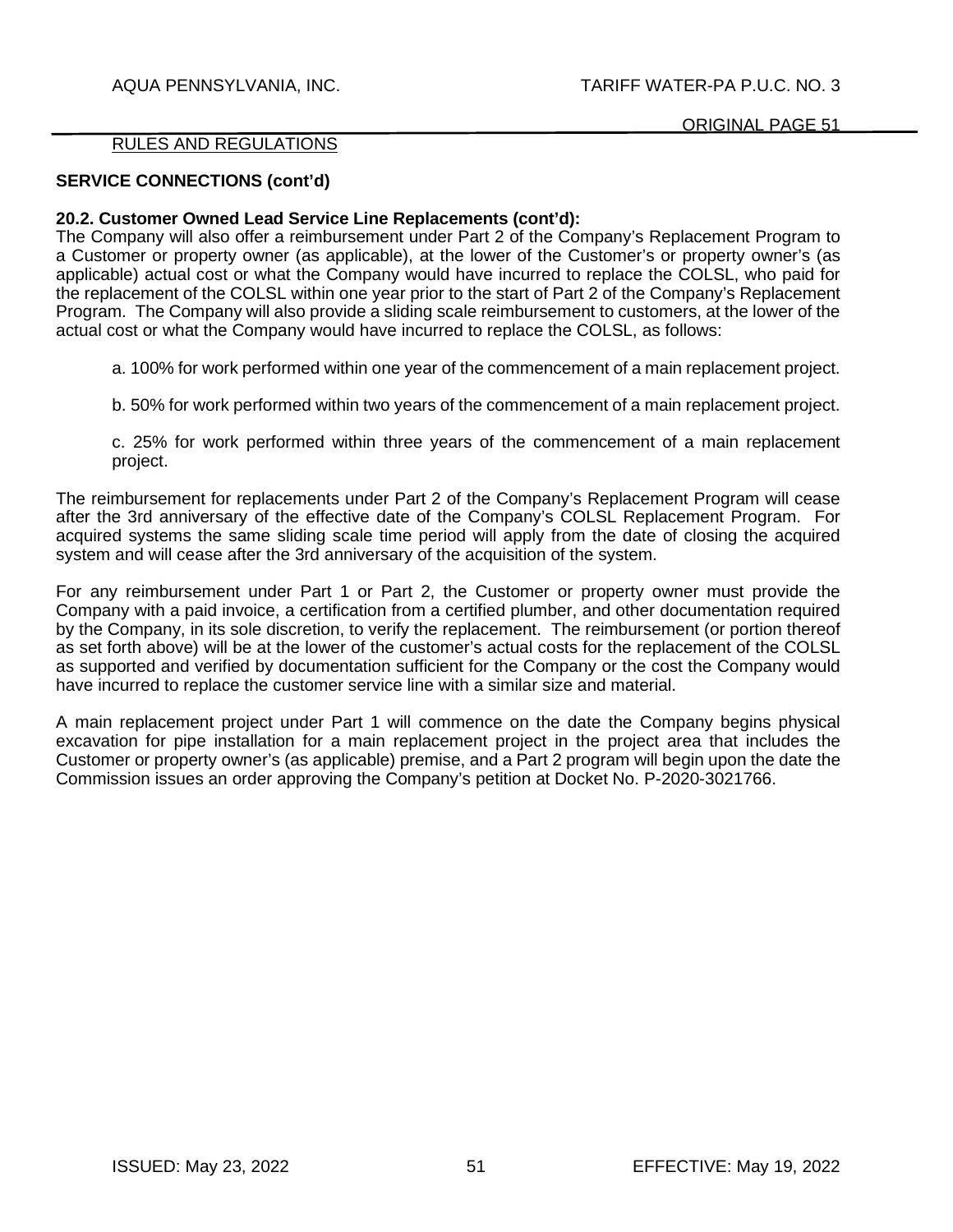RULES AND REGULATIONS

**SERVICE CONNECTIONS (cont'd)**

**20.2. Customer Owned Lead Service Line Replacements (cont'd):**
The Company will also offer a reimbursement under Part 2 of the Company's Replacement Program to a Customer or property owner (as applicable), at the lower of the Customer's or property owner's (as applicable) actual cost or what the Company would have incurred to replace the COLSL, who paid for the replacement of the COLSL within one year prior to the start of Part 2 of the Company's Replacement Program. The Company will also provide a sliding scale reimbursement to customers, at the lower of the actual cost or what the Company would have incurred to replace the COLSL, as follows:

a. 100% for work performed within one year of the commencement of a main replacement project.

b. 50% for work performed within two years of the commencement of a main replacement project.

c. 25% for work performed within three years of the commencement of a main replacement project.

The reimbursement for replacements under Part 2 of the Company's Replacement Program will cease after the 3rd anniversary of the effective date of the Company's COLSL Replacement Program. For acquired systems the same sliding scale time period will apply from the date of closing the acquired system and will cease after the 3rd anniversary of the acquisition of the system.

For any reimbursement under Part 1 or Part 2, the Customer or property owner must provide the Company with a paid invoice, a certification from a certified plumber, and other documentation required by the Company, in its sole discretion, to verify the replacement. The reimbursement (or portion thereof as set forth above) will be at the lower of the customer's actual costs for the replacement of the COLSL as supported and verified by documentation sufficient for the Company or the cost the Company would have incurred to replace the customer service line with a similar size and material.

A main replacement project under Part 1 will commence on the date the Company begins physical excavation for pipe installation for a main replacement project in the project area that includes the Customer or property owner's (as applicable) premise, and a Part 2 program will begin upon the date the Commission issues an order approving the Company's petition at Docket No. P-2020-3021766.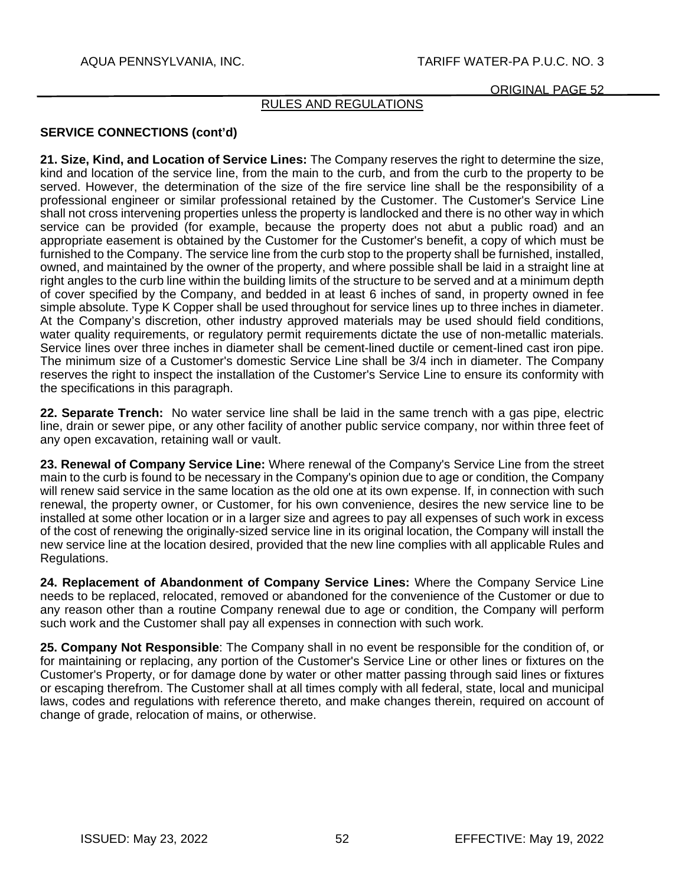## RULES AND REGULATIONS

### SERVICE CONNECTIONS (cont'd)

**21. Size, Kind, and Location of Service Lines:** The Company reserves the right to determine the size, kind and location of the service line, from the main to the curb, and from the curb to the property to be served. However, the determination of the size of the fire service line shall be the responsibility of a professional engineer or similar professional retained by the Customer. The Customer's Service Line shall not cross intervening properties unless the property is landlocked and there is no other way in which service can be provided (for example, because the property does not abut a public road) and an appropriate easement is obtained by the Customer for the Customer's benefit, a copy of which must be furnished to the Company. The service line from the curb stop to the property shall be furnished, installed, owned, and maintained by the owner of the property, and where possible shall be laid in a straight line at right angles to the curb line within the building limits of the structure to be served and at a minimum depth of cover specified by the Company, and bedded in at least 6 inches of sand, in property owned in fee simple absolute. Type K Copper shall be used throughout for service lines up to three inches in diameter. At the Company's discretion, other industry approved materials may be used should field conditions, water quality requirements, or regulatory permit requirements dictate the use of non-metallic materials. Service lines over three inches in diameter shall be cement-lined ductile or cement-lined cast iron pipe. The minimum size of a Customer's domestic Service Line shall be 3/4 inch in diameter. The Company reserves the right to inspect the installation of the Customer's Service Line to ensure its conformity with the specifications in this paragraph.

**22. Separate Trench:** No water service line shall be laid in the same trench with a gas pipe, electric line, drain or sewer pipe, or any other facility of another public service company, nor within three feet of any open excavation, retaining wall or vault.

**23. Renewal of Company Service Line:** Where renewal of the Company's Service Line from the street main to the curb is found to be necessary in the Company's opinion due to age or condition, the Company will renew said service in the same location as the old one at its own expense. If, in connection with such renewal, the property owner, or Customer, for his own convenience, desires the new service line to be installed at some other location or in a larger size and agrees to pay all expenses of such work in excess of the cost of renewing the originally-sized service line in its original location, the Company will install the new service line at the location desired, provided that the new line complies with all applicable Rules and Regulations.

**24. Replacement of Abandonment of Company Service Lines:** Where the Company Service Line needs to be replaced, relocated, removed or abandoned for the convenience of the Customer or due to any reason other than a routine Company renewal due to age or condition, the Company will perform such work and the Customer shall pay all expenses in connection with such work.

**25. Company Not Responsible**: The Company shall in no event be responsible for the condition of, or for maintaining or replacing, any portion of the Customer's Service Line or other lines or fixtures on the Customer's Property, or for damage done by water or other matter passing through said lines or fixtures or escaping therefrom. The Customer shall at all times comply with all federal, state, local and municipal laws, codes and regulations with reference thereto, and make changes therein, required on account of change of grade, relocation of mains, or otherwise.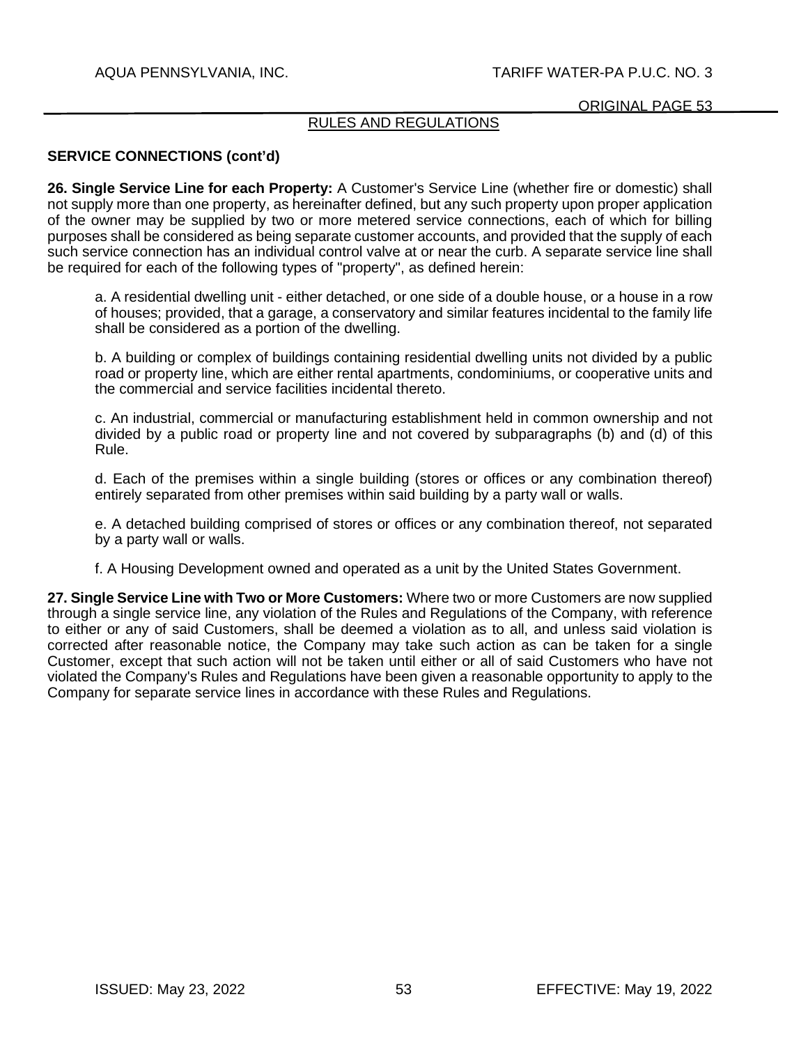## RULES AND REGULATIONS

**SERVICE CONNECTIONS (cont'd)**

**26. Single Service Line for each Property:** A Customer's Service Line (whether fire or domestic) shall not supply more than one property, as hereinafter defined, but any such property upon proper application of the owner may be supplied by two or more metered service connections, each of which for billing purposes shall be considered as being separate customer accounts, and provided that the supply of each such service connection has an individual control valve at or near the curb. A separate service line shall be required for each of the following types of "property", as defined herein:

a. A residential dwelling unit - either detached, or one side of a double house, or a house in a row of houses; provided, that a garage, a conservatory and similar features incidental to the family life shall be considered as a portion of the dwelling.

b. A building or complex of buildings containing residential dwelling units not divided by a public road or property line, which are either rental apartments, condominiums, or cooperative units and the commercial and service facilities incidental thereto.

c. An industrial, commercial or manufacturing establishment held in common ownership and not divided by a public road or property line and not covered by subparagraphs (b) and (d) of this Rule.

d. Each of the premises within a single building (stores or offices or any combination thereof) entirely separated from other premises within said building by a party wall or walls.

e. A detached building comprised of stores or offices or any combination thereof, not separated by a party wall or walls.

f. A Housing Development owned and operated as a unit by the United States Government.

**27. Single Service Line with Two or More Customers:** Where two or more Customers are now supplied through a single service line, any violation of the Rules and Regulations of the Company, with reference to either or any of said Customers, shall be deemed a violation as to all, and unless said violation is corrected after reasonable notice, the Company may take such action as can be taken for a single Customer, except that such action will not be taken until either or all of said Customers who have not violated the Company's Rules and Regulations have been given a reasonable opportunity to apply to the Company for separate service lines in accordance with these Rules and Regulations.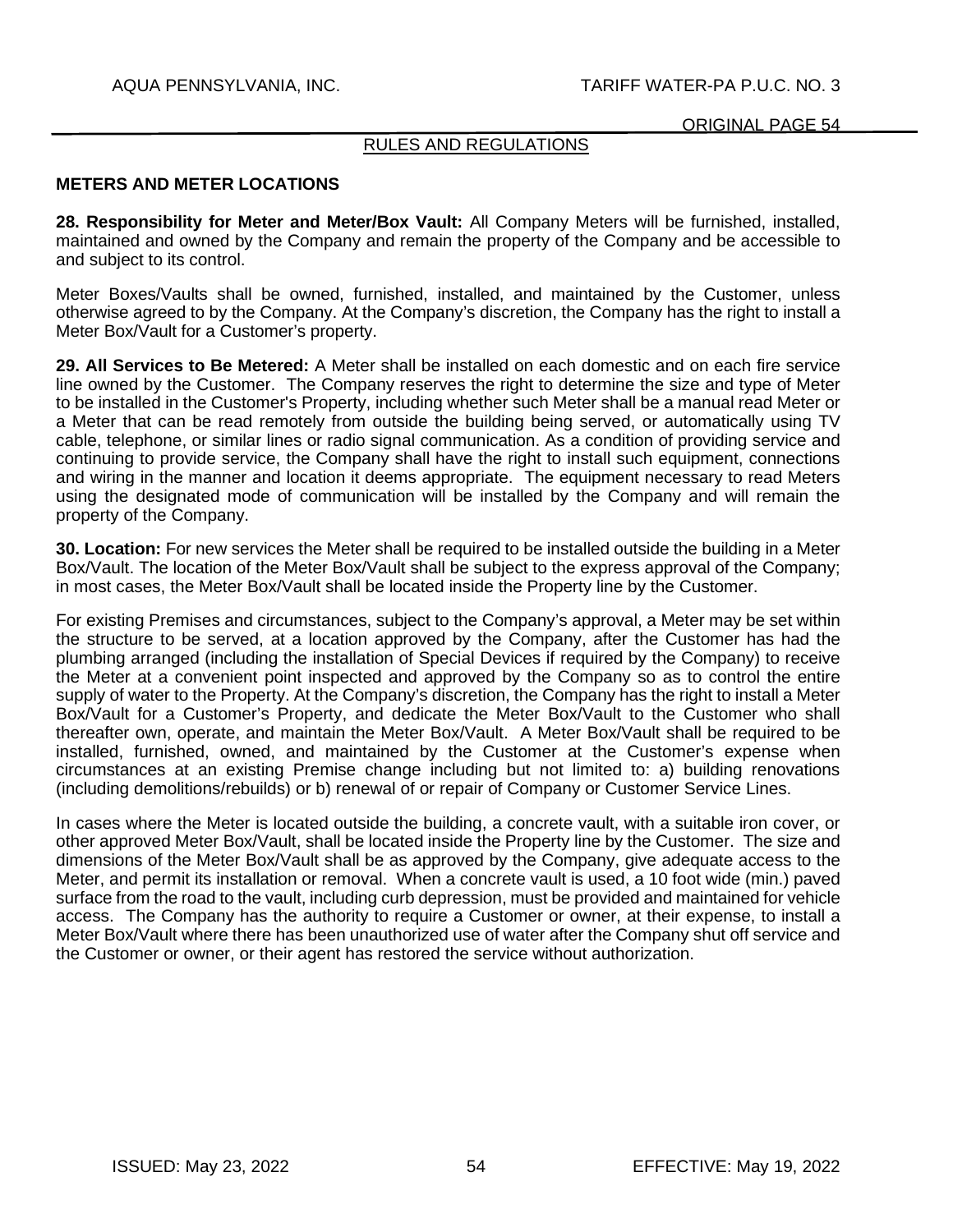RULES AND REGULATIONS

## METERS AND METER LOCATIONS

**28. Responsibility for Meter and Meter/Box Vault:** All Company Meters will be furnished, installed, maintained and owned by the Company and remain the property of the Company and be accessible to and subject to its control.

Meter Boxes/Vaults shall be owned, furnished, installed, and maintained by the Customer, unless otherwise agreed to by the Company. At the Company's discretion, the Company has the right to install a Meter Box/Vault for a Customer's property.

**29. All Services to Be Metered:** A Meter shall be installed on each domestic and on each fire service line owned by the Customer. The Company reserves the right to determine the size and type of Meter to be installed in the Customer's Property, including whether such Meter shall be a manual read Meter or a Meter that can be read remotely from outside the building being served, or automatically using TV cable, telephone, or similar lines or radio signal communication. As a condition of providing service and continuing to provide service, the Company shall have the right to install such equipment, connections and wiring in the manner and location it deems appropriate. The equipment necessary to read Meters using the designated mode of communication will be installed by the Company and will remain the property of the Company.

**30. Location:** For new services the Meter shall be required to be installed outside the building in a Meter Box/Vault. The location of the Meter Box/Vault shall be subject to the express approval of the Company; in most cases, the Meter Box/Vault shall be located inside the Property line by the Customer.

For existing Premises and circumstances, subject to the Company's approval, a Meter may be set within the structure to be served, at a location approved by the Company, after the Customer has had the plumbing arranged (including the installation of Special Devices if required by the Company) to receive the Meter at a convenient point inspected and approved by the Company so as to control the entire supply of water to the Property. At the Company's discretion, the Company has the right to install a Meter Box/Vault for a Customer's Property, and dedicate the Meter Box/Vault to the Customer who shall thereafter own, operate, and maintain the Meter Box/Vault. A Meter Box/Vault shall be required to be installed, furnished, owned, and maintained by the Customer at the Customer's expense when circumstances at an existing Premise change including but not limited to: a) building renovations (including demolitions/rebuilds) or b) renewal of or repair of Company or Customer Service Lines.

In cases where the Meter is located outside the building, a concrete vault, with a suitable iron cover, or other approved Meter Box/Vault, shall be located inside the Property line by the Customer. The size and dimensions of the Meter Box/Vault shall be as approved by the Company, give adequate access to the Meter, and permit its installation or removal. When a concrete vault is used, a 10 foot wide (min.) paved surface from the road to the vault, including curb depression, must be provided and maintained for vehicle access. The Company has the authority to require a Customer or owner, at their expense, to install a Meter Box/Vault where there has been unauthorized use of water after the Company shut off service and the Customer or owner, or their agent has restored the service without authorization.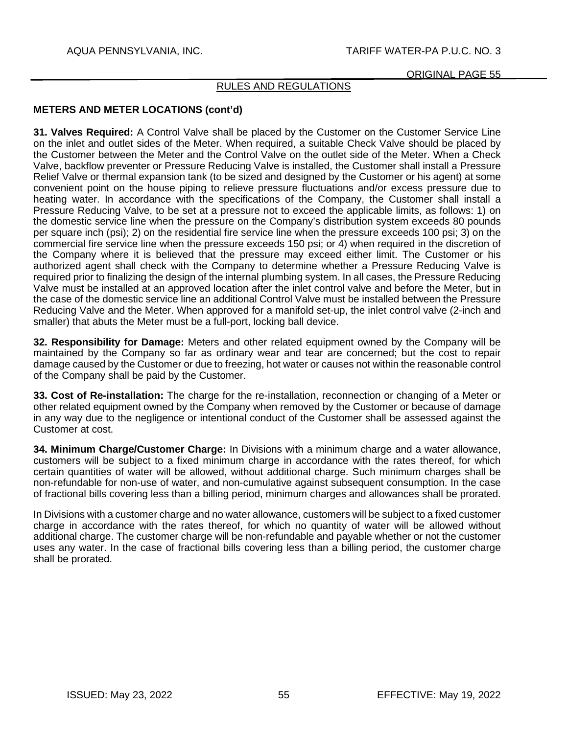## RULES AND REGULATIONS

### METERS AND METER LOCATIONS (cont'd)

**31. Valves Required:** A Control Valve shall be placed by the Customer on the Customer Service Line on the inlet and outlet sides of the Meter. When required, a suitable Check Valve should be placed by the Customer between the Meter and the Control Valve on the outlet side of the Meter. When a Check Valve, backflow preventer or Pressure Reducing Valve is installed, the Customer shall install a Pressure Relief Valve or thermal expansion tank (to be sized and designed by the Customer or his agent) at some convenient point on the house piping to relieve pressure fluctuations and/or excess pressure due to heating water. In accordance with the specifications of the Company, the Customer shall install a Pressure Reducing Valve, to be set at a pressure not to exceed the applicable limits, as follows: 1) on the domestic service line when the pressure on the Company's distribution system exceeds 80 pounds per square inch (psi); 2) on the residential fire service line when the pressure exceeds 100 psi; 3) on the commercial fire service line when the pressure exceeds 150 psi; or 4) when required in the discretion of the Company where it is believed that the pressure may exceed either limit. The Customer or his authorized agent shall check with the Company to determine whether a Pressure Reducing Valve is required prior to finalizing the design of the internal plumbing system. In all cases, the Pressure Reducing Valve must be installed at an approved location after the inlet control valve and before the Meter, but in the case of the domestic service line an additional Control Valve must be installed between the Pressure Reducing Valve and the Meter. When approved for a manifold set-up, the inlet control valve (2-inch and smaller) that abuts the Meter must be a full-port, locking ball device.

**32. Responsibility for Damage:** Meters and other related equipment owned by the Company will be maintained by the Company so far as ordinary wear and tear are concerned; but the cost to repair damage caused by the Customer or due to freezing, hot water or causes not within the reasonable control of the Company shall be paid by the Customer.

**33. Cost of Re-installation:** The charge for the re-installation, reconnection or changing of a Meter or other related equipment owned by the Company when removed by the Customer or because of damage in any way due to the negligence or intentional conduct of the Customer shall be assessed against the Customer at cost.

**34. Minimum Charge/Customer Charge:** In Divisions with a minimum charge and a water allowance, customers will be subject to a fixed minimum charge in accordance with the rates thereof, for which certain quantities of water will be allowed, without additional charge. Such minimum charges shall be non-refundable for non-use of water, and non-cumulative against subsequent consumption. In the case of fractional bills covering less than a billing period, minimum charges and allowances shall be prorated.

In Divisions with a customer charge and no water allowance, customers will be subject to a fixed customer charge in accordance with the rates thereof, for which no quantity of water will be allowed without additional charge. The customer charge will be non-refundable and payable whether or not the customer uses any water. In the case of fractional bills covering less than a billing period, the customer charge shall be prorated.

ISSUED: May 23, 2022 EFFECTIVE: May 19, 2022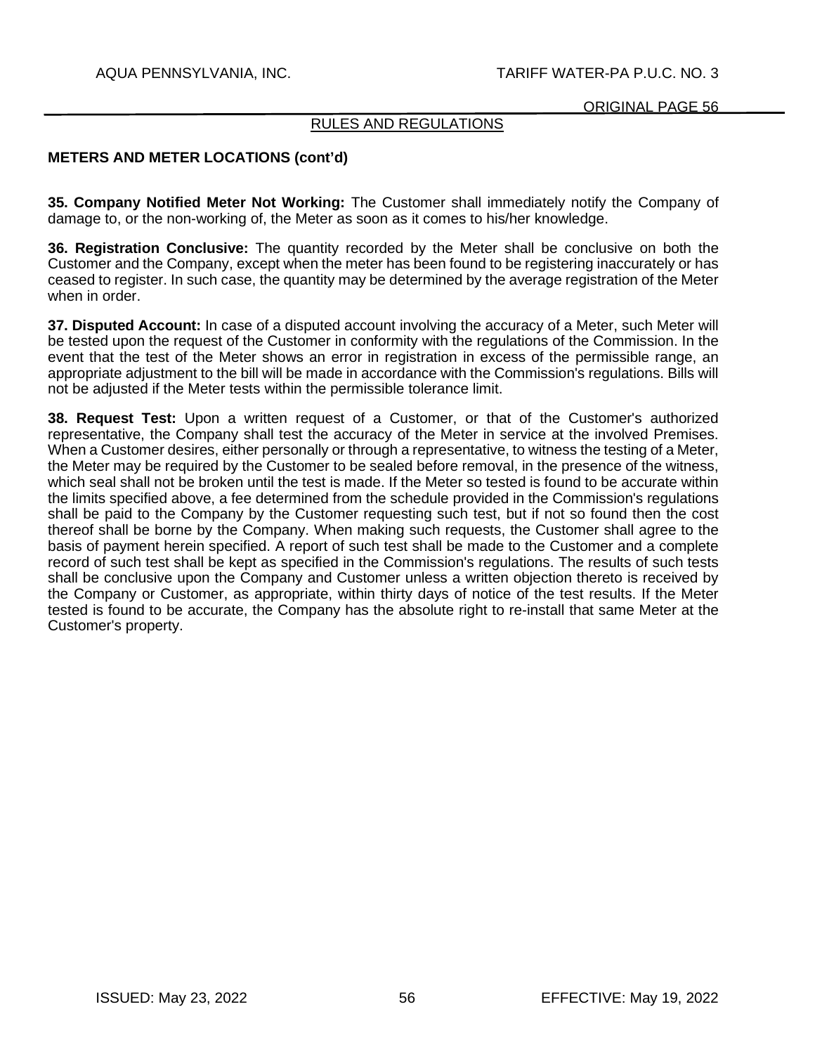## RULES AND REGULATIONS

### METERS AND METER LOCATIONS (cont'd)

**35. Company Notified Meter Not Working:** The Customer shall immediately notify the Company of damage to, or the non-working of, the Meter as soon as it comes to his/her knowledge.

**36. Registration Conclusive:** The quantity recorded by the Meter shall be conclusive on both the Customer and the Company, except when the meter has been found to be registering inaccurately or has ceased to register. In such case, the quantity may be determined by the average registration of the Meter when in order.

**37. Disputed Account:** In case of a disputed account involving the accuracy of a Meter, such Meter will be tested upon the request of the Customer in conformity with the regulations of the Commission. In the event that the test of the Meter shows an error in registration in excess of the permissible range, an appropriate adjustment to the bill will be made in accordance with the Commission's regulations. Bills will not be adjusted if the Meter tests within the permissible tolerance limit.

**38. Request Test:** Upon a written request of a Customer, or that of the Customer's authorized representative, the Company shall test the accuracy of the Meter in service at the involved Premises. When a Customer desires, either personally or through a representative, to witness the testing of a Meter, the Meter may be required by the Customer to be sealed before removal, in the presence of the witness, which seal shall not be broken until the test is made. If the Meter so tested is found to be accurate within the limits specified above, a fee determined from the schedule provided in the Commission's regulations shall be paid to the Company by the Customer requesting such test, but if not so found then the cost thereof shall be borne by the Company. When making such requests, the Customer shall agree to the basis of payment herein specified. A report of such test shall be made to the Customer and a complete record of such test shall be kept as specified in the Commission's regulations. The results of such tests shall be conclusive upon the Company and Customer unless a written objection thereto is received by the Company or Customer, as appropriate, within thirty days of notice of the test results. If the Meter tested is found to be accurate, the Company has the absolute right to re-install that same Meter at the Customer's property.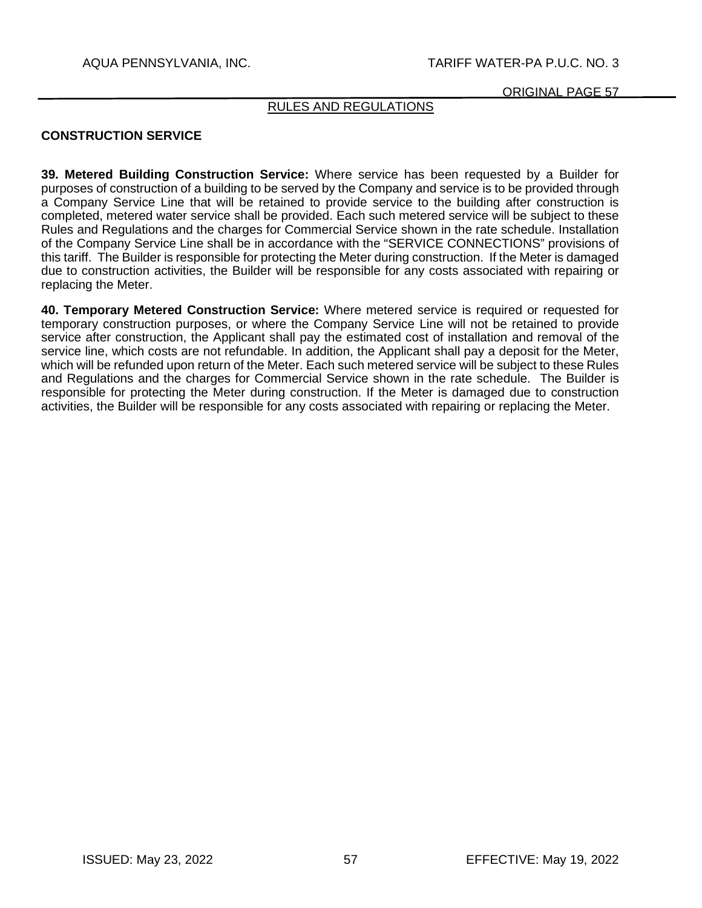RULES AND REGULATIONS

**CONSTRUCTION SERVICE**

**39. Metered Building Construction Service:** Where service has been requested by a Builder for purposes of construction of a building to be served by the Company and service is to be provided through a Company Service Line that will be retained to provide service to the building after construction is completed, metered water service shall be provided. Each such metered service will be subject to these Rules and Regulations and the charges for Commercial Service shown in the rate schedule. Installation of the Company Service Line shall be in accordance with the "SERVICE CONNECTIONS" provisions of this tariff. The Builder is responsible for protecting the Meter during construction. If the Meter is damaged due to construction activities, the Builder will be responsible for any costs associated with repairing or replacing the Meter.

**40. Temporary Metered Construction Service:** Where metered service is required or requested for temporary construction purposes, or where the Company Service Line will not be retained to provide service after construction, the Applicant shall pay the estimated cost of installation and removal of the service line, which costs are not refundable. In addition, the Applicant shall pay a deposit for the Meter, which will be refunded upon return of the Meter. Each such metered service will be subject to these Rules and Regulations and the charges for Commercial Service shown in the rate schedule. The Builder is responsible for protecting the Meter during construction. If the Meter is damaged due to construction activities, the Builder will be responsible for any costs associated with repairing or replacing the Meter.

ISSUED: May 23, 2022 EFFECTIVE: May 19, 2022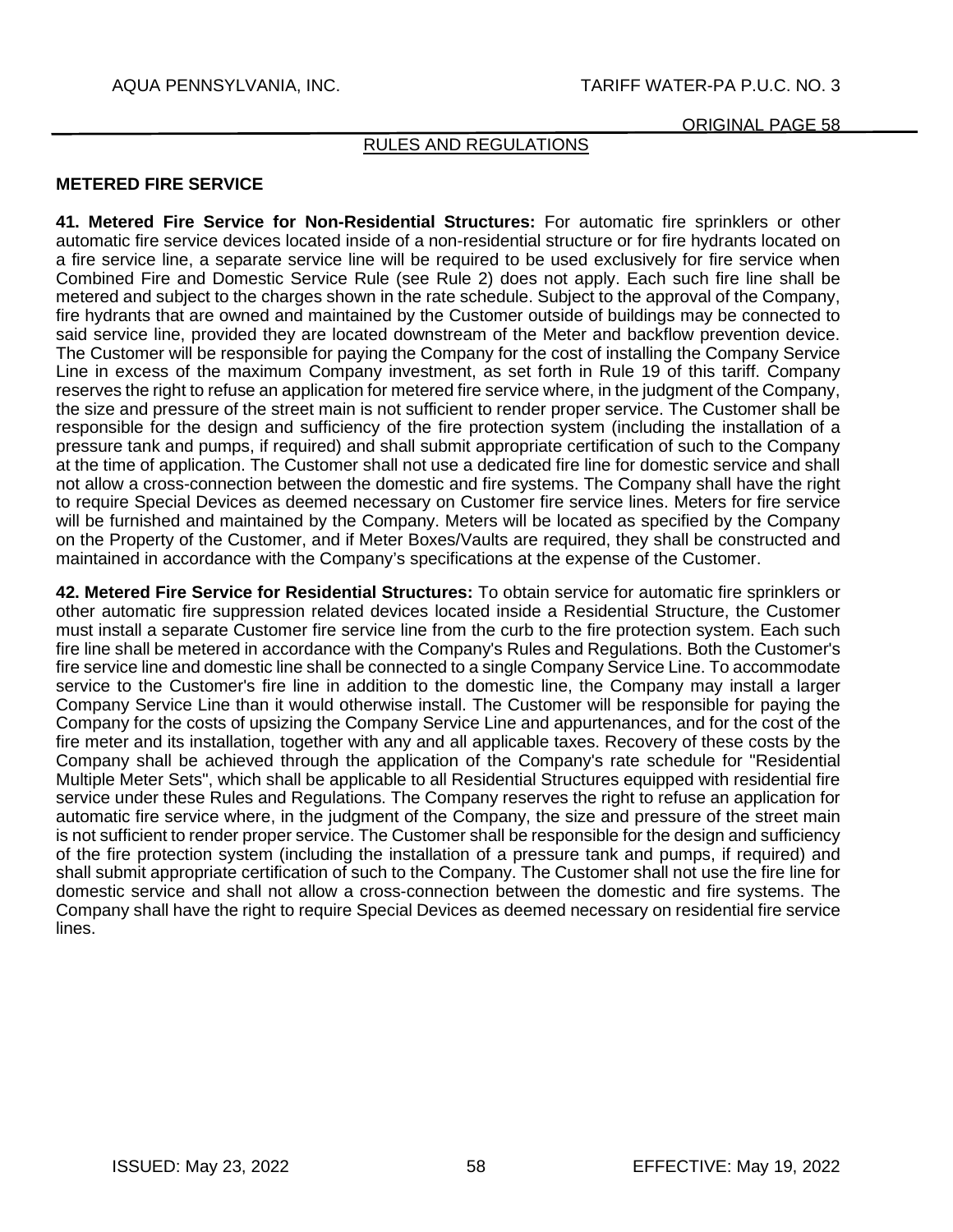RULES AND REGULATIONS

## METERED FIRE SERVICE

**41. Metered Fire Service for Non-Residential Structures:** For automatic fire sprinklers or other automatic fire service devices located inside of a non-residential structure or for fire hydrants located on a fire service line, a separate service line will be required to be used exclusively for fire service when Combined Fire and Domestic Service Rule (see Rule 2) does not apply. Each such fire line shall be metered and subject to the charges shown in the rate schedule. Subject to the approval of the Company, fire hydrants that are owned and maintained by the Customer outside of buildings may be connected to said service line, provided they are located downstream of the Meter and backflow prevention device. The Customer will be responsible for paying the Company for the cost of installing the Company Service Line in excess of the maximum Company investment, as set forth in Rule 19 of this tariff. Company reserves the right to refuse an application for metered fire service where, in the judgment of the Company, the size and pressure of the street main is not sufficient to render proper service. The Customer shall be responsible for the design and sufficiency of the fire protection system (including the installation of a pressure tank and pumps, if required) and shall submit appropriate certification of such to the Company at the time of application. The Customer shall not use a dedicated fire line for domestic service and shall not allow a cross-connection between the domestic and fire systems. The Company shall have the right to require Special Devices as deemed necessary on Customer fire service lines. Meters for fire service will be furnished and maintained by the Company. Meters will be located as specified by the Company on the Property of the Customer, and if Meter Boxes/Vaults are required, they shall be constructed and maintained in accordance with the Company's specifications at the expense of the Customer.

**42. Metered Fire Service for Residential Structures:** To obtain service for automatic fire sprinklers or other automatic fire suppression related devices located inside a Residential Structure, the Customer must install a separate Customer fire service line from the curb to the fire protection system. Each such fire line shall be metered in accordance with the Company's Rules and Regulations. Both the Customer's fire service line and domestic line shall be connected to a single Company Service Line. To accommodate service to the Customer's fire line in addition to the domestic line, the Company may install a larger Company Service Line than it would otherwise install. The Customer will be responsible for paying the Company for the costs of upsizing the Company Service Line and appurtenances, and for the cost of the fire meter and its installation, together with any and all applicable taxes. Recovery of these costs by the Company shall be achieved through the application of the Company's rate schedule for "Residential Multiple Meter Sets", which shall be applicable to all Residential Structures equipped with residential fire service under these Rules and Regulations. The Company reserves the right to refuse an application for automatic fire service where, in the judgment of the Company, the size and pressure of the street main is not sufficient to render proper service. The Customer shall be responsible for the design and sufficiency of the fire protection system (including the installation of a pressure tank and pumps, if required) and shall submit appropriate certification of such to the Company. The Customer shall not use the fire line for domestic service and shall not allow a cross-connection between the domestic and fire systems. The Company shall have the right to require Special Devices as deemed necessary on residential fire service lines.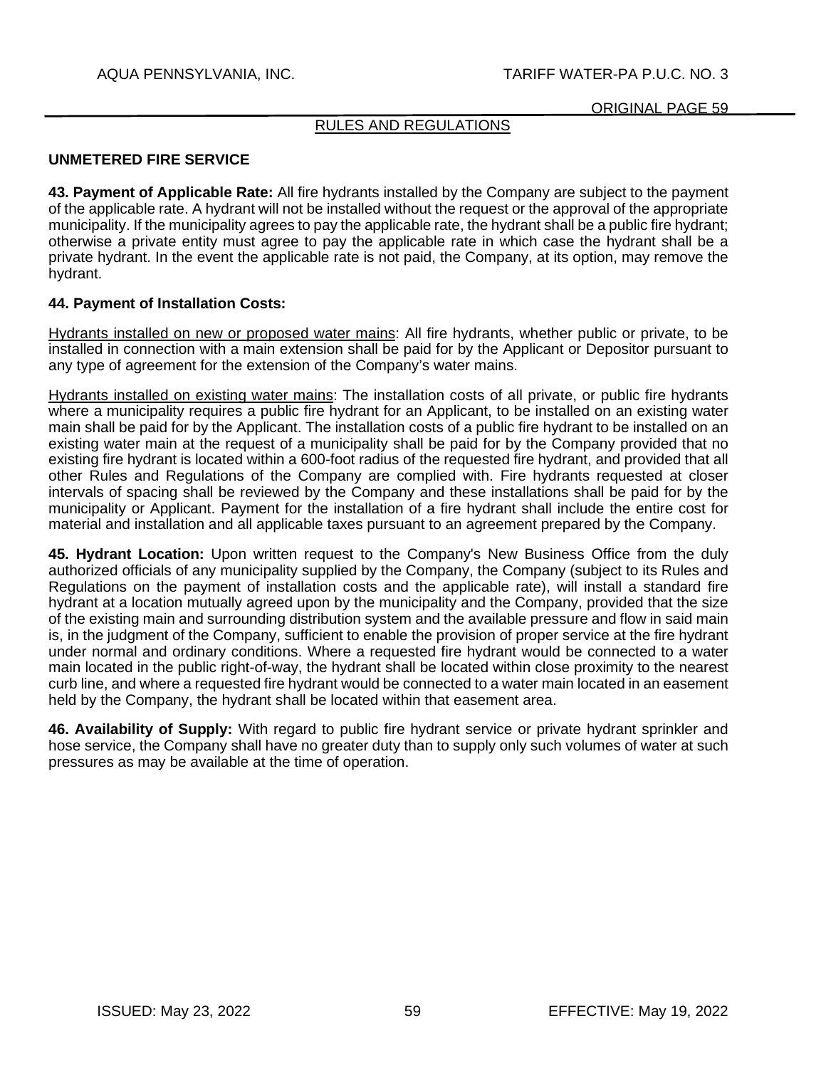## RULES AND REGULATIONS

### UNMETERED FIRE SERVICE

**43. Payment of Applicable Rate:** All fire hydrants installed by the Company are subject to the payment of the applicable rate. A hydrant will not be installed without the request or the approval of the appropriate municipality. If the municipality agrees to pay the applicable rate, the hydrant shall be a public fire hydrant; otherwise a private entity must agree to pay the applicable rate in which case the hydrant shall be a private hydrant. In the event the applicable rate is not paid, the Company, at its option, may remove the hydrant.

**44. Payment of Installation Costs:**

Hydrants installed on new or proposed water mains: All fire hydrants, whether public or private, to be installed in connection with a main extension shall be paid for by the Applicant or Depositor pursuant to any type of agreement for the extension of the Company's water mains.

Hydrants installed on existing water mains: The installation costs of all private, or public fire hydrants where a municipality requires a public fire hydrant for an Applicant, to be installed on an existing water main shall be paid for by the Applicant. The installation costs of a public fire hydrant to be installed on an existing water main at the request of a municipality shall be paid for by the Company provided that no existing fire hydrant is located within a 600-foot radius of the requested fire hydrant, and provided that all other Rules and Regulations of the Company are complied with. Fire hydrants requested at closer intervals of spacing shall be reviewed by the Company and these installations shall be paid for by the municipality or Applicant. Payment for the installation of a fire hydrant shall include the entire cost for material and installation and all applicable taxes pursuant to an agreement prepared by the Company.

**45. Hydrant Location:** Upon written request to the Company's New Business Office from the duly authorized officials of any municipality supplied by the Company, the Company (subject to its Rules and Regulations on the payment of installation costs and the applicable rate), will install a standard fire hydrant at a location mutually agreed upon by the municipality and the Company, provided that the size of the existing main and surrounding distribution system and the available pressure and flow in said main is, in the judgment of the Company, sufficient to enable the provision of proper service at the fire hydrant under normal and ordinary conditions. Where a requested fire hydrant would be connected to a water main located in the public right-of-way, the hydrant shall be located within close proximity to the nearest curb line, and where a requested fire hydrant would be connected to a water main located in an easement held by the Company, the hydrant shall be located within that easement area.

**46. Availability of Supply:** With regard to public fire hydrant service or private hydrant sprinkler and hose service, the Company shall have no greater duty than to supply only such volumes of water at such pressures as may be available at the time of operation.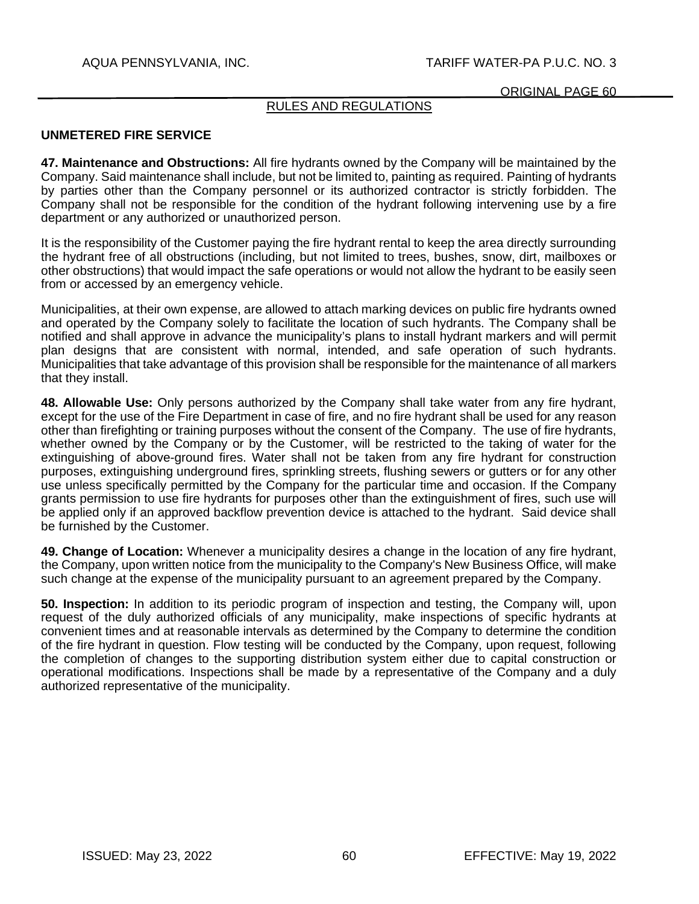## RULES AND REGULATIONS

### UNMETERED FIRE SERVICE

**47. Maintenance and Obstructions:** All fire hydrants owned by the Company will be maintained by the Company. Said maintenance shall include, but not be limited to, painting as required. Painting of hydrants by parties other than the Company personnel or its authorized contractor is strictly forbidden. The Company shall not be responsible for the condition of the hydrant following intervening use by a fire department or any authorized or unauthorized person.

It is the responsibility of the Customer paying the fire hydrant rental to keep the area directly surrounding the hydrant free of all obstructions (including, but not limited to trees, bushes, snow, dirt, mailboxes or other obstructions) that would impact the safe operations or would not allow the hydrant to be easily seen from or accessed by an emergency vehicle.

Municipalities, at their own expense, are allowed to attach marking devices on public fire hydrants owned and operated by the Company solely to facilitate the location of such hydrants. The Company shall be notified and shall approve in advance the municipality's plans to install hydrant markers and will permit plan designs that are consistent with normal, intended, and safe operation of such hydrants. Municipalities that take advantage of this provision shall be responsible for the maintenance of all markers that they install.

**48. Allowable Use:** Only persons authorized by the Company shall take water from any fire hydrant, except for the use of the Fire Department in case of fire, and no fire hydrant shall be used for any reason other than firefighting or training purposes without the consent of the Company. The use of fire hydrants, whether owned by the Company or by the Customer, will be restricted to the taking of water for the extinguishing of above-ground fires. Water shall not be taken from any fire hydrant for construction purposes, extinguishing underground fires, sprinkling streets, flushing sewers or gutters or for any other use unless specifically permitted by the Company for the particular time and occasion. If the Company grants permission to use fire hydrants for purposes other than the extinguishment of fires, such use will be applied only if an approved backflow prevention device is attached to the hydrant. Said device shall be furnished by the Customer.

**49. Change of Location:** Whenever a municipality desires a change in the location of any fire hydrant, the Company, upon written notice from the municipality to the Company's New Business Office, will make such change at the expense of the municipality pursuant to an agreement prepared by the Company.

**50. Inspection:** In addition to its periodic program of inspection and testing, the Company will, upon request of the duly authorized officials of any municipality, make inspections of specific hydrants at convenient times and at reasonable intervals as determined by the Company to determine the condition of the fire hydrant in question. Flow testing will be conducted by the Company, upon request, following the completion of changes to the supporting distribution system either due to capital construction or operational modifications. Inspections shall be made by a representative of the Company and a duly authorized representative of the municipality.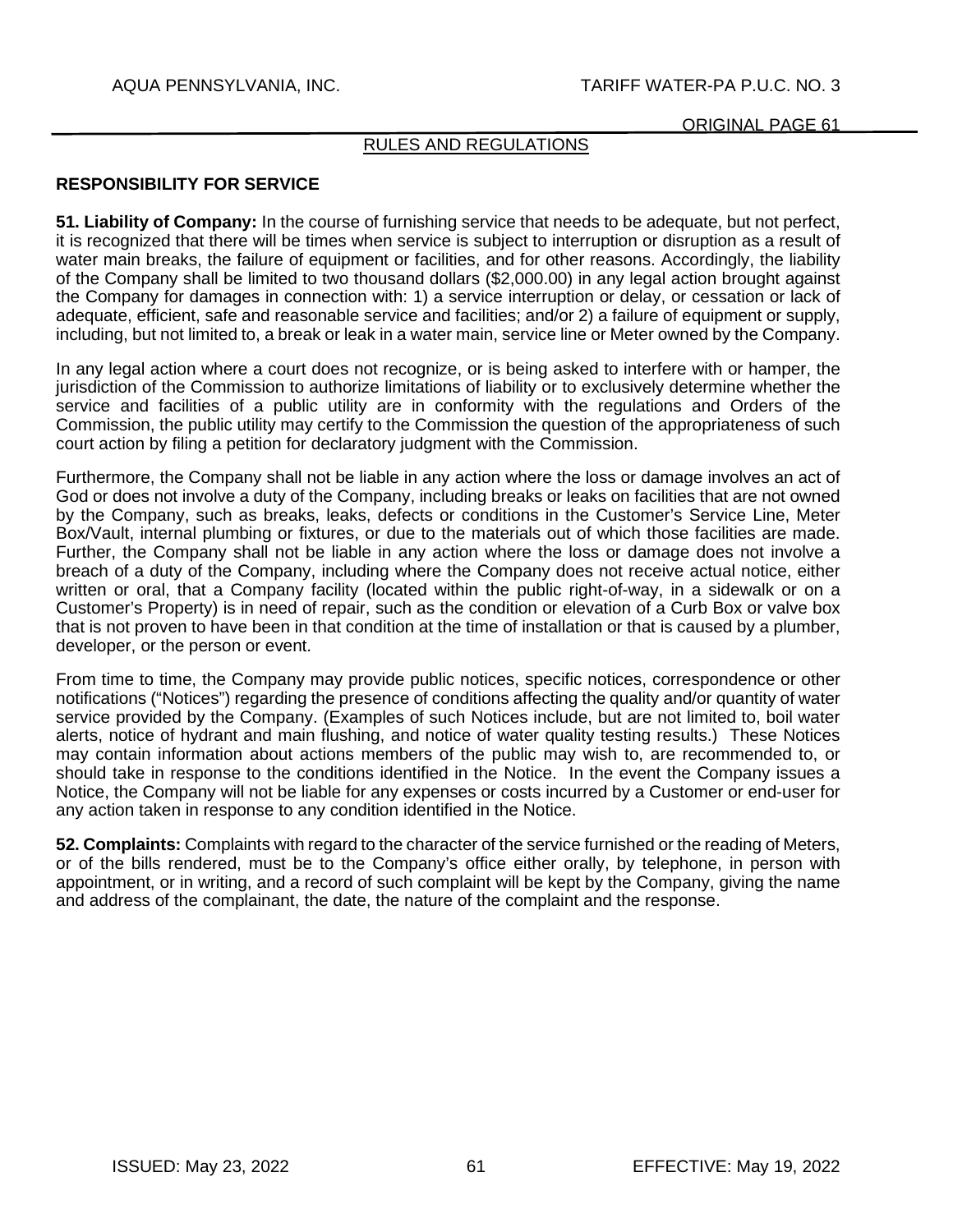RULES AND REGULATIONS

## RESPONSIBILITY FOR SERVICE

**51. Liability of Company:** In the course of furnishing service that needs to be adequate, but not perfect, it is recognized that there will be times when service is subject to interruption or disruption as a result of water main breaks, the failure of equipment or facilities, and for other reasons. Accordingly, the liability of the Company shall be limited to two thousand dollars ($2,000.00) in any legal action brought against the Company for damages in connection with: 1) a service interruption or delay, or cessation or lack of adequate, efficient, safe and reasonable service and facilities; and/or 2) a failure of equipment or supply, including, but not limited to, a break or leak in a water main, service line or Meter owned by the Company.

In any legal action where a court does not recognize, or is being asked to interfere with or hamper, the jurisdiction of the Commission to authorize limitations of liability or to exclusively determine whether the service and facilities of a public utility are in conformity with the regulations and Orders of the Commission, the public utility may certify to the Commission the question of the appropriateness of such court action by filing a petition for declaratory judgment with the Commission.

Furthermore, the Company shall not be liable in any action where the loss or damage involves an act of God or does not involve a duty of the Company, including breaks or leaks on facilities that are not owned by the Company, such as breaks, leaks, defects or conditions in the Customer's Service Line, Meter Box/Vault, internal plumbing or fixtures, or due to the materials out of which those facilities are made. Further, the Company shall not be liable in any action where the loss or damage does not involve a breach of a duty of the Company, including where the Company does not receive actual notice, either written or oral, that a Company facility (located within the public right-of-way, in a sidewalk or on a Customer's Property) is in need of repair, such as the condition or elevation of a Curb Box or valve box that is not proven to have been in that condition at the time of installation or that is caused by a plumber, developer, or the person or event.

From time to time, the Company may provide public notices, specific notices, correspondence or other notifications ("Notices") regarding the presence of conditions affecting the quality and/or quantity of water service provided by the Company. (Examples of such Notices include, but are not limited to, boil water alerts, notice of hydrant and main flushing, and notice of water quality testing results.) These Notices may contain information about actions members of the public may wish to, are recommended to, or should take in response to the conditions identified in the Notice. In the event the Company issues a Notice, the Company will not be liable for any expenses or costs incurred by a Customer or end-user for any action taken in response to any condition identified in the Notice.

**52. Complaints:** Complaints with regard to the character of the service furnished or the reading of Meters, or of the bills rendered, must be to the Company's office either orally, by telephone, in person with appointment, or in writing, and a record of such complaint will be kept by the Company, giving the name and address of the complainant, the date, the nature of the complaint and the response.

ISSUED: May 23, 2022 EFFECTIVE: May 19, 2022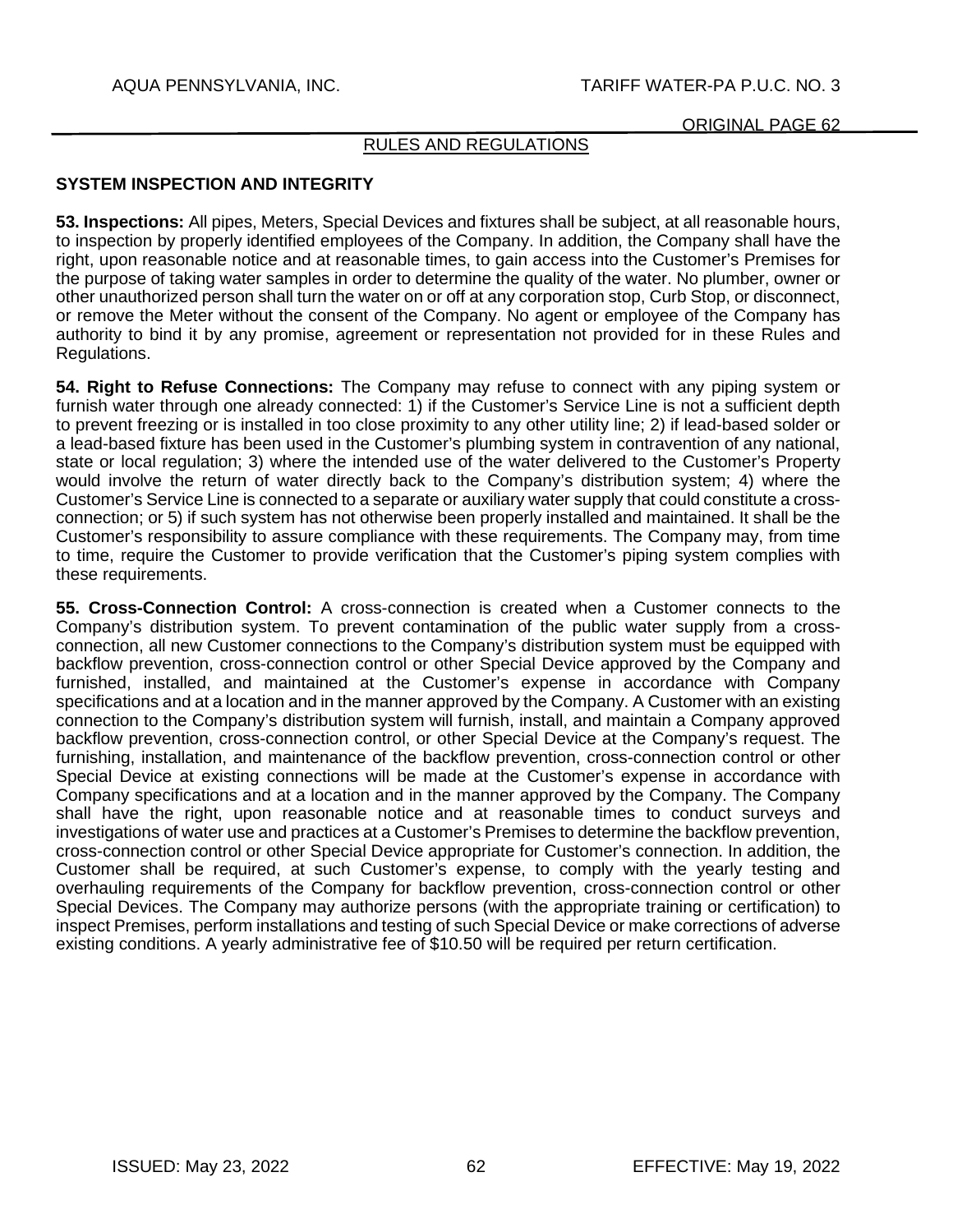## RULES AND REGULATIONS

### SYSTEM INSPECTION AND INTEGRITY

**53. Inspections:** All pipes, Meters, Special Devices and fixtures shall be subject, at all reasonable hours, to inspection by properly identified employees of the Company. In addition, the Company shall have the right, upon reasonable notice and at reasonable times, to gain access into the Customer's Premises for the purpose of taking water samples in order to determine the quality of the water. No plumber, owner or other unauthorized person shall turn the water on or off at any corporation stop, Curb Stop, or disconnect, or remove the Meter without the consent of the Company. No agent or employee of the Company has authority to bind it by any promise, agreement or representation not provided for in these Rules and Regulations.

**54. Right to Refuse Connections:** The Company may refuse to connect with any piping system or furnish water through one already connected: 1) if the Customer's Service Line is not a sufficient depth to prevent freezing or is installed in too close proximity to any other utility line; 2) if lead-based solder or a lead-based fixture has been used in the Customer's plumbing system in contravention of any national, state or local regulation; 3) where the intended use of the water delivered to the Customer's Property would involve the return of water directly back to the Company's distribution system; 4) where the Customer's Service Line is connected to a separate or auxiliary water supply that could constitute a cross-connection; or 5) if such system has not otherwise been properly installed and maintained. It shall be the Customer's responsibility to assure compliance with these requirements. The Company may, from time to time, require the Customer to provide verification that the Customer's piping system complies with these requirements.

**55. Cross-Connection Control:** A cross-connection is created when a Customer connects to the Company's distribution system. To prevent contamination of the public water supply from a cross-connection, all new Customer connections to the Company's distribution system must be equipped with backflow prevention, cross-connection control or other Special Device approved by the Company and furnished, installed, and maintained at the Customer's expense in accordance with Company specifications and at a location and in the manner approved by the Company. A Customer with an existing connection to the Company's distribution system will furnish, install, and maintain a Company approved backflow prevention, cross-connection control, or other Special Device at the Company's request. The furnishing, installation, and maintenance of the backflow prevention, cross-connection control or other Special Device at existing connections will be made at the Customer's expense in accordance with Company specifications and at a location and in the manner approved by the Company. The Company shall have the right, upon reasonable notice and at reasonable times to conduct surveys and investigations of water use and practices at a Customer's Premises to determine the backflow prevention, cross-connection control or other Special Device appropriate for Customer's connection. In addition, the Customer shall be required, at such Customer's expense, to comply with the yearly testing and overhauling requirements of the Company for backflow prevention, cross-connection control or other Special Devices. The Company may authorize persons (with the appropriate training or certification) to inspect Premises, perform installations and testing of such Special Device or make corrections of adverse existing conditions. A yearly administrative fee of $10.50 will be required per return certification.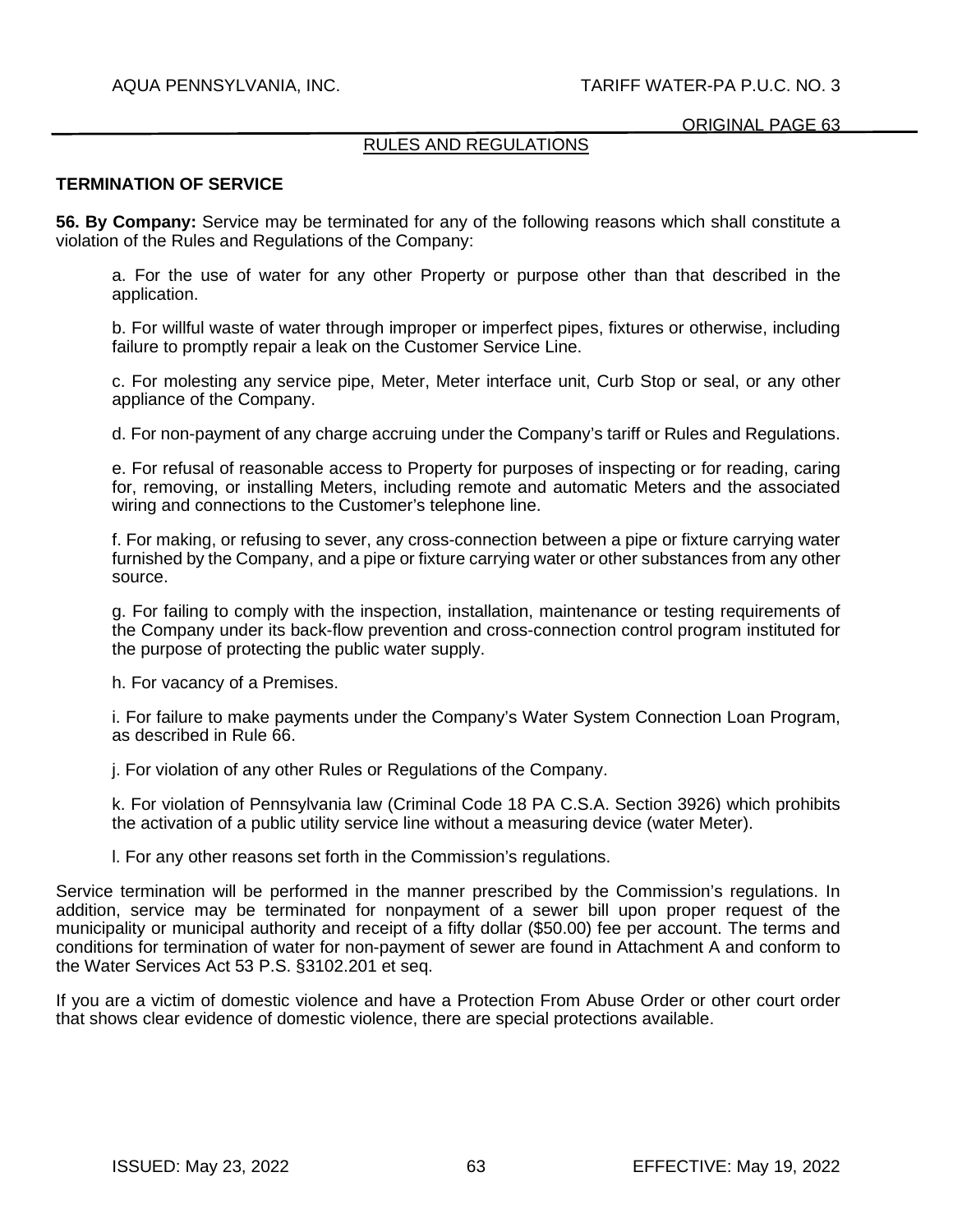## RULES AND REGULATIONS

### TERMINATION OF SERVICE

**56. By Company:** Service may be terminated for any of the following reasons which shall constitute a violation of the Rules and Regulations of the Company:

a. For the use of water for any other Property or purpose other than that described in the application.

b. For willful waste of water through improper or imperfect pipes, fixtures or otherwise, including failure to promptly repair a leak on the Customer Service Line.

c. For molesting any service pipe, Meter, Meter interface unit, Curb Stop or seal, or any other appliance of the Company.

d. For non-payment of any charge accruing under the Company's tariff or Rules and Regulations.

e. For refusal of reasonable access to Property for purposes of inspecting or for reading, caring for, removing, or installing Meters, including remote and automatic Meters and the associated wiring and connections to the Customer's telephone line.

f. For making, or refusing to sever, any cross-connection between a pipe or fixture carrying water furnished by the Company, and a pipe or fixture carrying water or other substances from any other source.

g. For failing to comply with the inspection, installation, maintenance or testing requirements of the Company under its back-flow prevention and cross-connection control program instituted for the purpose of protecting the public water supply.

h. For vacancy of a Premises.

i. For failure to make payments under the Company's Water System Connection Loan Program, as described in Rule 66.

j. For violation of any other Rules or Regulations of the Company.

k. For violation of Pennsylvania law (Criminal Code 18 PA C.S.A. Section 3926) which prohibits the activation of a public utility service line without a measuring device (water Meter).

l. For any other reasons set forth in the Commission's regulations.

Service termination will be performed in the manner prescribed by the Commission's regulations. In addition, service may be terminated for nonpayment of a sewer bill upon proper request of the municipality or municipal authority and receipt of a fifty dollar ($50.00) fee per account. The terms and conditions for termination of water for non-payment of sewer are found in Attachment A and conform to the Water Services Act 53 P.S. §3102.201 et seq.

If you are a victim of domestic violence and have a Protection From Abuse Order or other court order that shows clear evidence of domestic violence, there are special protections available.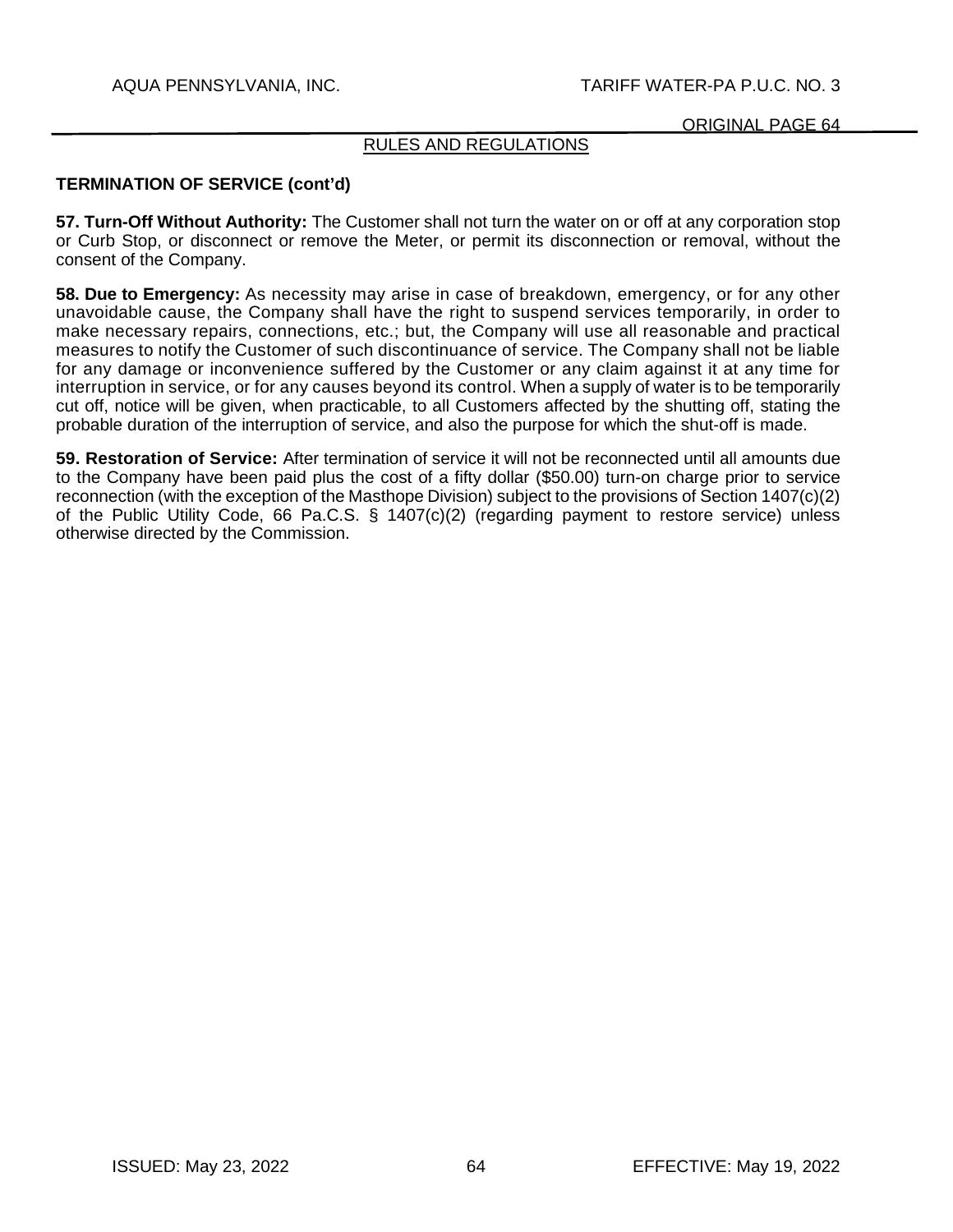RULES AND REGULATIONS

**TERMINATION OF SERVICE (cont'd)**

**57. Turn-Off Without Authority:** The Customer shall not turn the water on or off at any corporation stop or Curb Stop, or disconnect or remove the Meter, or permit its disconnection or removal, without the consent of the Company.

**58. Due to Emergency:** As necessity may arise in case of breakdown, emergency, or for any other unavoidable cause, the Company shall have the right to suspend services temporarily, in order to make necessary repairs, connections, etc.; but, the Company will use all reasonable and practical measures to notify the Customer of such discontinuance of service. The Company shall not be liable for any damage or inconvenience suffered by the Customer or any claim against it at any time for interruption in service, or for any causes beyond its control. When a supply of water is to be temporarily cut off, notice will be given, when practicable, to all Customers affected by the shutting off, stating the probable duration of the interruption of service, and also the purpose for which the shut-off is made.

**59. Restoration of Service:** After termination of service it will not be reconnected until all amounts due to the Company have been paid plus the cost of a fifty dollar ($50.00) turn-on charge prior to service reconnection (with the exception of the Masthope Division) subject to the provisions of Section 1407(c)(2) of the Public Utility Code, 66 Pa.C.S. § 1407(c)(2) (regarding payment to restore service) unless otherwise directed by the Commission.

ISSUED: May 23, 2022 EFFECTIVE: May 19, 2022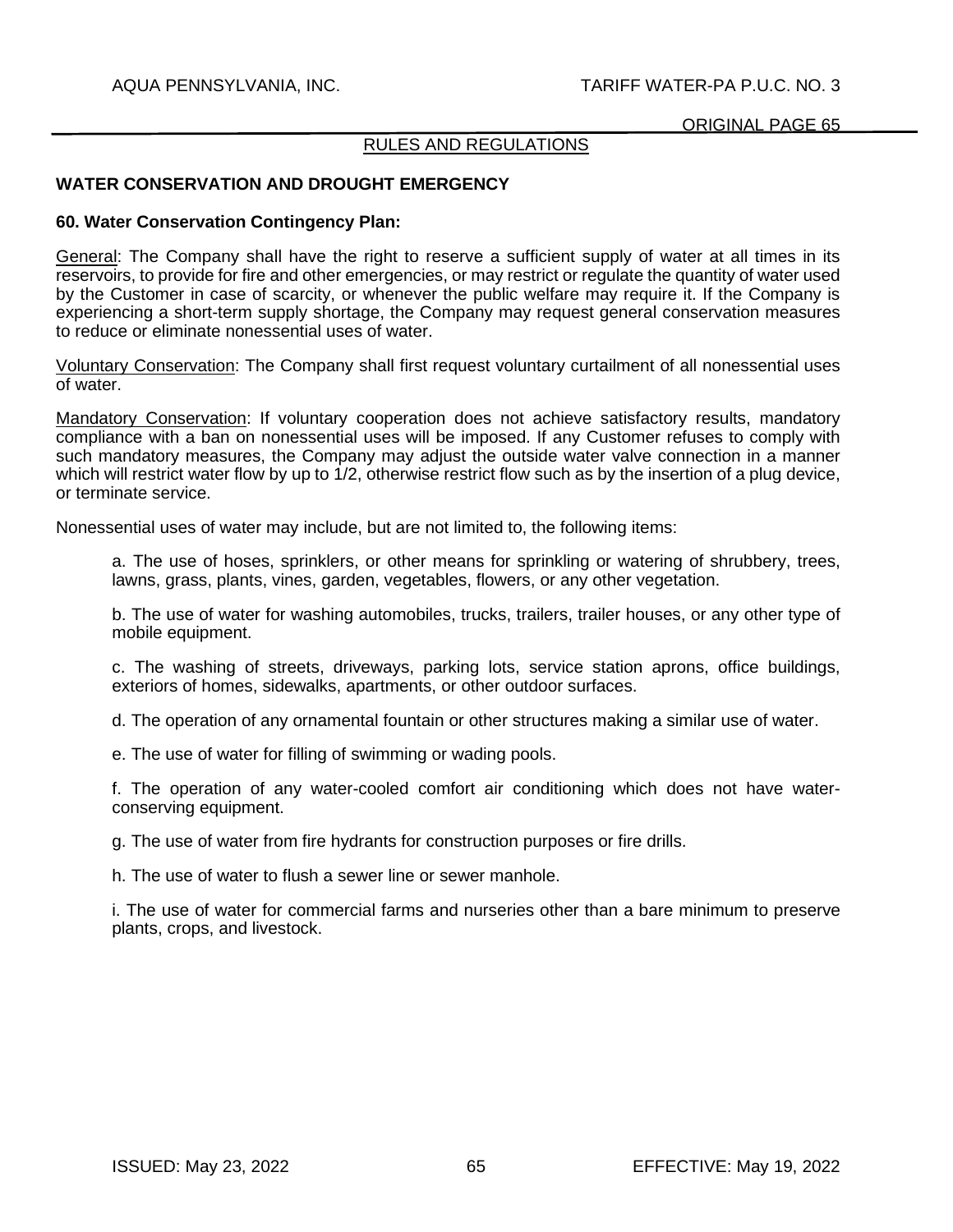## RULES AND REGULATIONS

### WATER CONSERVATION AND DROUGHT EMERGENCY

**60. Water Conservation Contingency Plan:**

General: The Company shall have the right to reserve a sufficient supply of water at all times in its reservoirs, to provide for fire and other emergencies, or may restrict or regulate the quantity of water used by the Customer in case of scarcity, or whenever the public welfare may require it. If the Company is experiencing a short-term supply shortage, the Company may request general conservation measures to reduce or eliminate nonessential uses of water.

Voluntary Conservation: The Company shall first request voluntary curtailment of all nonessential uses of water.

Mandatory Conservation: If voluntary cooperation does not achieve satisfactory results, mandatory compliance with a ban on nonessential uses will be imposed. If any Customer refuses to comply with such mandatory measures, the Company may adjust the outside water valve connection in a manner which will restrict water flow by up to 1/2, otherwise restrict flow such as by the insertion of a plug device, or terminate service.

Nonessential uses of water may include, but are not limited to, the following items:

a. The use of hoses, sprinklers, or other means for sprinkling or watering of shrubbery, trees, lawns, grass, plants, vines, garden, vegetables, flowers, or any other vegetation.

b. The use of water for washing automobiles, trucks, trailers, trailer houses, or any other type of mobile equipment.

c. The washing of streets, driveways, parking lots, service station aprons, office buildings, exteriors of homes, sidewalks, apartments, or other outdoor surfaces.

d. The operation of any ornamental fountain or other structures making a similar use of water.

e. The use of water for filling of swimming or wading pools.

f. The operation of any water-cooled comfort air conditioning which does not have water-conserving equipment.

g. The use of water from fire hydrants for construction purposes or fire drills.

h. The use of water to flush a sewer line or sewer manhole.

i. The use of water for commercial farms and nurseries other than a bare minimum to preserve plants, crops, and livestock.

ISSUED: May 23, 2022 EFFECTIVE: May 19, 2022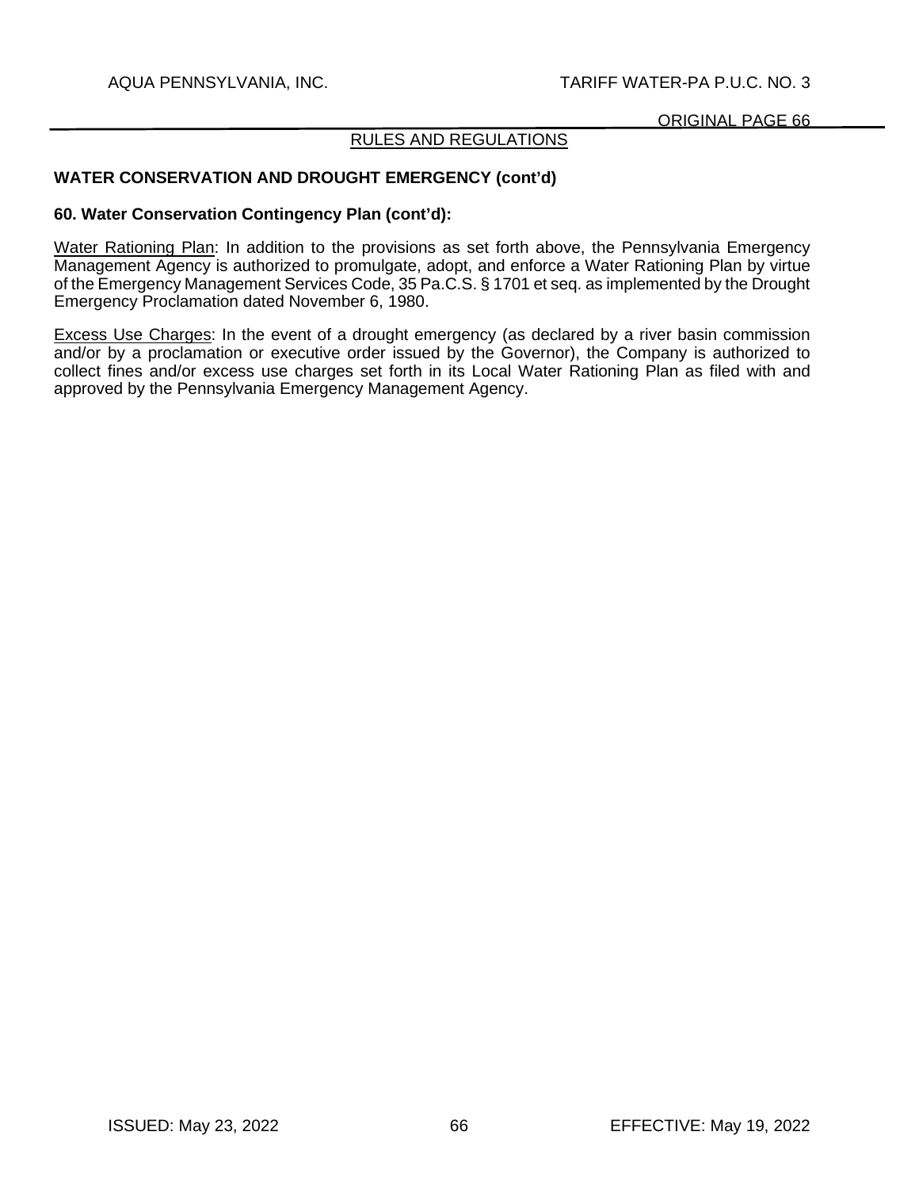RULES AND REGULATIONS

**WATER CONSERVATION AND DROUGHT EMERGENCY (cont'd)**

**60. Water Conservation Contingency Plan (cont'd):**

Water Rationing Plan: In addition to the provisions as set forth above, the Pennsylvania Emergency Management Agency is authorized to promulgate, adopt, and enforce a Water Rationing Plan by virtue of the Emergency Management Services Code, 35 Pa.C.S. § 1701 et seq. as implemented by the Drought Emergency Proclamation dated November 6, 1980.

Excess Use Charges: In the event of a drought emergency (as declared by a river basin commission and/or by a proclamation or executive order issued by the Governor), the Company is authorized to collect fines and/or excess use charges set forth in its Local Water Rationing Plan as filed with and approved by the Pennsylvania Emergency Management Agency.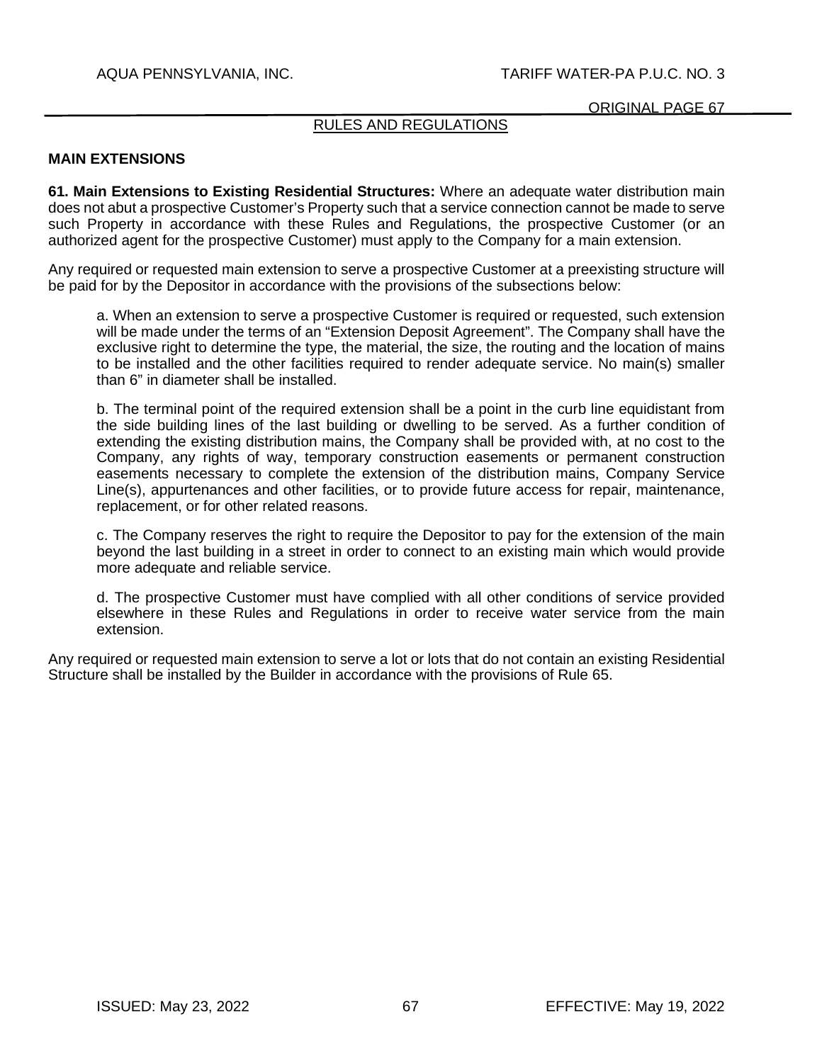RULES AND REGULATIONS

## MAIN EXTENSIONS

**61. Main Extensions to Existing Residential Structures:** Where an adequate water distribution main does not abut a prospective Customer's Property such that a service connection cannot be made to serve such Property in accordance with these Rules and Regulations, the prospective Customer (or an authorized agent for the prospective Customer) must apply to the Company for a main extension.

Any required or requested main extension to serve a prospective Customer at a preexisting structure will be paid for by the Depositor in accordance with the provisions of the subsections below:

a. When an extension to serve a prospective Customer is required or requested, such extension will be made under the terms of an "Extension Deposit Agreement". The Company shall have the exclusive right to determine the type, the material, the size, the routing and the location of mains to be installed and the other facilities required to render adequate service. No main(s) smaller than 6" in diameter shall be installed.

b. The terminal point of the required extension shall be a point in the curb line equidistant from the side building lines of the last building or dwelling to be served. As a further condition of extending the existing distribution mains, the Company shall be provided with, at no cost to the Company, any rights of way, temporary construction easements or permanent construction easements necessary to complete the extension of the distribution mains, Company Service Line(s), appurtenances and other facilities, or to provide future access for repair, maintenance, replacement, or for other related reasons.

c. The Company reserves the right to require the Depositor to pay for the extension of the main beyond the last building in a street in order to connect to an existing main which would provide more adequate and reliable service.

d. The prospective Customer must have complied with all other conditions of service provided elsewhere in these Rules and Regulations in order to receive water service from the main extension.

Any required or requested main extension to serve a lot or lots that do not contain an existing Residential Structure shall be installed by the Builder in accordance with the provisions of Rule 65.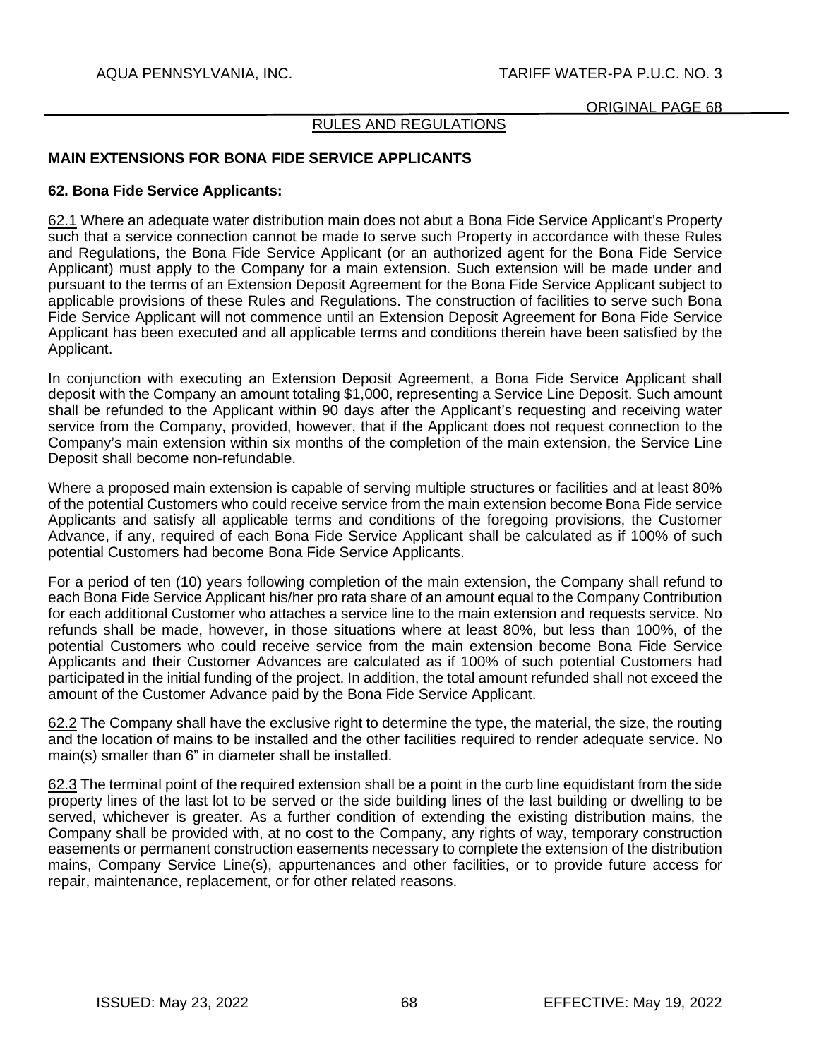RULES AND REGULATIONS

## MAIN EXTENSIONS FOR BONA FIDE SERVICE APPLICANTS

### 62. Bona Fide Service Applicants:

62.1 Where an adequate water distribution main does not abut a Bona Fide Service Applicant's Property such that a service connection cannot be made to serve such Property in accordance with these Rules and Regulations, the Bona Fide Service Applicant (or an authorized agent for the Bona Fide Service Applicant) must apply to the Company for a main extension. Such extension will be made under and pursuant to the terms of an Extension Deposit Agreement for the Bona Fide Service Applicant subject to applicable provisions of these Rules and Regulations. The construction of facilities to serve such Bona Fide Service Applicant will not commence until an Extension Deposit Agreement for Bona Fide Service Applicant has been executed and all applicable terms and conditions therein have been satisfied by the Applicant.

In conjunction with executing an Extension Deposit Agreement, a Bona Fide Service Applicant shall deposit with the Company an amount totaling $1,000, representing a Service Line Deposit. Such amount shall be refunded to the Applicant within 90 days after the Applicant's requesting and receiving water service from the Company, provided, however, that if the Applicant does not request connection to the Company's main extension within six months of the completion of the main extension, the Service Line Deposit shall become non-refundable.

Where a proposed main extension is capable of serving multiple structures or facilities and at least 80% of the potential Customers who could receive service from the main extension become Bona Fide service Applicants and satisfy all applicable terms and conditions of the foregoing provisions, the Customer Advance, if any, required of each Bona Fide Service Applicant shall be calculated as if 100% of such potential Customers had become Bona Fide Service Applicants.

For a period of ten (10) years following completion of the main extension, the Company shall refund to each Bona Fide Service Applicant his/her pro rata share of an amount equal to the Company Contribution for each additional Customer who attaches a service line to the main extension and requests service. No refunds shall be made, however, in those situations where at least 80%, but less than 100%, of the potential Customers who could receive service from the main extension become Bona Fide Service Applicants and their Customer Advances are calculated as if 100% of such potential Customers had participated in the initial funding of the project. In addition, the total amount refunded shall not exceed the amount of the Customer Advance paid by the Bona Fide Service Applicant.

62.2 The Company shall have the exclusive right to determine the type, the material, the size, the routing and the location of mains to be installed and the other facilities required to render adequate service. No main(s) smaller than 6" in diameter shall be installed.

62.3 The terminal point of the required extension shall be a point in the curb line equidistant from the side property lines of the last lot to be served or the side building lines of the last building or dwelling to be served, whichever is greater. As a further condition of extending the existing distribution mains, the Company shall be provided with, at no cost to the Company, any rights of way, temporary construction easements or permanent construction easements necessary to complete the extension of the distribution mains, Company Service Line(s), appurtenances and other facilities, or to provide future access for repair, maintenance, replacement, or for other related reasons.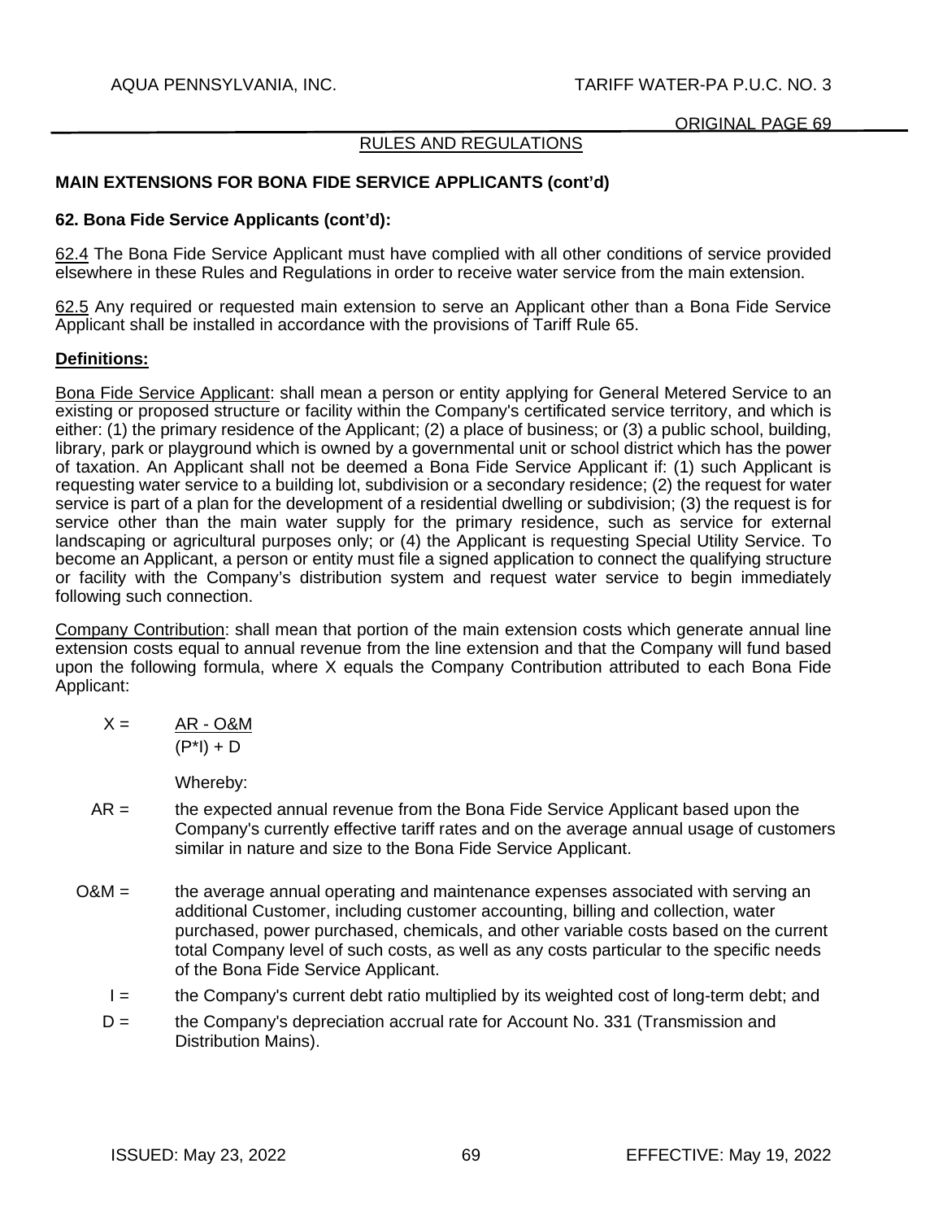RULES AND REGULATIONS

**MAIN EXTENSIONS FOR BONA FIDE SERVICE APPLICANTS (cont'd)**

**62. Bona Fide Service Applicants (cont'd):**

62.4 The Bona Fide Service Applicant must have complied with all other conditions of service provided elsewhere in these Rules and Regulations in order to receive water service from the main extension.

62.5 Any required or requested main extension to serve an Applicant other than a Bona Fide Service Applicant shall be installed in accordance with the provisions of Tariff Rule 65.

**Definitions:**

Bona Fide Service Applicant: shall mean a person or entity applying for General Metered Service to an existing or proposed structure or facility within the Company's certificated service territory, and which is either: (1) the primary residence of the Applicant; (2) a place of business; or (3) a public school, building, library, park or playground which is owned by a governmental unit or school district which has the power of taxation. An Applicant shall not be deemed a Bona Fide Service Applicant if: (1) such Applicant is requesting water service to a building lot, subdivision or a secondary residence; (2) the request for water service is part of a plan for the development of a residential dwelling or subdivision; (3) the request is for service other than the main water supply for the primary residence, such as service for external landscaping or agricultural purposes only; or (4) the Applicant is requesting Special Utility Service. To become an Applicant, a person or entity must file a signed application to connect the qualifying structure or facility with the Company's distribution system and request water service to begin immediately following such connection.

Company Contribution: shall mean that portion of the main extension costs which generate annual line extension costs equal to annual revenue from the line extension and that the Company will fund based upon the following formula, where X equals the Company Contribution attributed to each Bona Fide Applicant:

$$X = \frac{AR - O\&M}{(P*I) + D}$$

Whereby:

AR = the expected annual revenue from the Bona Fide Service Applicant based upon the Company's currently effective tariff rates and on the average annual usage of customers similar in nature and size to the Bona Fide Service Applicant.

O&M = the average annual operating and maintenance expenses associated with serving an additional Customer, including customer accounting, billing and collection, water purchased, power purchased, chemicals, and other variable costs based on the current total Company level of such costs, as well as any costs particular to the specific needs of the Bona Fide Service Applicant.

I = the Company's current debt ratio multiplied by its weighted cost of long-term debt; and

D = the Company's depreciation accrual rate for Account No. 331 (Transmission and Distribution Mains).

ISSUED: May 23, 2022 EFFECTIVE: May 19, 2022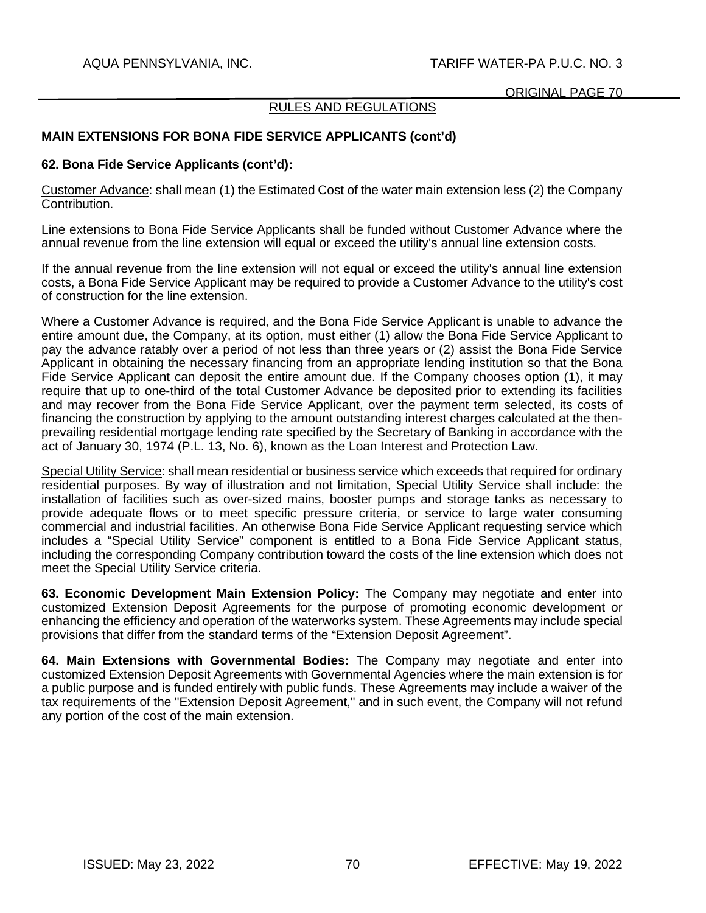RULES AND REGULATIONS

**MAIN EXTENSIONS FOR BONA FIDE SERVICE APPLICANTS (cont'd)**

**62. Bona Fide Service Applicants (cont'd):**

Customer Advance: shall mean (1) the Estimated Cost of the water main extension less (2) the Company Contribution.

Line extensions to Bona Fide Service Applicants shall be funded without Customer Advance where the annual revenue from the line extension will equal or exceed the utility's annual line extension costs.

If the annual revenue from the line extension will not equal or exceed the utility's annual line extension costs, a Bona Fide Service Applicant may be required to provide a Customer Advance to the utility's cost of construction for the line extension.

Where a Customer Advance is required, and the Bona Fide Service Applicant is unable to advance the entire amount due, the Company, at its option, must either (1) allow the Bona Fide Service Applicant to pay the advance ratably over a period of not less than three years or (2) assist the Bona Fide Service Applicant in obtaining the necessary financing from an appropriate lending institution so that the Bona Fide Service Applicant can deposit the entire amount due. If the Company chooses option (1), it may require that up to one-third of the total Customer Advance be deposited prior to extending its facilities and may recover from the Bona Fide Service Applicant, over the payment term selected, its costs of financing the construction by applying to the amount outstanding interest charges calculated at the then-prevailing residential mortgage lending rate specified by the Secretary of Banking in accordance with the act of January 30, 1974 (P.L. 13, No. 6), known as the Loan Interest and Protection Law.

Special Utility Service: shall mean residential or business service which exceeds that required for ordinary residential purposes. By way of illustration and not limitation, Special Utility Service shall include: the installation of facilities such as over-sized mains, booster pumps and storage tanks as necessary to provide adequate flows or to meet specific pressure criteria, or service to large water consuming commercial and industrial facilities. An otherwise Bona Fide Service Applicant requesting service which includes a "Special Utility Service" component is entitled to a Bona Fide Service Applicant status, including the corresponding Company contribution toward the costs of the line extension which does not meet the Special Utility Service criteria.

**63. Economic Development Main Extension Policy:** The Company may negotiate and enter into customized Extension Deposit Agreements for the purpose of promoting economic development or enhancing the efficiency and operation of the waterworks system. These Agreements may include special provisions that differ from the standard terms of the "Extension Deposit Agreement".

**64. Main Extensions with Governmental Bodies:** The Company may negotiate and enter into customized Extension Deposit Agreements with Governmental Agencies where the main extension is for a public purpose and is funded entirely with public funds. These Agreements may include a waiver of the tax requirements of the "Extension Deposit Agreement," and in such event, the Company will not refund any portion of the cost of the main extension.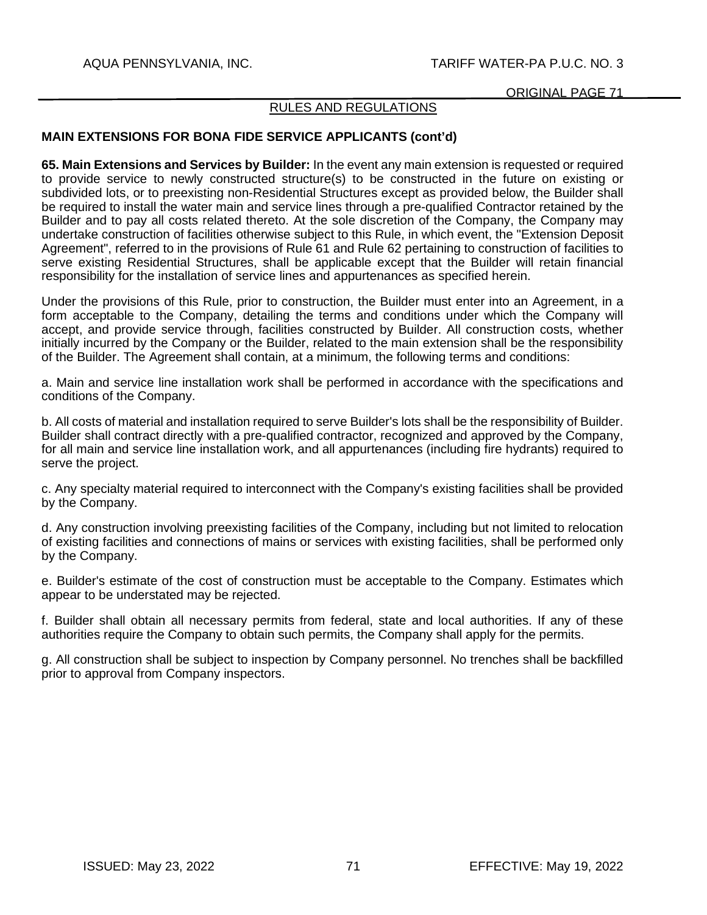## RULES AND REGULATIONS

### MAIN EXTENSIONS FOR BONA FIDE SERVICE APPLICANTS (cont'd)

**65. Main Extensions and Services by Builder:** In the event any main extension is requested or required to provide service to newly constructed structure(s) to be constructed in the future on existing or subdivided lots, or to preexisting non-Residential Structures except as provided below, the Builder shall be required to install the water main and service lines through a pre-qualified Contractor retained by the Builder and to pay all costs related thereto. At the sole discretion of the Company, the Company may undertake construction of facilities otherwise subject to this Rule, in which event, the "Extension Deposit Agreement", referred to in the provisions of Rule 61 and Rule 62 pertaining to construction of facilities to serve existing Residential Structures, shall be applicable except that the Builder will retain financial responsibility for the installation of service lines and appurtenances as specified herein.

Under the provisions of this Rule, prior to construction, the Builder must enter into an Agreement, in a form acceptable to the Company, detailing the terms and conditions under which the Company will accept, and provide service through, facilities constructed by Builder. All construction costs, whether initially incurred by the Company or the Builder, related to the main extension shall be the responsibility of the Builder. The Agreement shall contain, at a minimum, the following terms and conditions:

a. Main and service line installation work shall be performed in accordance with the specifications and conditions of the Company.

b. All costs of material and installation required to serve Builder's lots shall be the responsibility of Builder. Builder shall contract directly with a pre-qualified contractor, recognized and approved by the Company, for all main and service line installation work, and all appurtenances (including fire hydrants) required to serve the project.

c. Any specialty material required to interconnect with the Company's existing facilities shall be provided by the Company.

d. Any construction involving preexisting facilities of the Company, including but not limited to relocation of existing facilities and connections of mains or services with existing facilities, shall be performed only by the Company.

e. Builder's estimate of the cost of construction must be acceptable to the Company. Estimates which appear to be understated may be rejected.

f. Builder shall obtain all necessary permits from federal, state and local authorities. If any of these authorities require the Company to obtain such permits, the Company shall apply for the permits.

g. All construction shall be subject to inspection by Company personnel. No trenches shall be backfilled prior to approval from Company inspectors.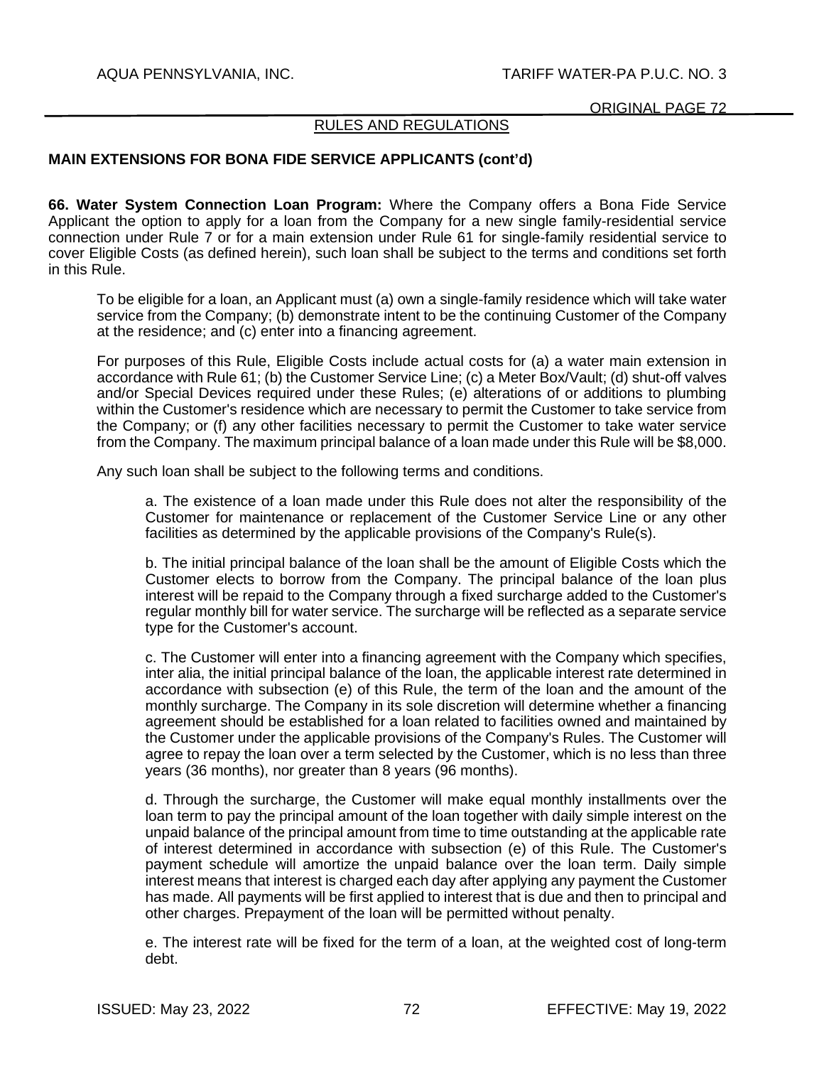RULES AND REGULATIONS

**MAIN EXTENSIONS FOR BONA FIDE SERVICE APPLICANTS (cont'd)**

**66. Water System Connection Loan Program:** Where the Company offers a Bona Fide Service Applicant the option to apply for a loan from the Company for a new single family-residential service connection under Rule 7 or for a main extension under Rule 61 for single-family residential service to cover Eligible Costs (as defined herein), such loan shall be subject to the terms and conditions set forth in this Rule.

To be eligible for a loan, an Applicant must (a) own a single-family residence which will take water service from the Company; (b) demonstrate intent to be the continuing Customer of the Company at the residence; and (c) enter into a financing agreement.

For purposes of this Rule, Eligible Costs include actual costs for (a) a water main extension in accordance with Rule 61; (b) the Customer Service Line; (c) a Meter Box/Vault; (d) shut-off valves and/or Special Devices required under these Rules; (e) alterations of or additions to plumbing within the Customer's residence which are necessary to permit the Customer to take service from the Company; or (f) any other facilities necessary to permit the Customer to take water service from the Company. The maximum principal balance of a loan made under this Rule will be $8,000.

Any such loan shall be subject to the following terms and conditions.

a. The existence of a loan made under this Rule does not alter the responsibility of the Customer for maintenance or replacement of the Customer Service Line or any other facilities as determined by the applicable provisions of the Company's Rule(s).

b. The initial principal balance of the loan shall be the amount of Eligible Costs which the Customer elects to borrow from the Company. The principal balance of the loan plus interest will be repaid to the Company through a fixed surcharge added to the Customer's regular monthly bill for water service. The surcharge will be reflected as a separate service type for the Customer's account.

c. The Customer will enter into a financing agreement with the Company which specifies, inter alia, the initial principal balance of the loan, the applicable interest rate determined in accordance with subsection (e) of this Rule, the term of the loan and the amount of the monthly surcharge. The Company in its sole discretion will determine whether a financing agreement should be established for a loan related to facilities owned and maintained by the Customer under the applicable provisions of the Company's Rules. The Customer will agree to repay the loan over a term selected by the Customer, which is no less than three years (36 months), nor greater than 8 years (96 months).

d. Through the surcharge, the Customer will make equal monthly installments over the loan term to pay the principal amount of the loan together with daily simple interest on the unpaid balance of the principal amount from time to time outstanding at the applicable rate of interest determined in accordance with subsection (e) of this Rule. The Customer's payment schedule will amortize the unpaid balance over the loan term. Daily simple interest means that interest is charged each day after applying any payment the Customer has made. All payments will be first applied to interest that is due and then to principal and other charges. Prepayment of the loan will be permitted without penalty.

e. The interest rate will be fixed for the term of a loan, at the weighted cost of long-term debt.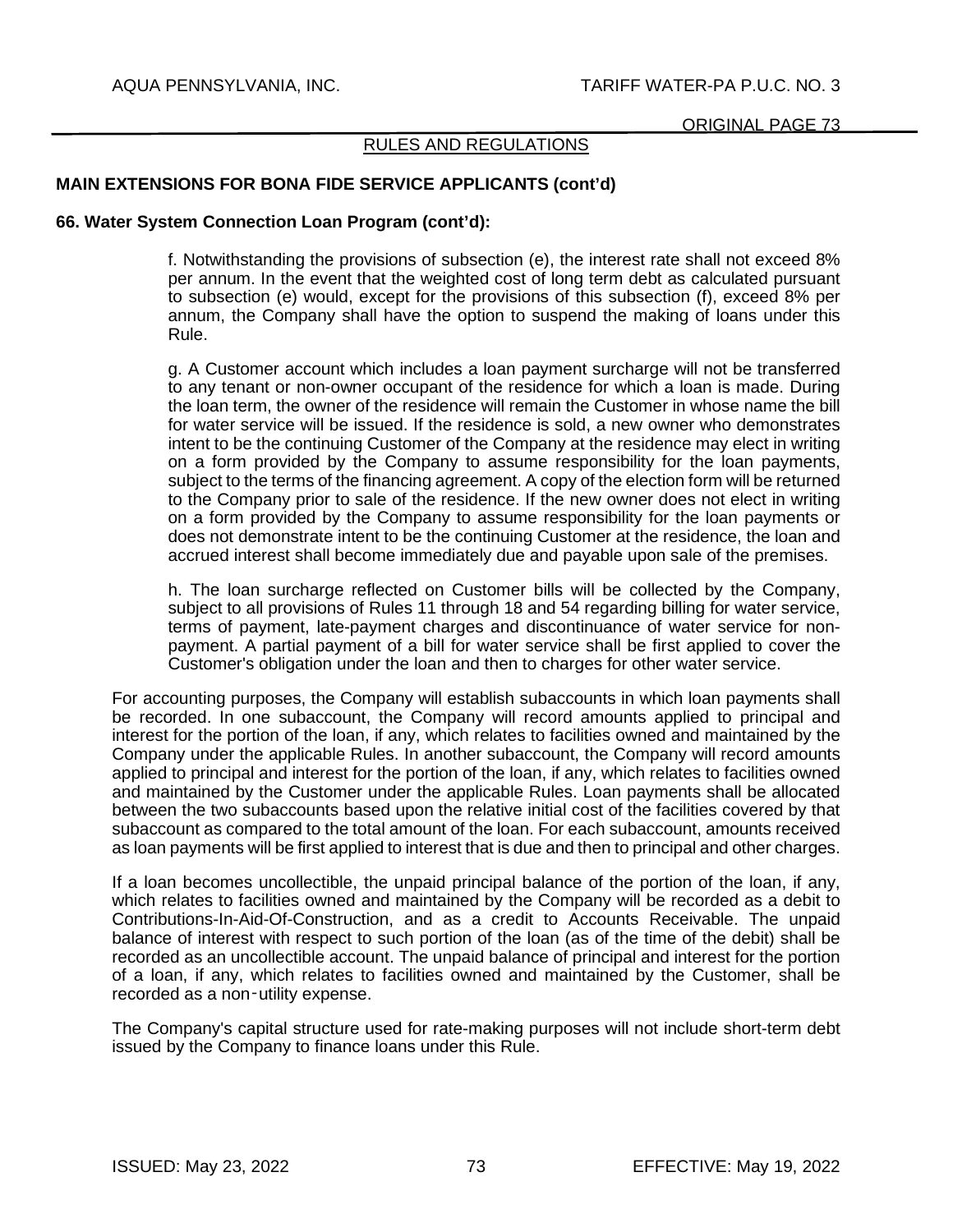RULES AND REGULATIONS

**MAIN EXTENSIONS FOR BONA FIDE SERVICE APPLICANTS (cont'd)**

**66. Water System Connection Loan Program (cont'd):**

f. Notwithstanding the provisions of subsection (e), the interest rate shall not exceed 8% per annum. In the event that the weighted cost of long term debt as calculated pursuant to subsection (e) would, except for the provisions of this subsection (f), exceed 8% per annum, the Company shall have the option to suspend the making of loans under this Rule.

g. A Customer account which includes a loan payment surcharge will not be transferred to any tenant or non-owner occupant of the residence for which a loan is made. During the loan term, the owner of the residence will remain the Customer in whose name the bill for water service will be issued. If the residence is sold, a new owner who demonstrates intent to be the continuing Customer of the Company at the residence may elect in writing on a form provided by the Company to assume responsibility for the loan payments, subject to the terms of the financing agreement. A copy of the election form will be returned to the Company prior to sale of the residence. If the new owner does not elect in writing on a form provided by the Company to assume responsibility for the loan payments or does not demonstrate intent to be the continuing Customer at the residence, the loan and accrued interest shall become immediately due and payable upon sale of the premises.

h. The loan surcharge reflected on Customer bills will be collected by the Company, subject to all provisions of Rules 11 through 18 and 54 regarding billing for water service, terms of payment, late-payment charges and discontinuance of water service for non-payment. A partial payment of a bill for water service shall be first applied to cover the Customer's obligation under the loan and then to charges for other water service.

For accounting purposes, the Company will establish subaccounts in which loan payments shall be recorded. In one subaccount, the Company will record amounts applied to principal and interest for the portion of the loan, if any, which relates to facilities owned and maintained by the Company under the applicable Rules. In another subaccount, the Company will record amounts applied to principal and interest for the portion of the loan, if any, which relates to facilities owned and maintained by the Customer under the applicable Rules. Loan payments shall be allocated between the two subaccounts based upon the relative initial cost of the facilities covered by that subaccount as compared to the total amount of the loan. For each subaccount, amounts received as loan payments will be first applied to interest that is due and then to principal and other charges.

If a loan becomes uncollectible, the unpaid principal balance of the portion of the loan, if any, which relates to facilities owned and maintained by the Company will be recorded as a debit to Contributions-In-Aid-Of-Construction, and as a credit to Accounts Receivable. The unpaid balance of interest with respect to such portion of the loan (as of the time of the debit) shall be recorded as an uncollectible account. The unpaid balance of principal and interest for the portion of a loan, if any, which relates to facilities owned and maintained by the Customer, shall be recorded as a non-utility expense.

The Company's capital structure used for rate-making purposes will not include short-term debt issued by the Company to finance loans under this Rule.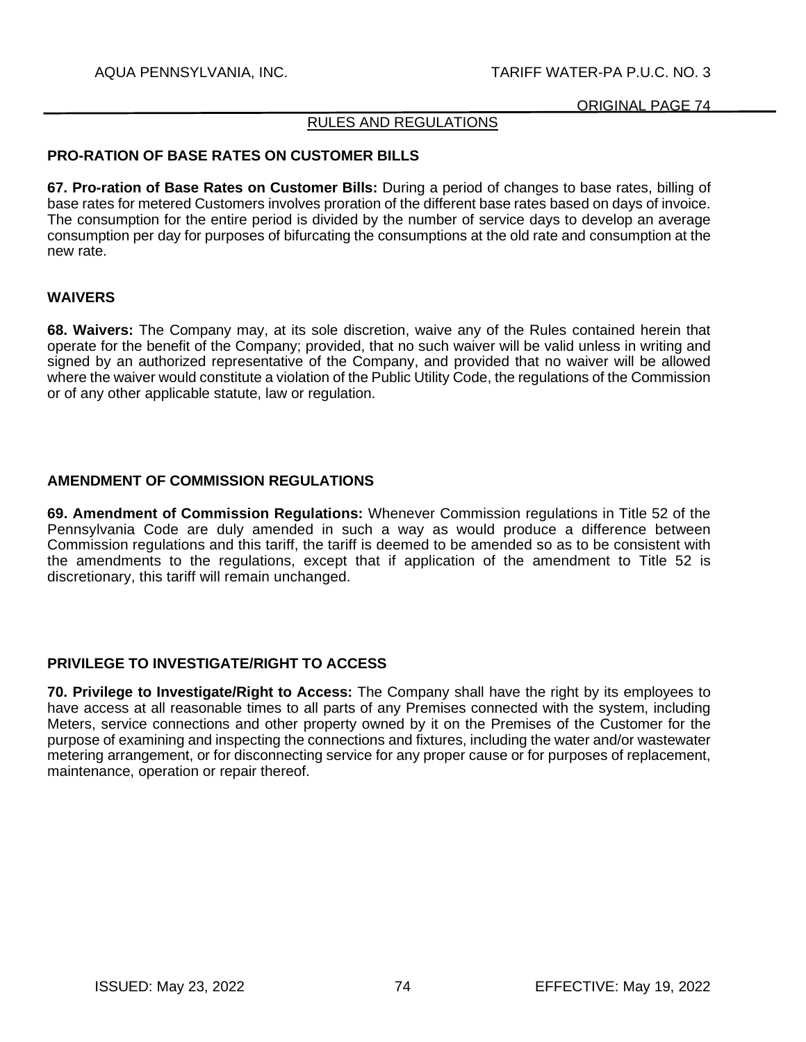## RULES AND REGULATIONS

### PRO-RATION OF BASE RATES ON CUSTOMER BILLS

**67. Pro-ration of Base Rates on Customer Bills:** During a period of changes to base rates, billing of base rates for metered Customers involves proration of the different base rates based on days of invoice. The consumption for the entire period is divided by the number of service days to develop an average consumption per day for purposes of bifurcating the consumptions at the old rate and consumption at the new rate.

### WAIVERS

**68. Waivers:** The Company may, at its sole discretion, waive any of the Rules contained herein that operate for the benefit of the Company; provided, that no such waiver will be valid unless in writing and signed by an authorized representative of the Company, and provided that no waiver will be allowed where the waiver would constitute a violation of the Public Utility Code, the regulations of the Commission or of any other applicable statute, law or regulation.

### AMENDMENT OF COMMISSION REGULATIONS

**69. Amendment of Commission Regulations:** Whenever Commission regulations in Title 52 of the Pennsylvania Code are duly amended in such a way as would produce a difference between Commission regulations and this tariff, the tariff is deemed to be amended so as to be consistent with the amendments to the regulations, except that if application of the amendment to Title 52 is discretionary, this tariff will remain unchanged.

### PRIVILEGE TO INVESTIGATE/RIGHT TO ACCESS

**70. Privilege to Investigate/Right to Access:** The Company shall have the right by its employees to have access at all reasonable times to all parts of any Premises connected with the system, including Meters, service connections and other property owned by it on the Premises of the Customer for the purpose of examining and inspecting the connections and fixtures, including the water and/or wastewater metering arrangement, or for disconnecting service for any proper cause or for purposes of replacement, maintenance, operation or repair thereof.

ISSUED: May 23, 2022 EFFECTIVE: May 19, 2022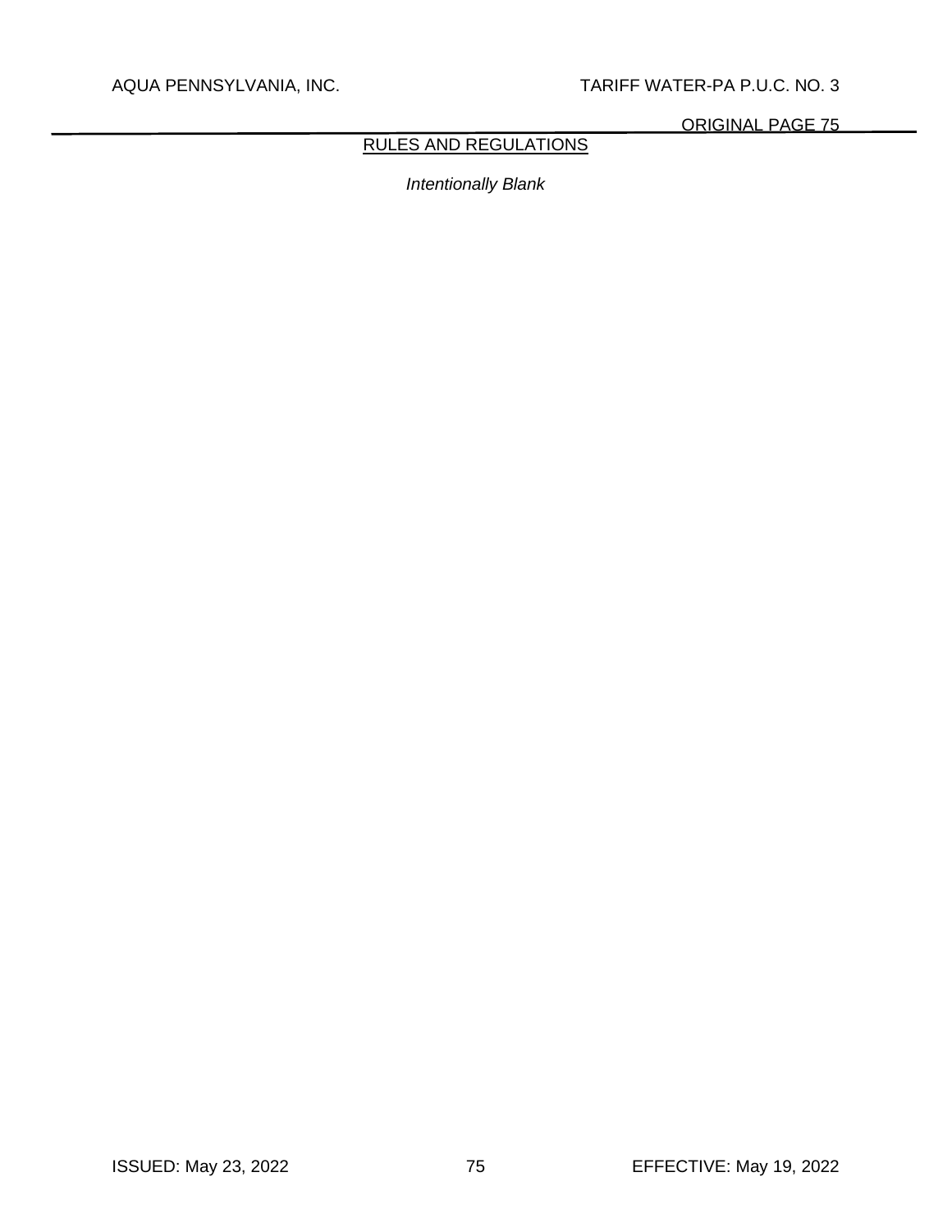## RULES AND REGULATIONS

*Intentionally Blank*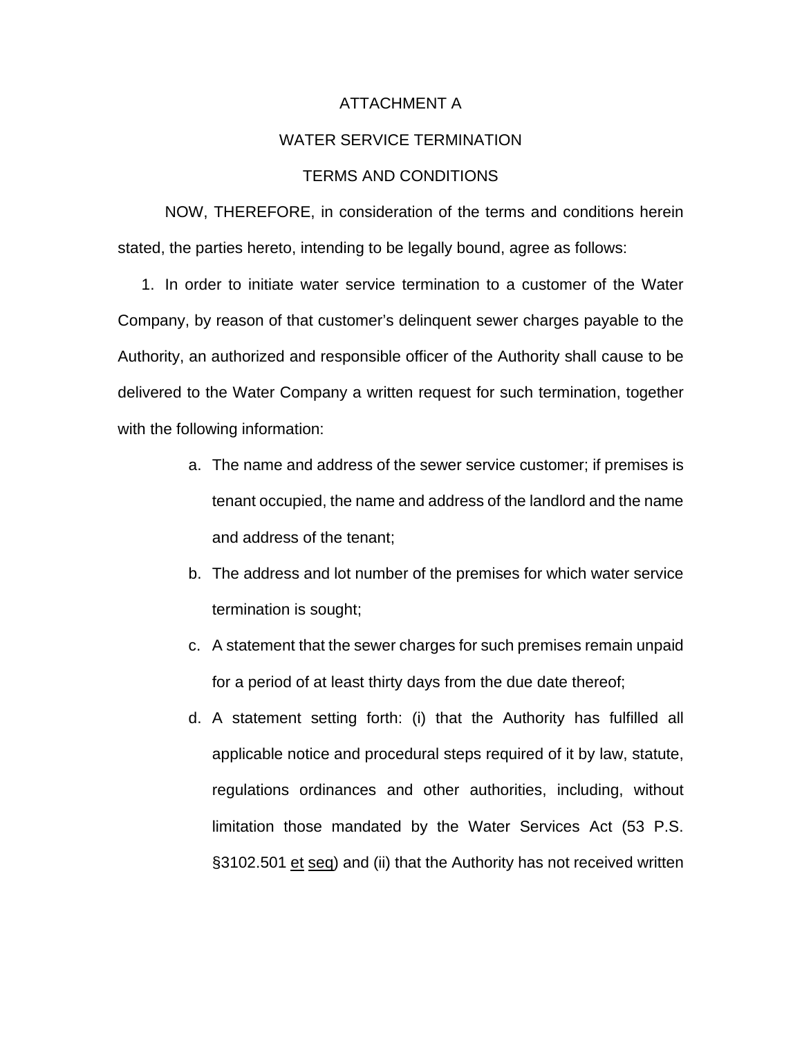# ATTACHMENT A

## WATER SERVICE TERMINATION

## TERMS AND CONDITIONS

NOW, THEREFORE, in consideration of the terms and conditions herein stated, the parties hereto, intending to be legally bound, agree as follows:

1. In order to initiate water service termination to a customer of the Water Company, by reason of that customer's delinquent sewer charges payable to the Authority, an authorized and responsible officer of the Authority shall cause to be delivered to the Water Company a written request for such termination, together with the following information:

    a. The name and address of the sewer service customer; if premises is tenant occupied, the name and address of the landlord and the name and address of the tenant;

    b. The address and lot number of the premises for which water service termination is sought;

    c. A statement that the sewer charges for such premises remain unpaid for a period of at least thirty days from the due date thereof;

    d. A statement setting forth: (i) that the Authority has fulfilled all applicable notice and procedural steps required of it by law, statute, regulations ordinances and other authorities, including, without limitation those mandated by the Water Services Act (53 P.S. §3102.501 et seq) and (ii) that the Authority has not received written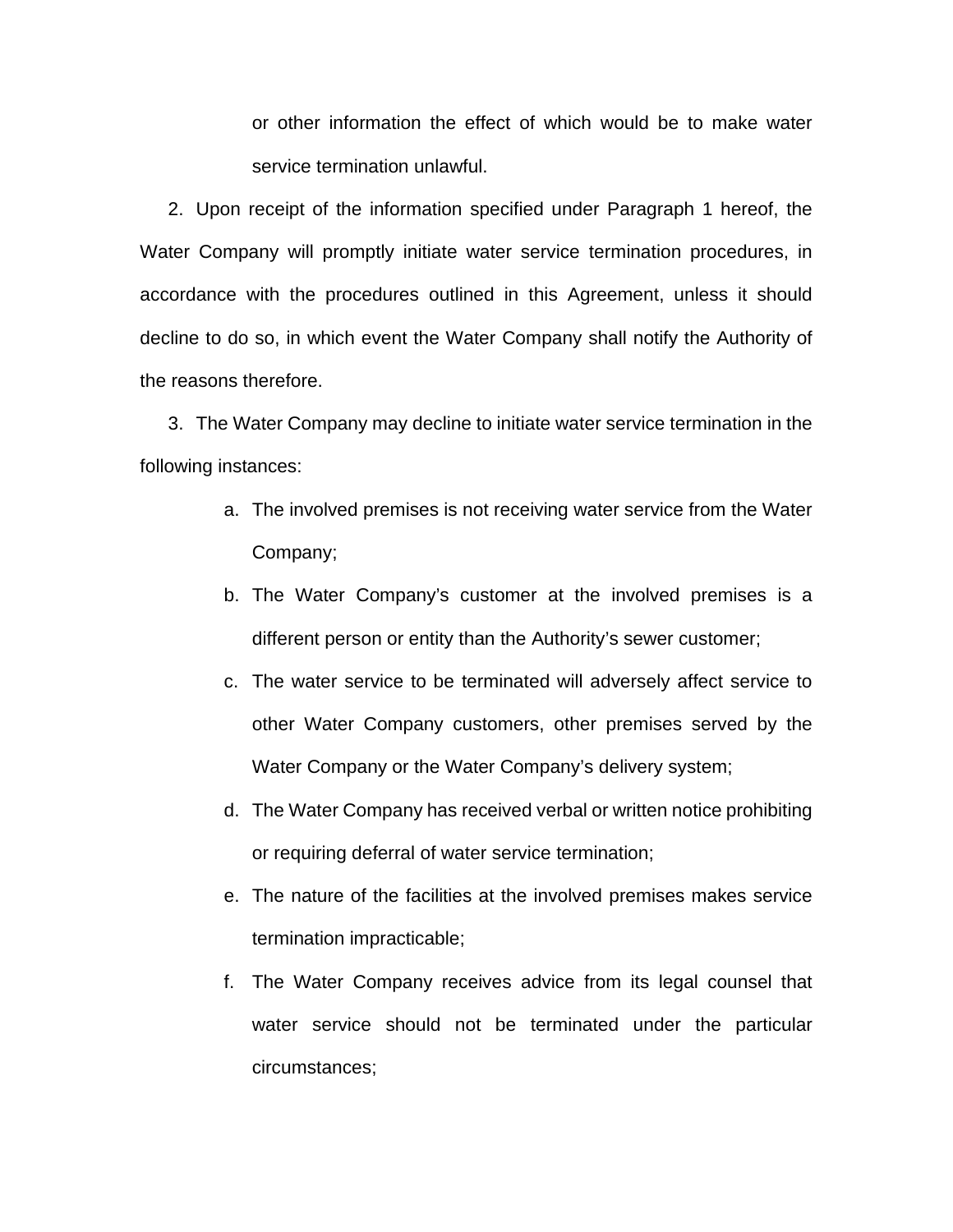or other information the effect of which would be to make water service termination unlawful.

2. Upon receipt of the information specified under Paragraph 1 hereof, the Water Company will promptly initiate water service termination procedures, in accordance with the procedures outlined in this Agreement, unless it should decline to do so, in which event the Water Company shall notify the Authority of the reasons therefore.

3. The Water Company may decline to initiate water service termination in the following instances:

   a. The involved premises is not receiving water service from the Water Company;

   b. The Water Company's customer at the involved premises is a different person or entity than the Authority's sewer customer;

   c. The water service to be terminated will adversely affect service to other Water Company customers, other premises served by the Water Company or the Water Company's delivery system;

   d. The Water Company has received verbal or written notice prohibiting or requiring deferral of water service termination;

   e. The nature of the facilities at the involved premises makes service termination impracticable;

   f. The Water Company receives advice from its legal counsel that water service should not be terminated under the particular circumstances;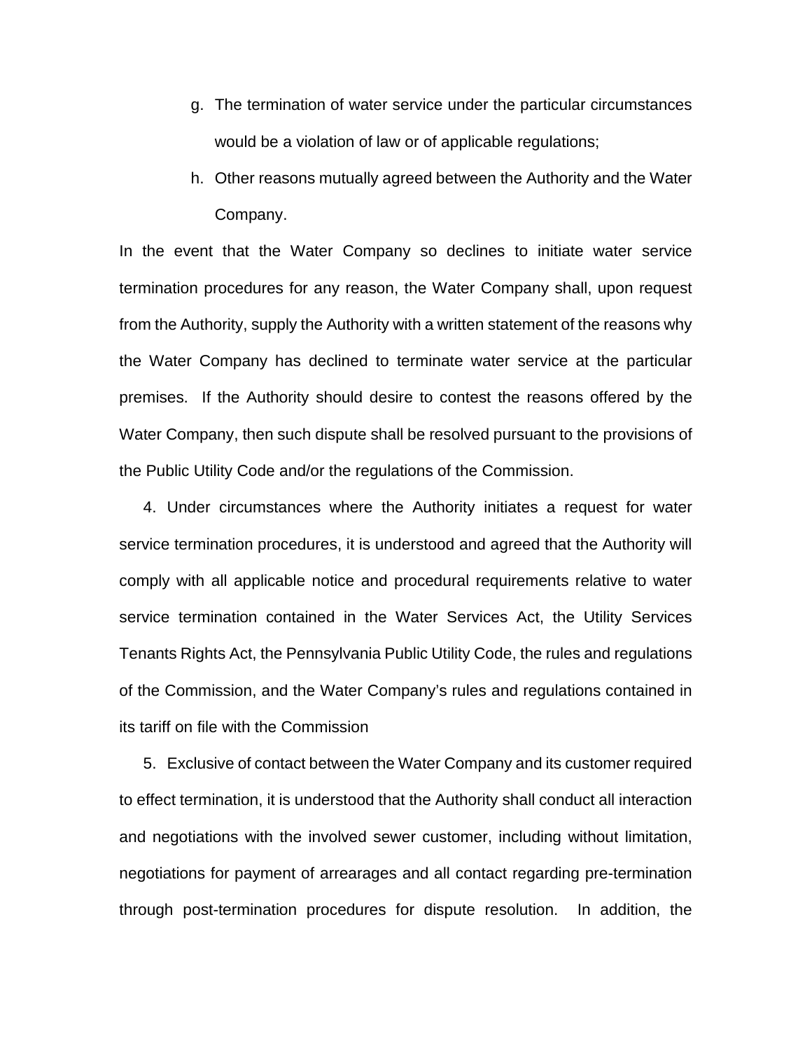g. The termination of water service under the particular circumstances would be a violation of law or of applicable regulations;

h. Other reasons mutually agreed between the Authority and the Water Company.

In the event that the Water Company so declines to initiate water service termination procedures for any reason, the Water Company shall, upon request from the Authority, supply the Authority with a written statement of the reasons why the Water Company has declined to terminate water service at the particular premises. If the Authority should desire to contest the reasons offered by the Water Company, then such dispute shall be resolved pursuant to the provisions of the Public Utility Code and/or the regulations of the Commission.

4. Under circumstances where the Authority initiates a request for water service termination procedures, it is understood and agreed that the Authority will comply with all applicable notice and procedural requirements relative to water service termination contained in the Water Services Act, the Utility Services Tenants Rights Act, the Pennsylvania Public Utility Code, the rules and regulations of the Commission, and the Water Company's rules and regulations contained in its tariff on file with the Commission

5. Exclusive of contact between the Water Company and its customer required to effect termination, it is understood that the Authority shall conduct all interaction and negotiations with the involved sewer customer, including without limitation, negotiations for payment of arrearages and all contact regarding pre-termination through post-termination procedures for dispute resolution. In addition, the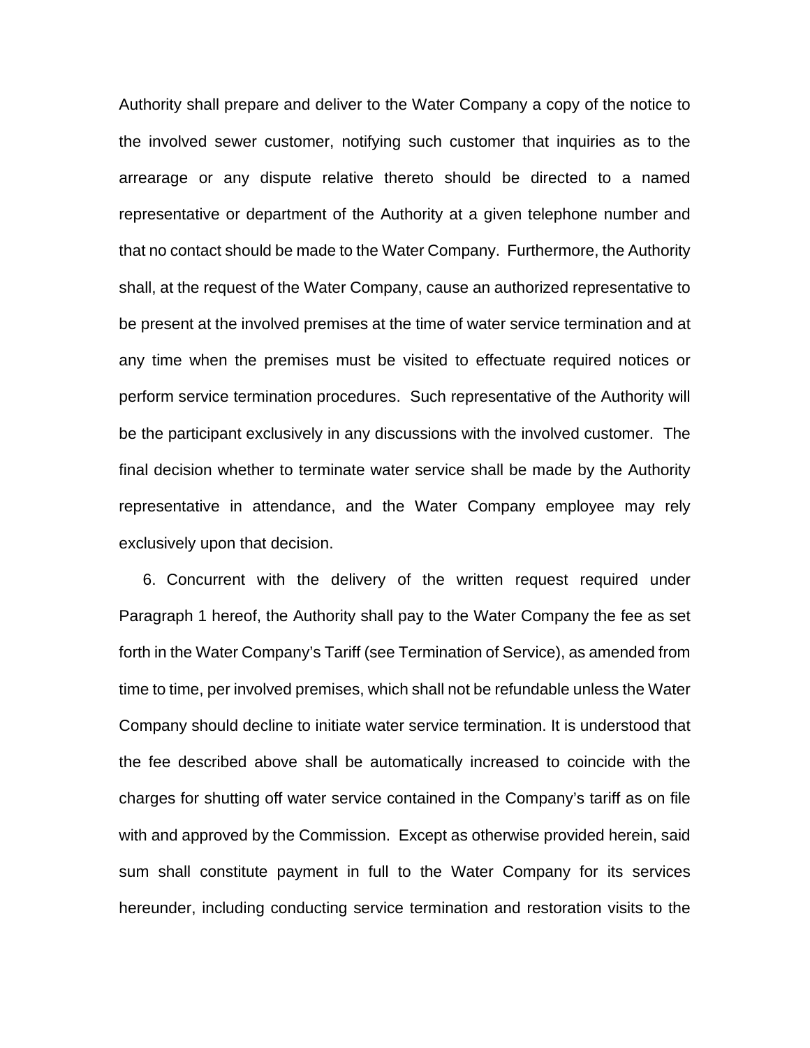Authority shall prepare and deliver to the Water Company a copy of the notice to the involved sewer customer, notifying such customer that inquiries as to the arrearage or any dispute relative thereto should be directed to a named representative or department of the Authority at a given telephone number and that no contact should be made to the Water Company. Furthermore, the Authority shall, at the request of the Water Company, cause an authorized representative to be present at the involved premises at the time of water service termination and at any time when the premises must be visited to effectuate required notices or perform service termination procedures. Such representative of the Authority will be the participant exclusively in any discussions with the involved customer. The final decision whether to terminate water service shall be made by the Authority representative in attendance, and the Water Company employee may rely exclusively upon that decision.

6. Concurrent with the delivery of the written request required under Paragraph 1 hereof, the Authority shall pay to the Water Company the fee as set forth in the Water Company's Tariff (see Termination of Service), as amended from time to time, per involved premises, which shall not be refundable unless the Water Company should decline to initiate water service termination. It is understood that the fee described above shall be automatically increased to coincide with the charges for shutting off water service contained in the Company's tariff as on file with and approved by the Commission. Except as otherwise provided herein, said sum shall constitute payment in full to the Water Company for its services hereunder, including conducting service termination and restoration visits to the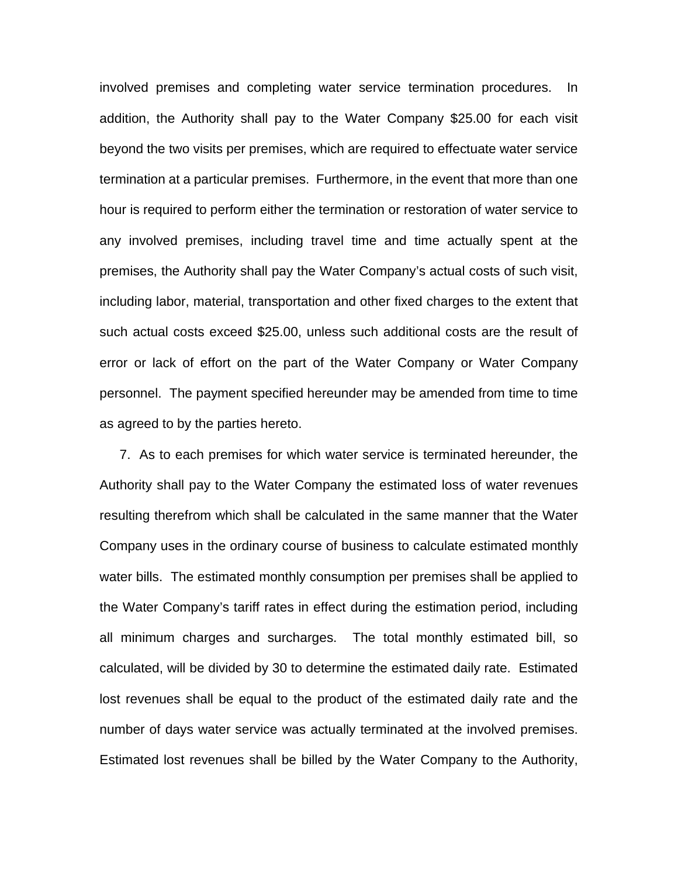involved premises and completing water service termination procedures. In addition, the Authority shall pay to the Water Company $25.00 for each visit beyond the two visits per premises, which are required to effectuate water service termination at a particular premises. Furthermore, in the event that more than one hour is required to perform either the termination or restoration of water service to any involved premises, including travel time and time actually spent at the premises, the Authority shall pay the Water Company's actual costs of such visit, including labor, material, transportation and other fixed charges to the extent that such actual costs exceed $25.00, unless such additional costs are the result of error or lack of effort on the part of the Water Company or Water Company personnel. The payment specified hereunder may be amended from time to time as agreed to by the parties hereto.

7. As to each premises for which water service is terminated hereunder, the Authority shall pay to the Water Company the estimated loss of water revenues resulting therefrom which shall be calculated in the same manner that the Water Company uses in the ordinary course of business to calculate estimated monthly water bills. The estimated monthly consumption per premises shall be applied to the Water Company's tariff rates in effect during the estimation period, including all minimum charges and surcharges. The total monthly estimated bill, so calculated, will be divided by 30 to determine the estimated daily rate. Estimated lost revenues shall be equal to the product of the estimated daily rate and the number of days water service was actually terminated at the involved premises. Estimated lost revenues shall be billed by the Water Company to the Authority,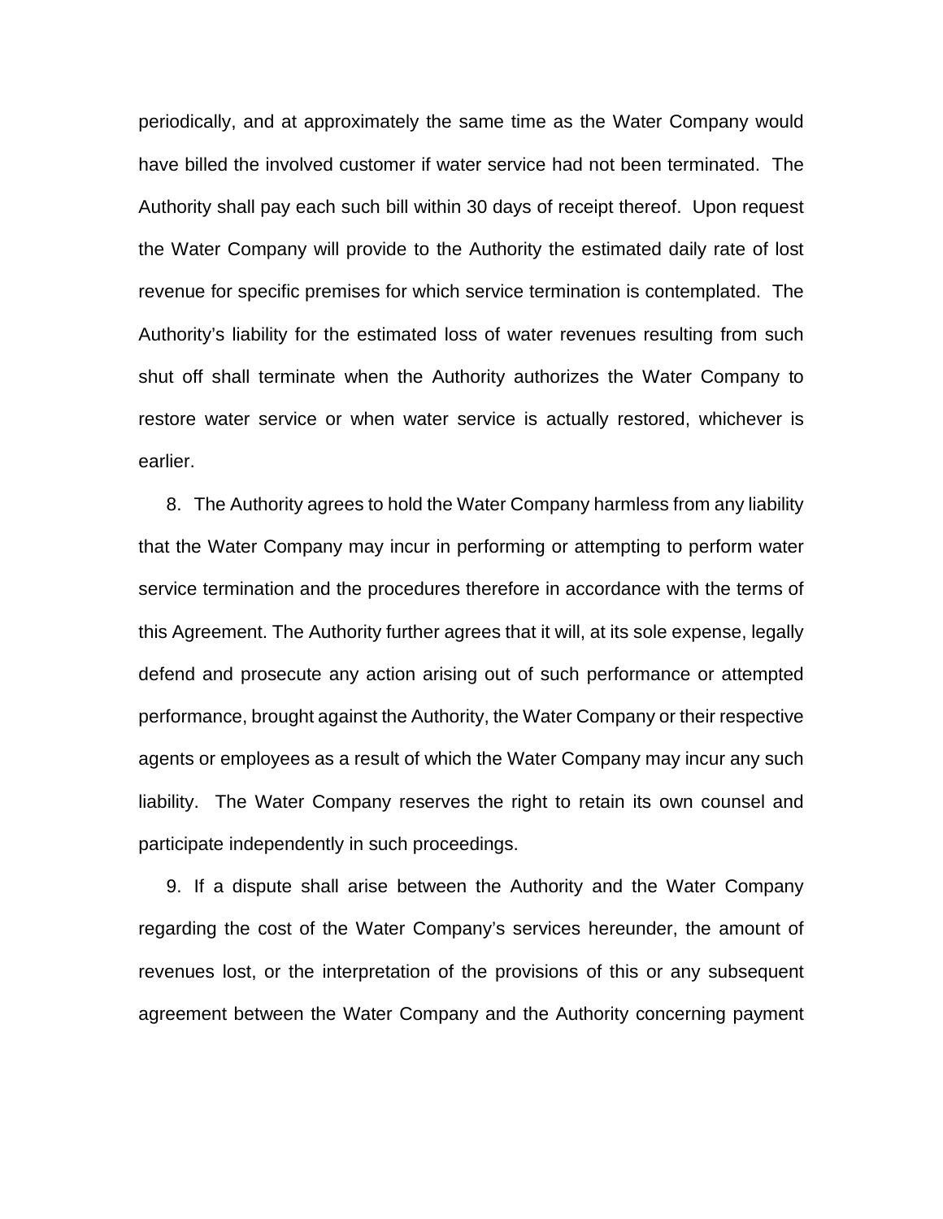periodically, and at approximately the same time as the Water Company would have billed the involved customer if water service had not been terminated. The Authority shall pay each such bill within 30 days of receipt thereof. Upon request the Water Company will provide to the Authority the estimated daily rate of lost revenue for specific premises for which service termination is contemplated. The Authority's liability for the estimated loss of water revenues resulting from such shut off shall terminate when the Authority authorizes the Water Company to restore water service or when water service is actually restored, whichever is earlier.

8. The Authority agrees to hold the Water Company harmless from any liability that the Water Company may incur in performing or attempting to perform water service termination and the procedures therefore in accordance with the terms of this Agreement. The Authority further agrees that it will, at its sole expense, legally defend and prosecute any action arising out of such performance or attempted performance, brought against the Authority, the Water Company or their respective agents or employees as a result of which the Water Company may incur any such liability. The Water Company reserves the right to retain its own counsel and participate independently in such proceedings.

9. If a dispute shall arise between the Authority and the Water Company regarding the cost of the Water Company's services hereunder, the amount of revenues lost, or the interpretation of the provisions of this or any subsequent agreement between the Water Company and the Authority concerning payment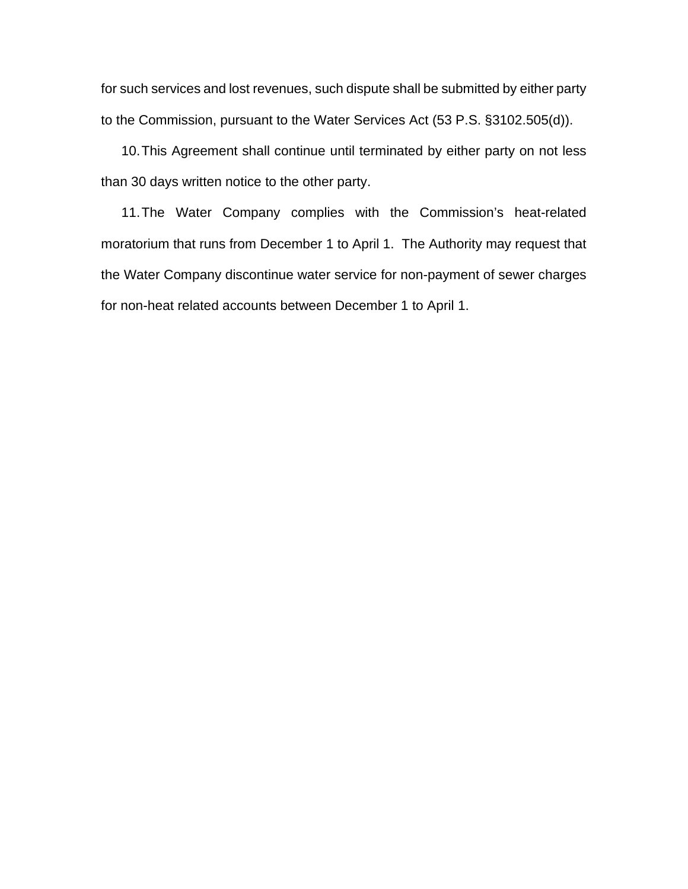for such services and lost revenues, such dispute shall be submitted by either party to the Commission, pursuant to the Water Services Act (53 P.S. §3102.505(d)).

10. This Agreement shall continue until terminated by either party on not less than 30 days written notice to the other party.

11. The Water Company complies with the Commission's heat-related moratorium that runs from December 1 to April 1. The Authority may request that the Water Company discontinue water service for non-payment of sewer charges for non-heat related accounts between December 1 to April 1.